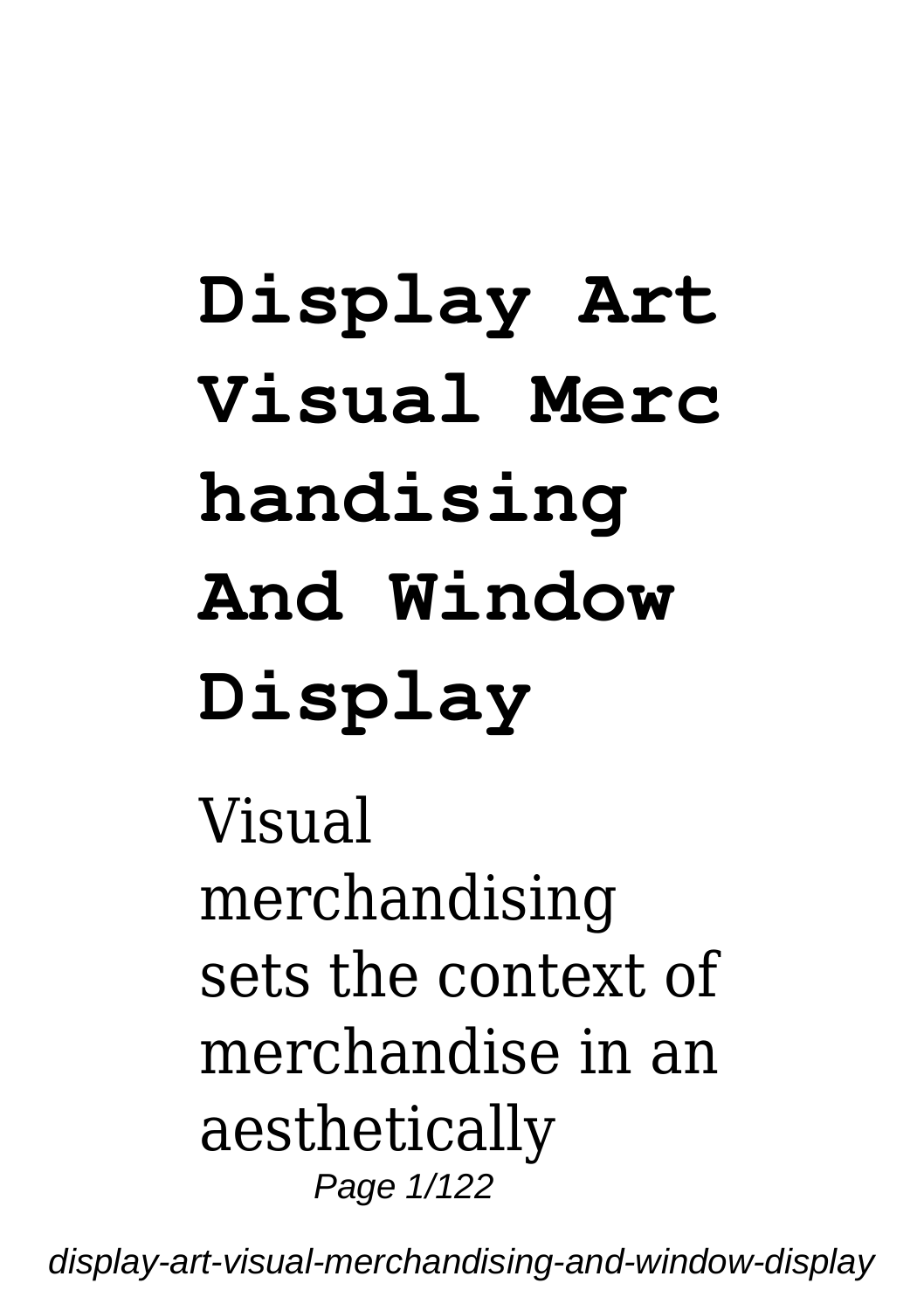# Display Art Visual Merchandising And Window Display

Visual merchandising sets the context of merchandise in an aesthetically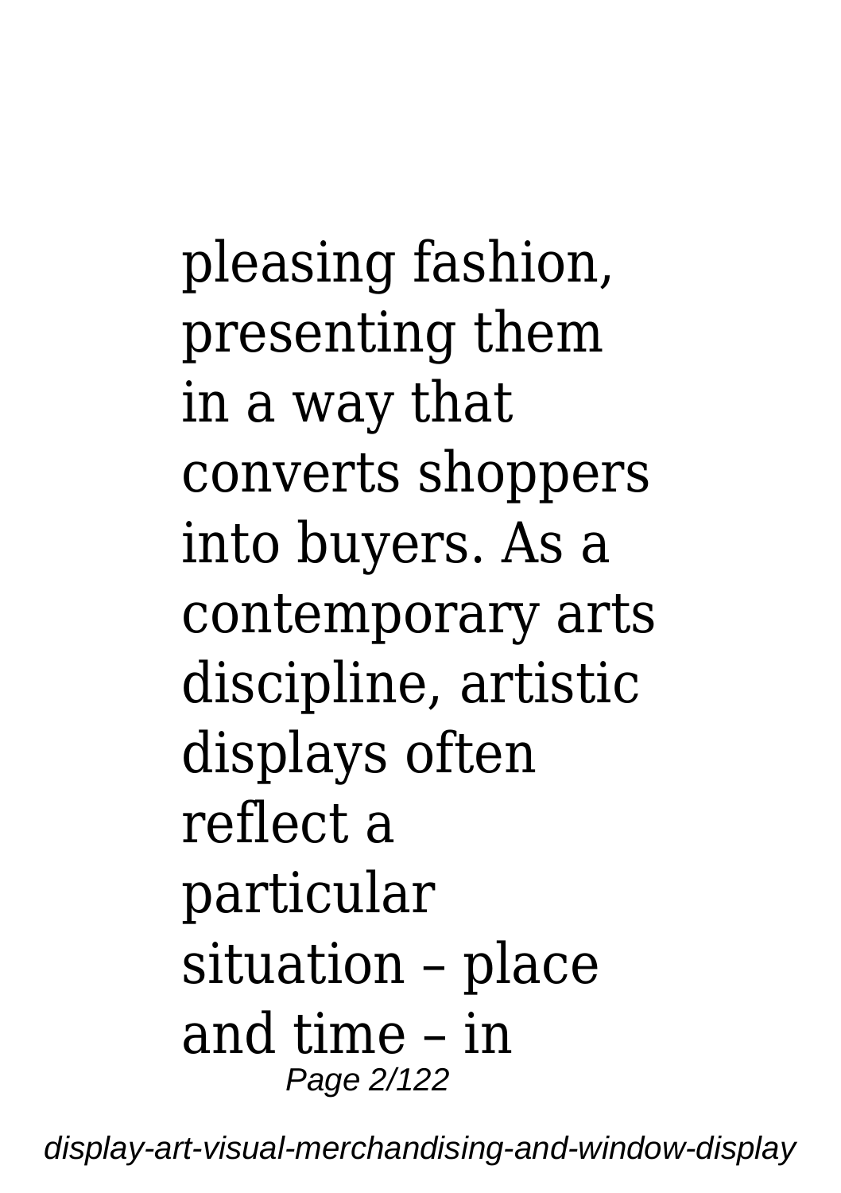pleasing fashion, presenting them in a way that converts shoppers into buyers. As a contemporary arts discipline, artistic displays often reflect a particular situation – place and time – in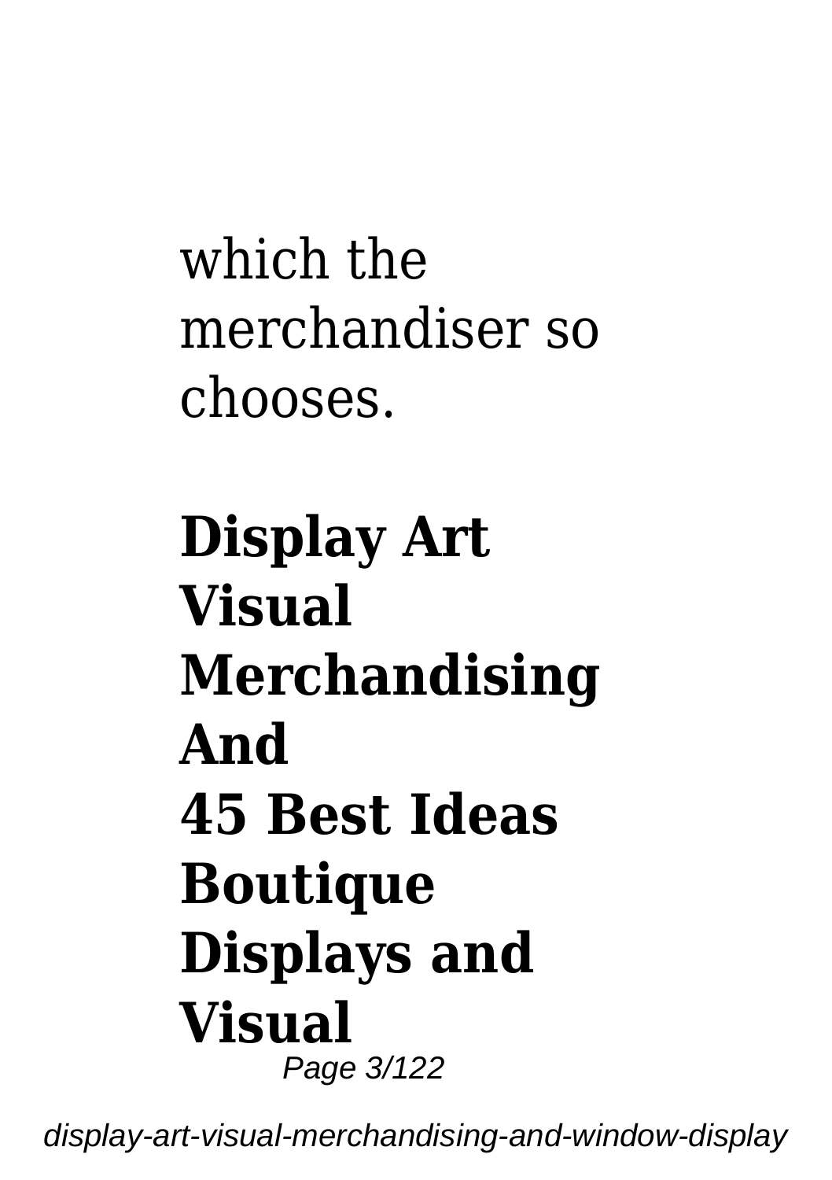which the merchandiser so chooses.

**Display Art Visual Merchandising And**

**45 Best Ideas Boutique Displays and Visual**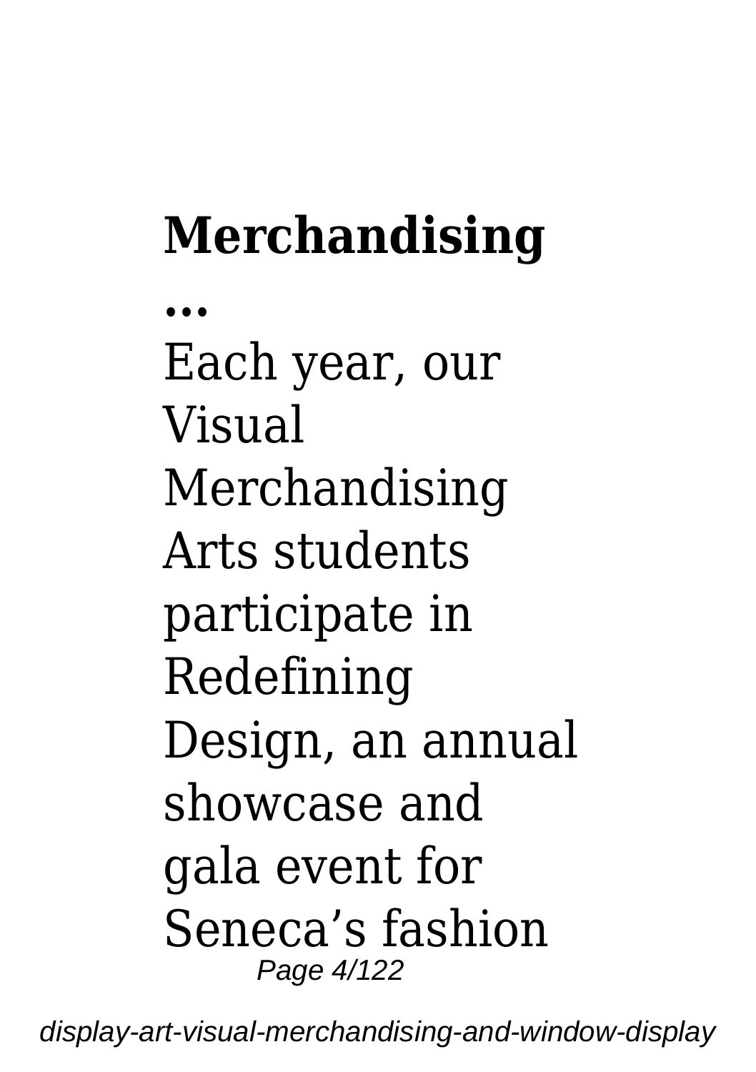**Merchandising ...**

Each year, our Visual Merchandising Arts students participate in Redefining Design, an annual showcase and gala event for Seneca's fashion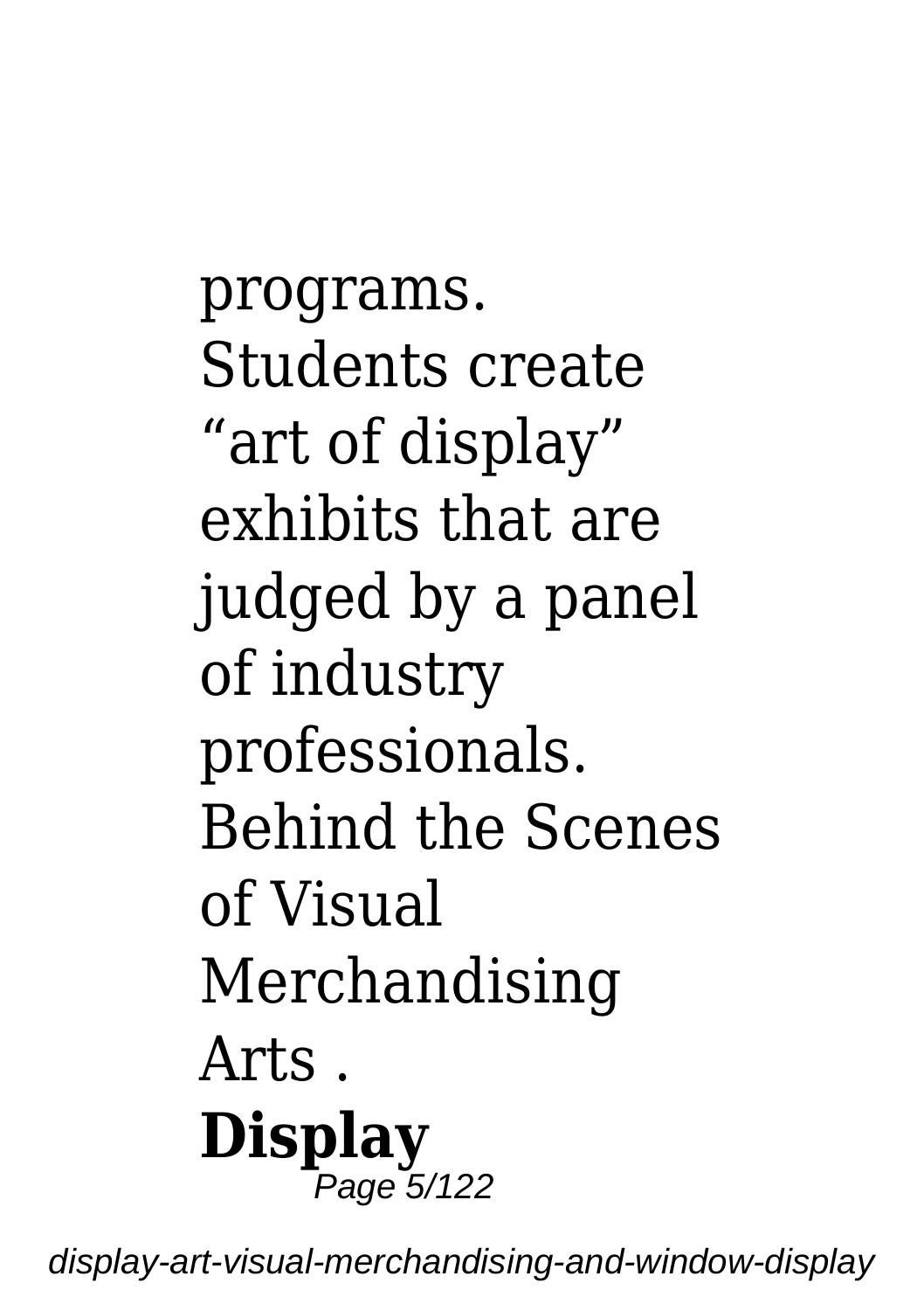programs. Students create "art of display" exhibits that are judged by a panel of industry professionals. Behind the Scenes of Visual Merchandising Arts .

**Display**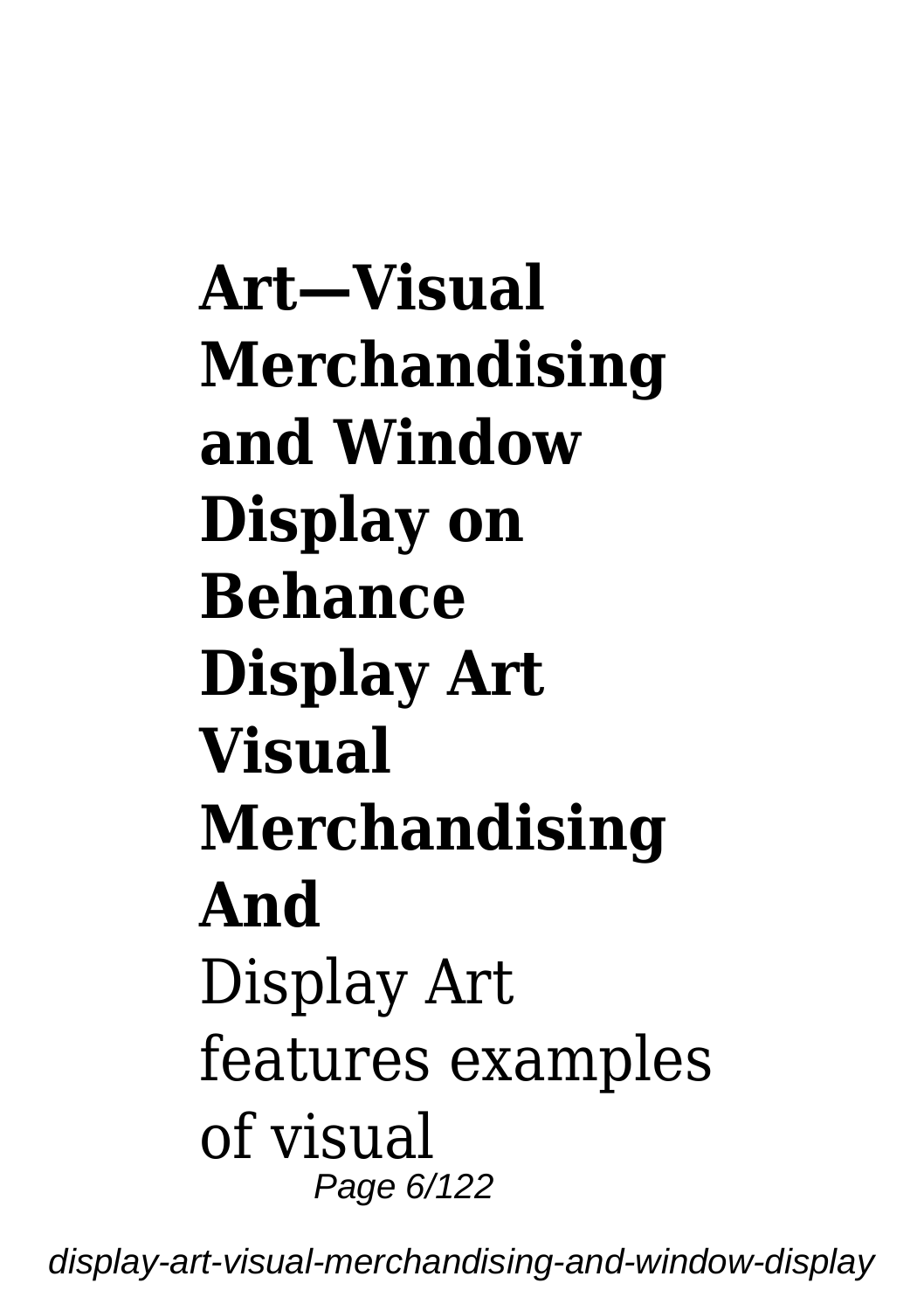**Art—Visual Merchandising and Window Display on Behance**

**Display Art Visual Merchandising And**

Display Art features examples of visual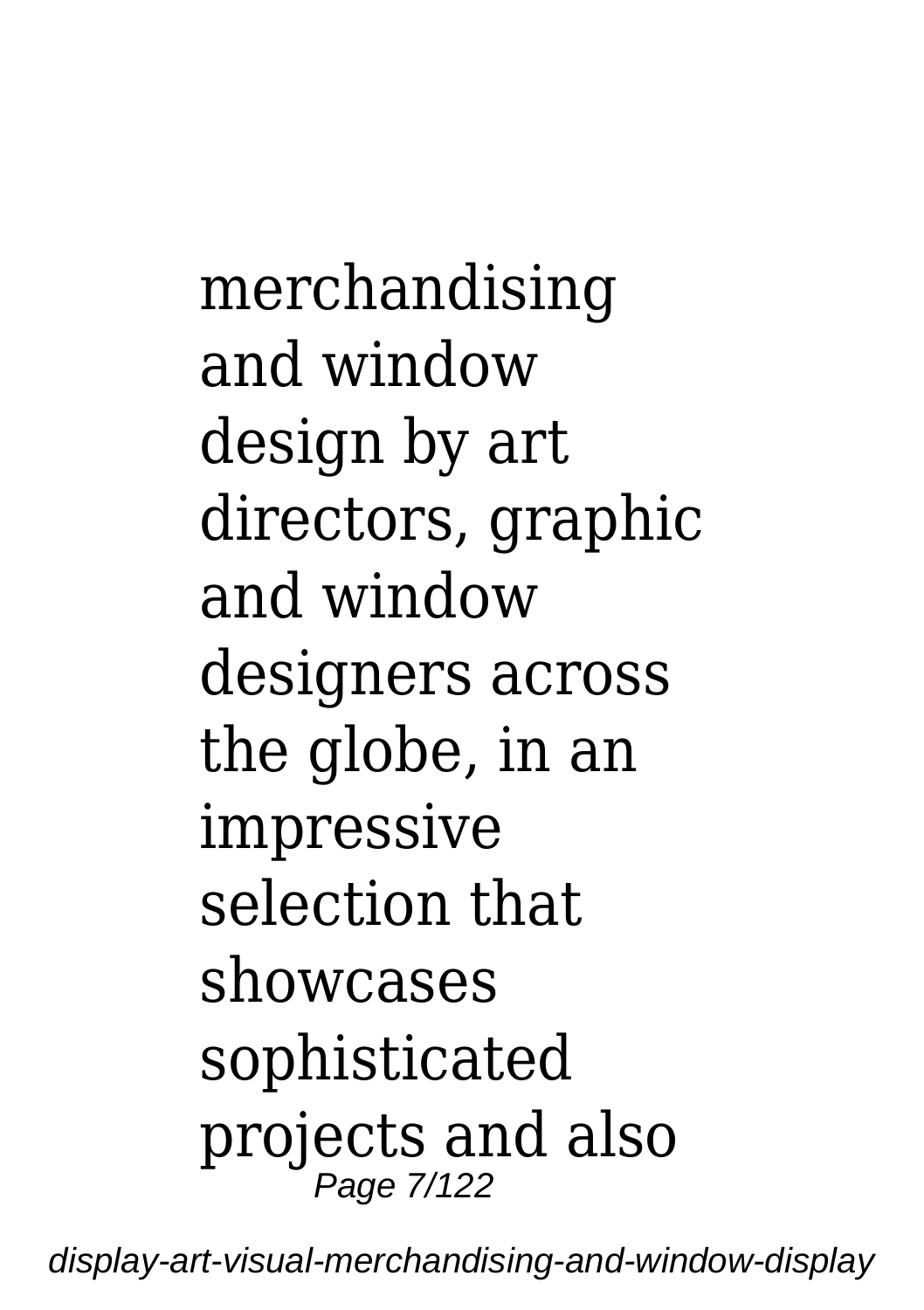merchandising and window design by art directors, graphic and window designers across the globe, in an impressive selection that showcases sophisticated projects and also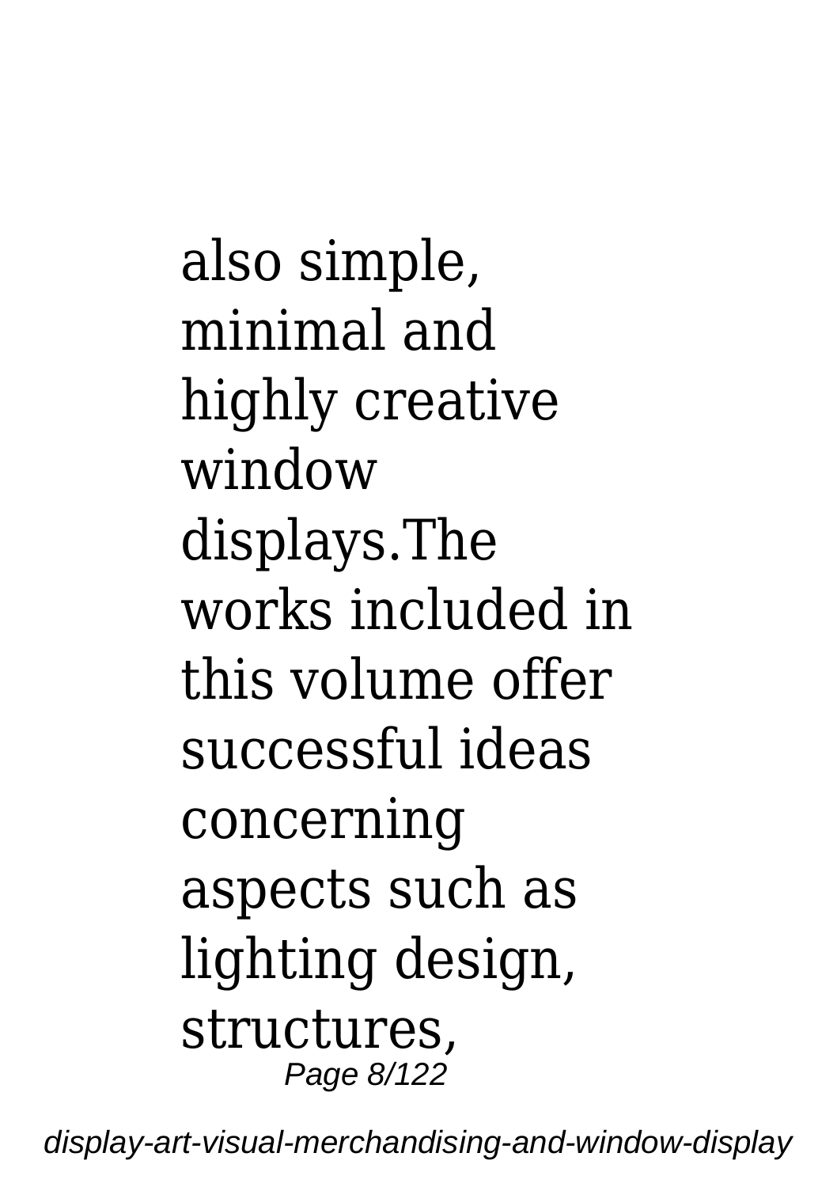also simple, minimal and highly creative window displays.The works included in this volume offer successful ideas concerning aspects such as lighting design, structures,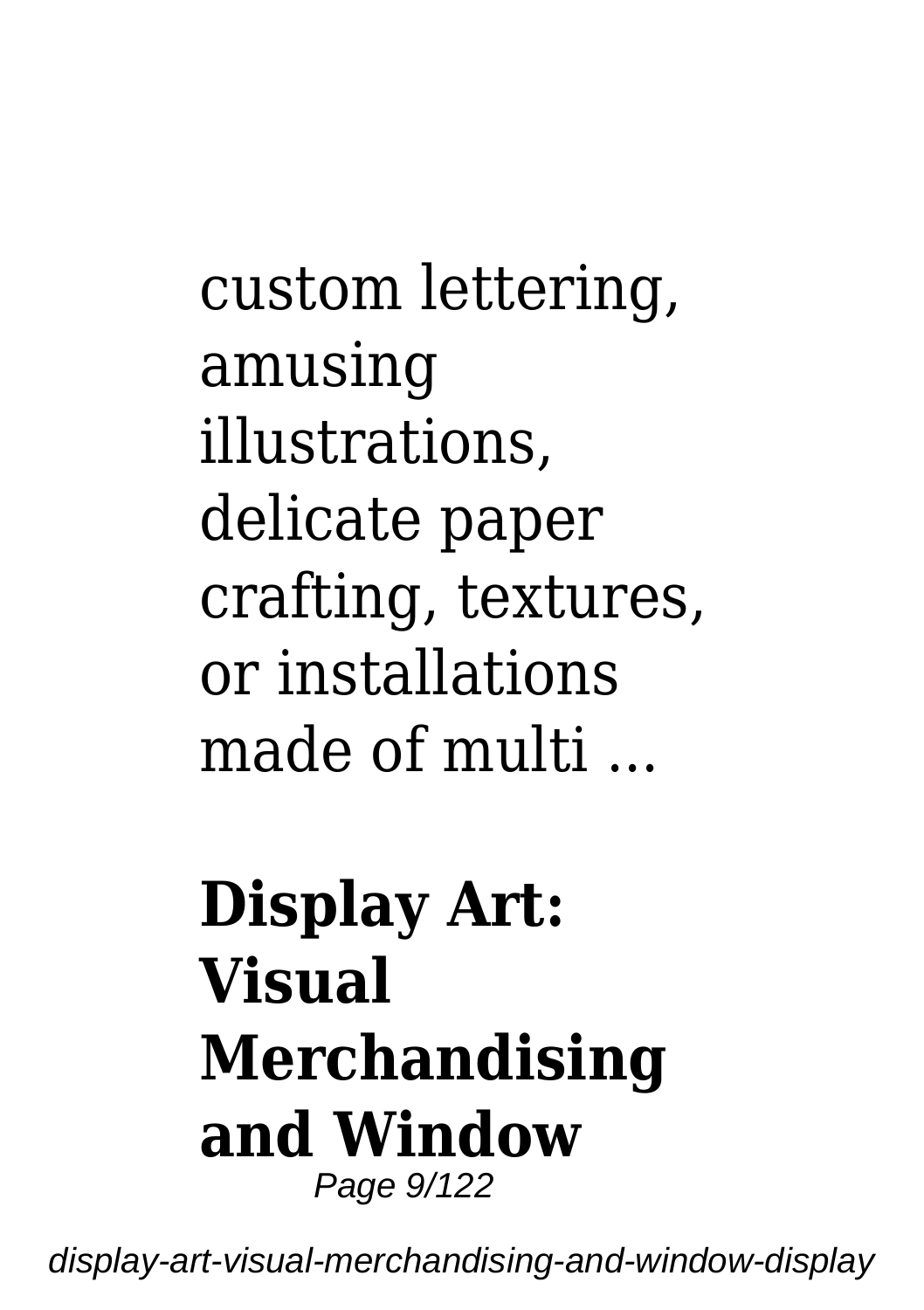custom lettering, amusing illustrations, delicate paper crafting, textures, or installations made of multi ...

## Display Art: Visual Merchandising and Window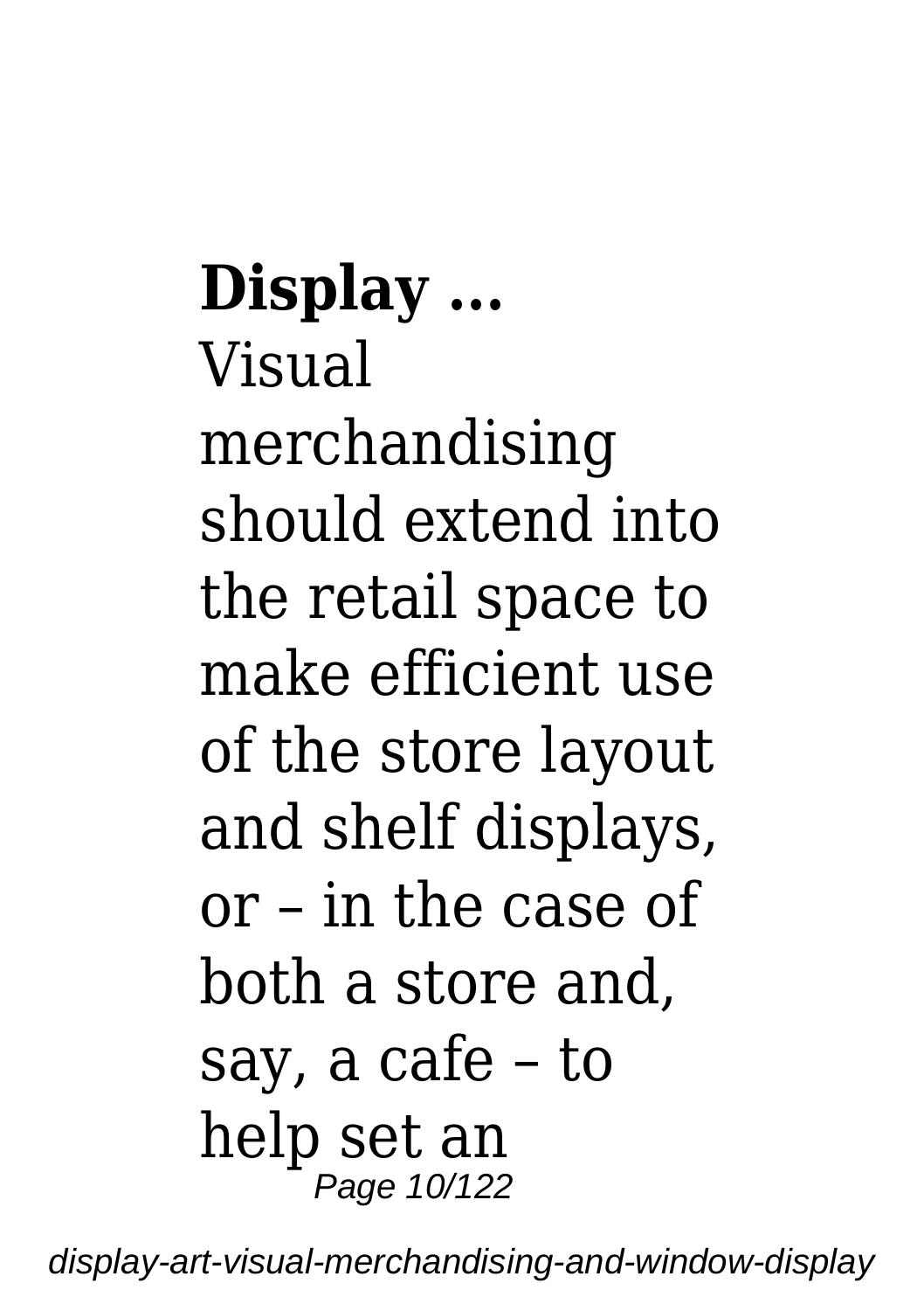**Display ...**

Visual merchandising should extend into the retail space to make efficient use of the store layout and shelf displays, or – in the case of both a store and, say, a cafe – to help set an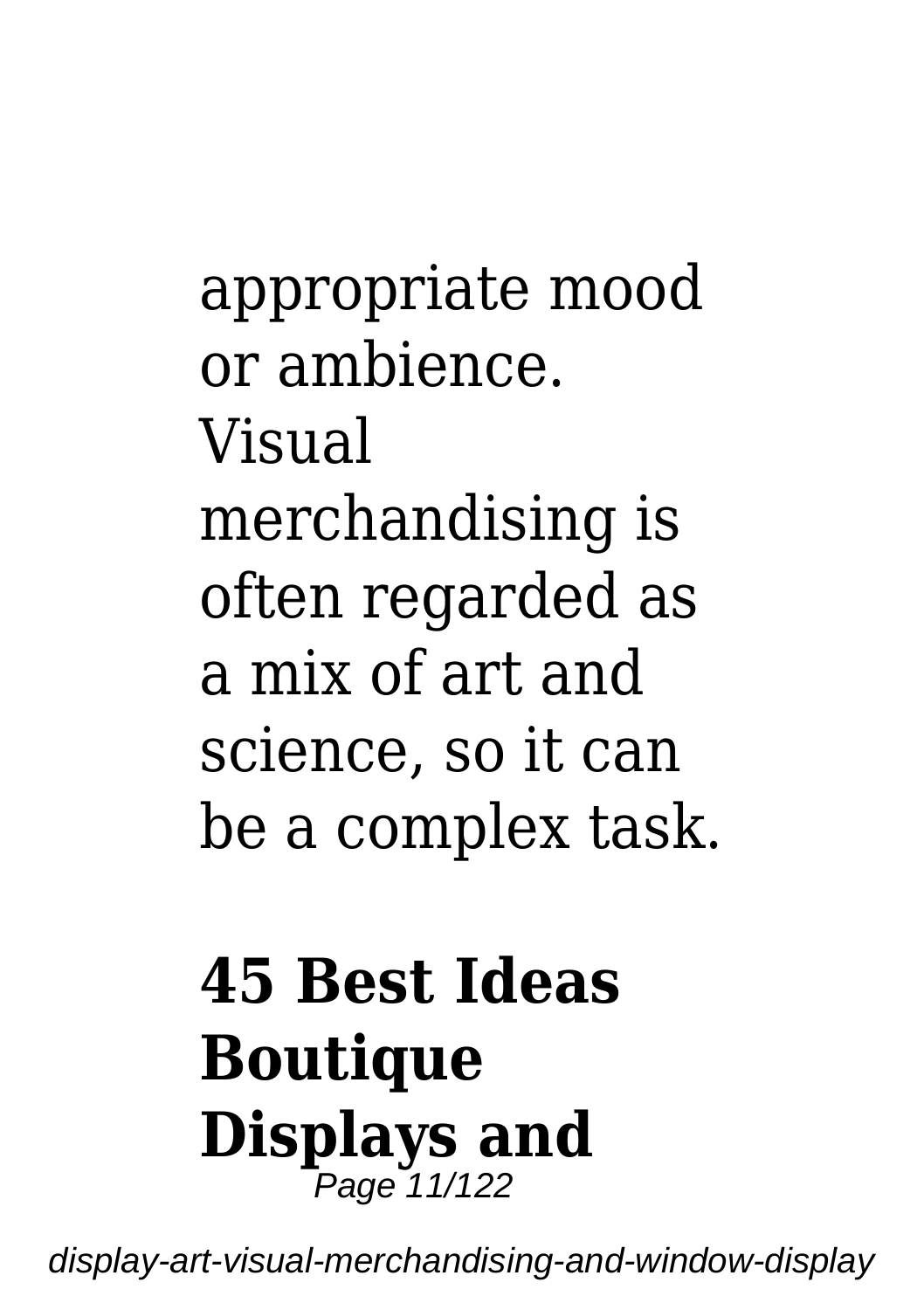appropriate mood or ambience. Visual merchandising is often regarded as a mix of art and science, so it can be a complex task.

## 45 Best Ideas Boutique Displays and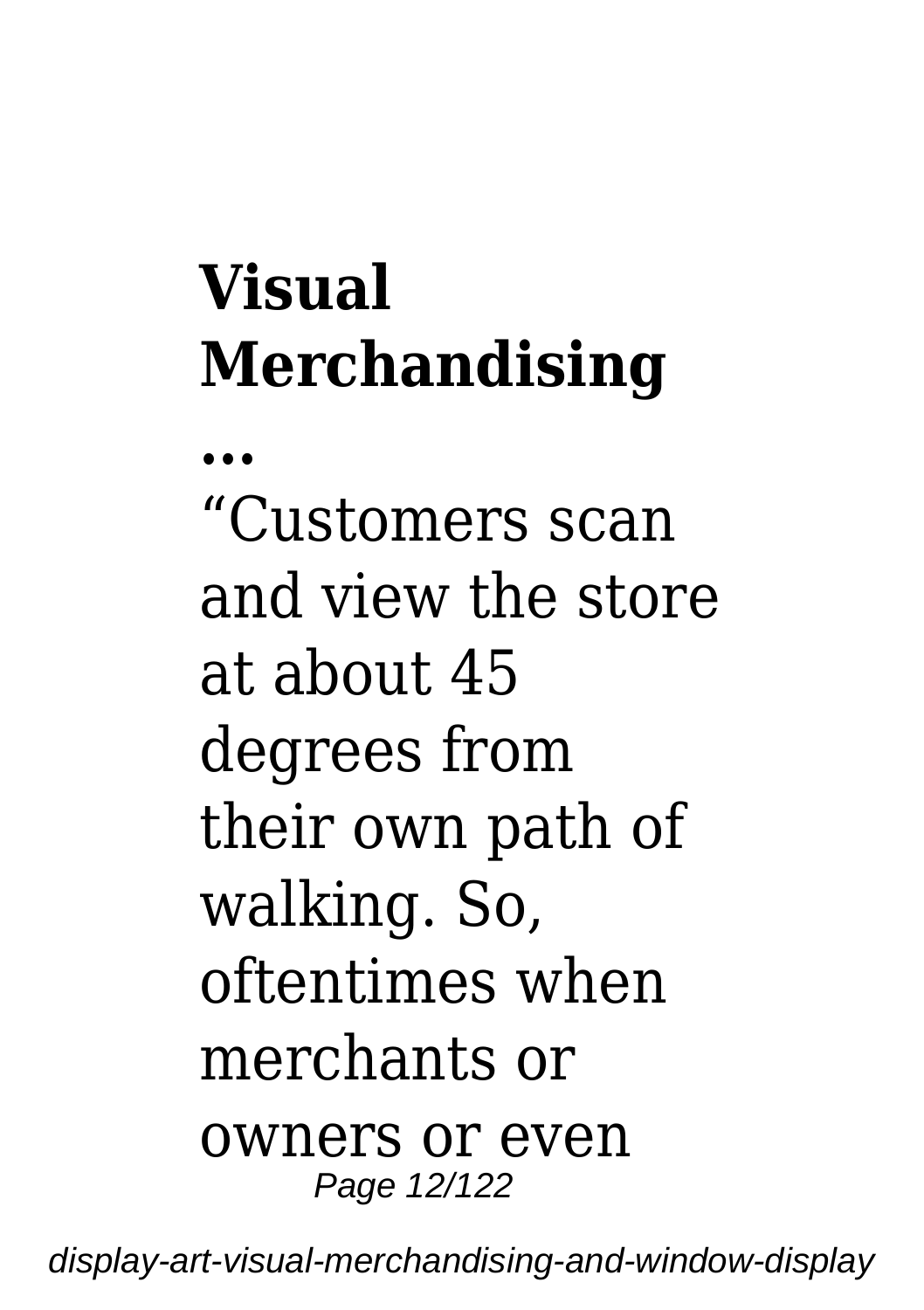## Visual Merchandising ...

"Customers scan and view the store at about 45 degrees from their own path of walking. So, oftentimes when merchants or owners or even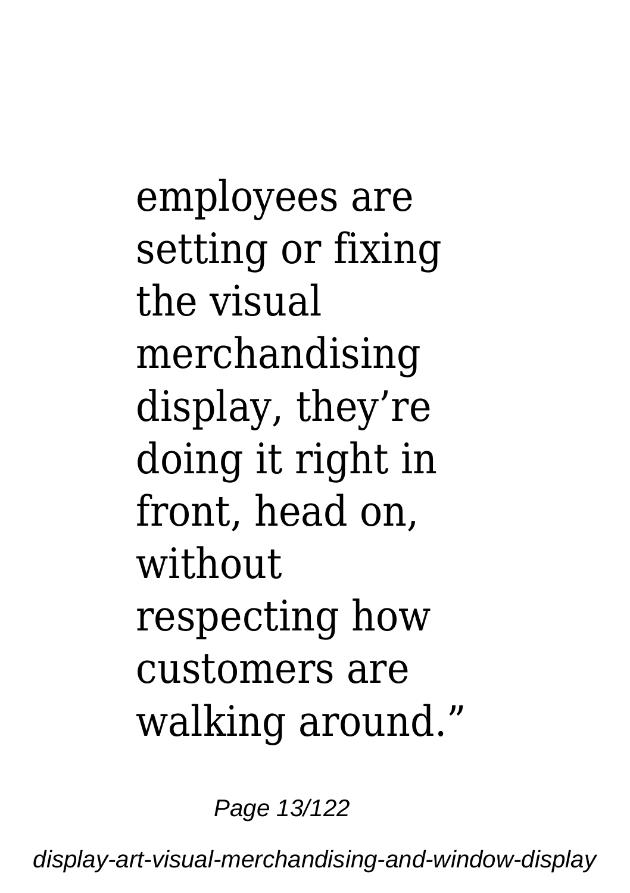employees are setting or fixing the visual merchandising display, they’re doing it right in front, head on, without respecting how customers are walking around.”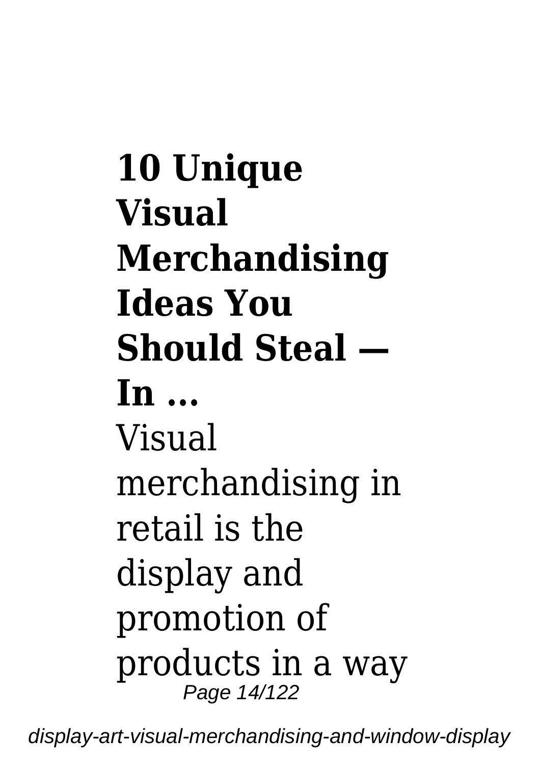**10 Unique Visual Merchandising Ideas You Should Steal — In ...**

Visual merchandising in retail is the display and promotion of products in a way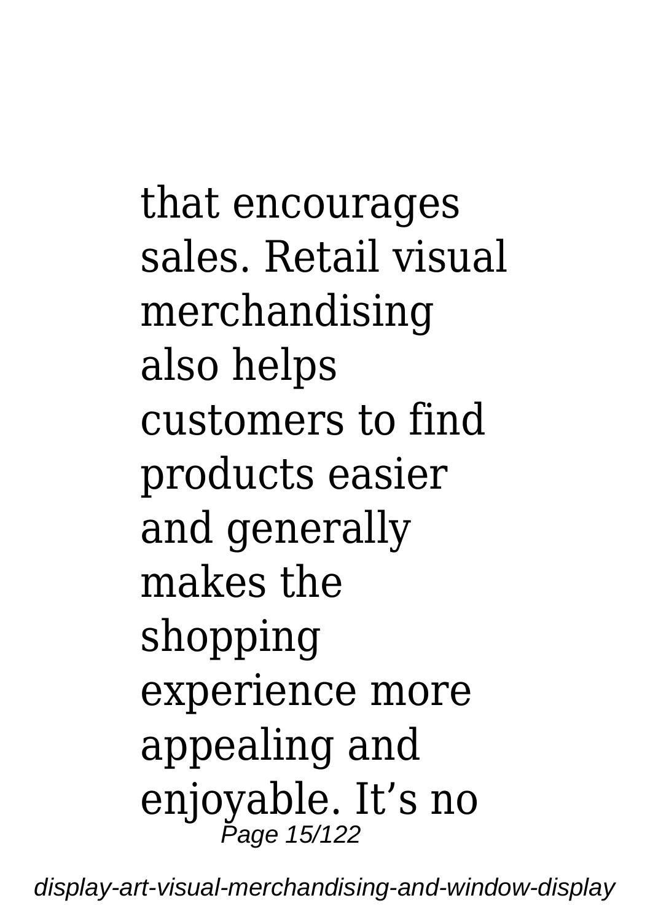that encourages sales. Retail visual merchandising also helps customers to find products easier and generally makes the shopping experience more appealing and enjoyable. It’s no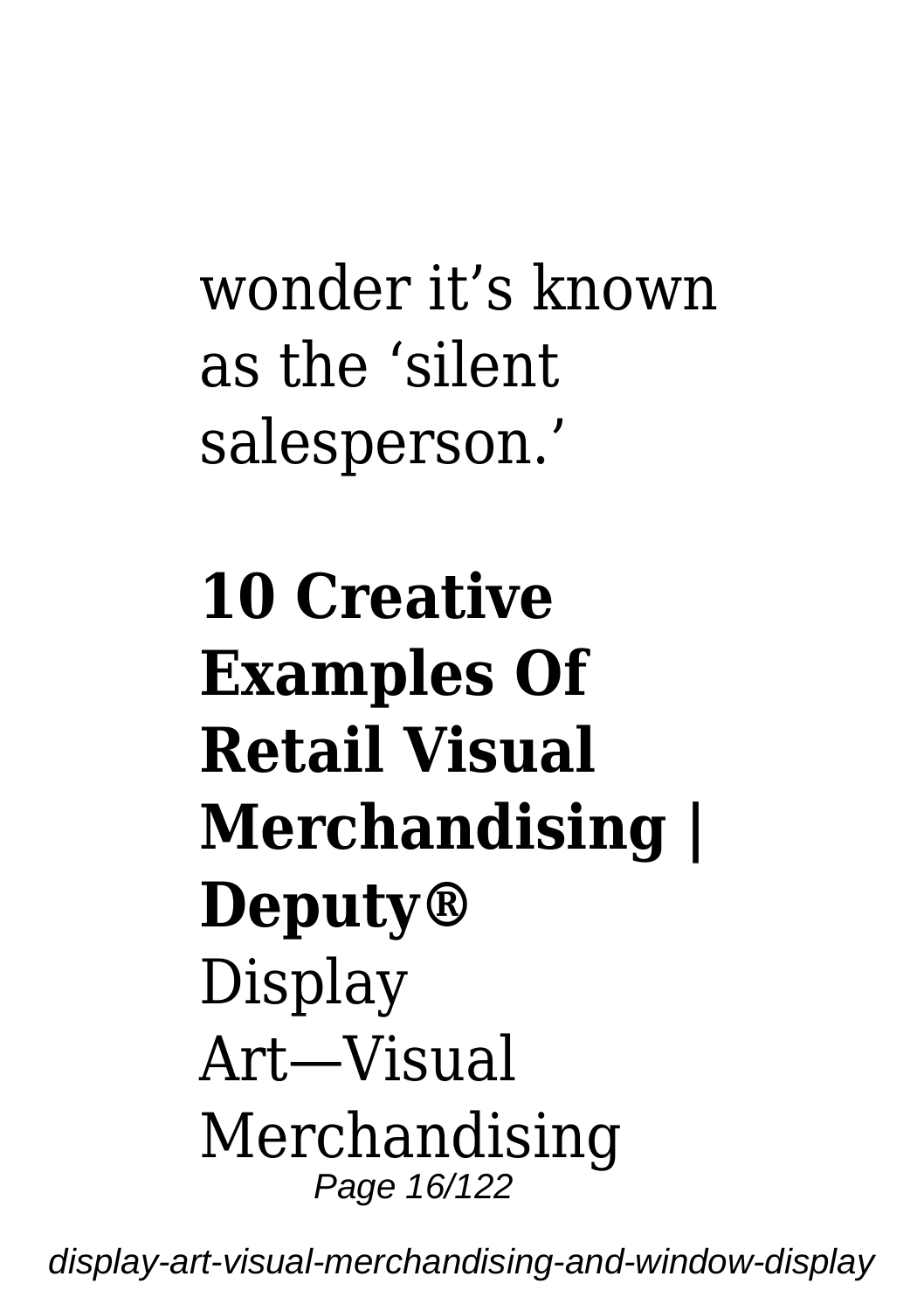wonder it’s known as the ‘silent salesperson.’

**10 Creative Examples Of Retail Visual Merchandising | Deputy®**

Display Art—Visual Merchandising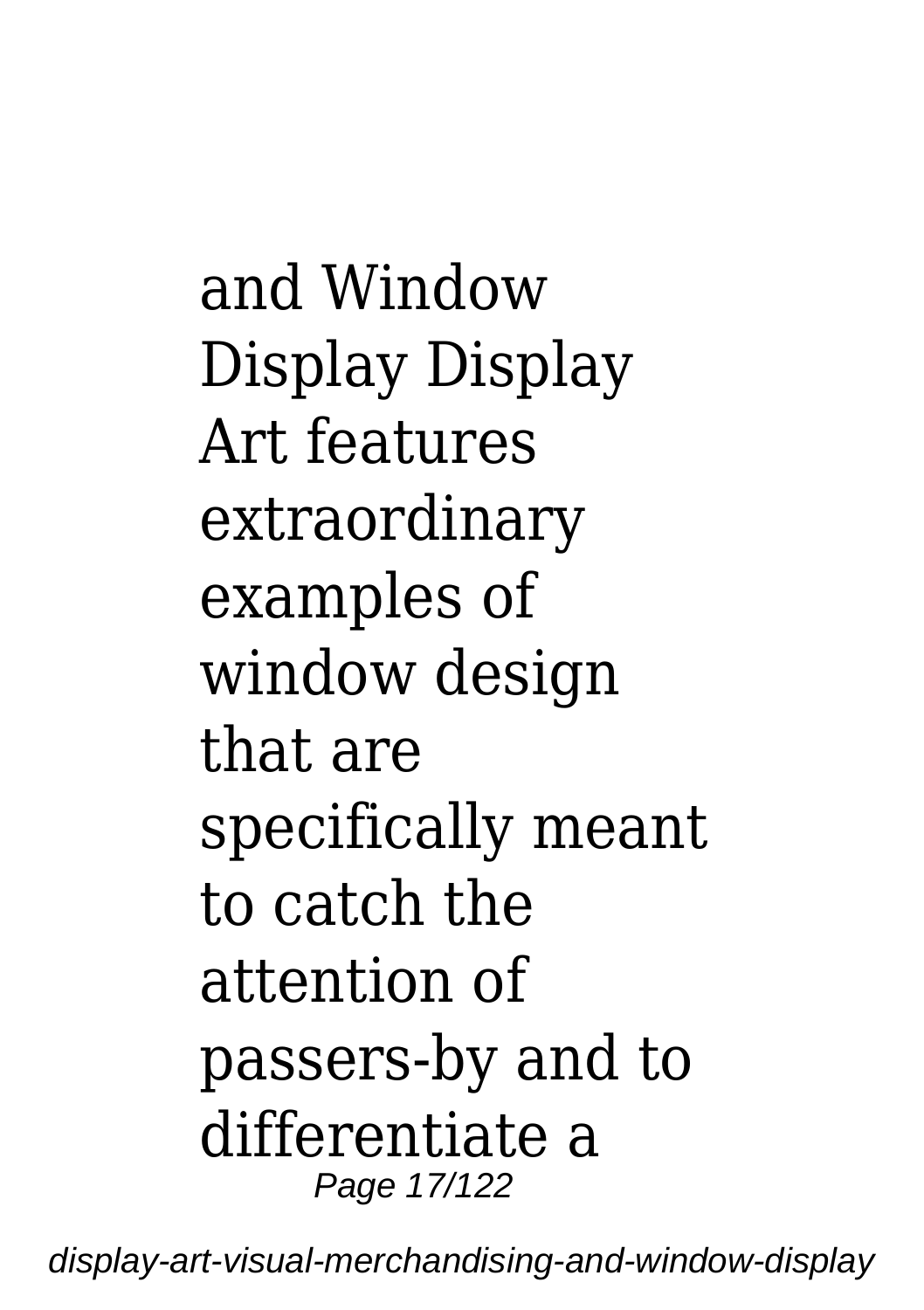and Window Display Display Art features extraordinary examples of window design that are specifically meant to catch the attention of passers-by and to differentiate a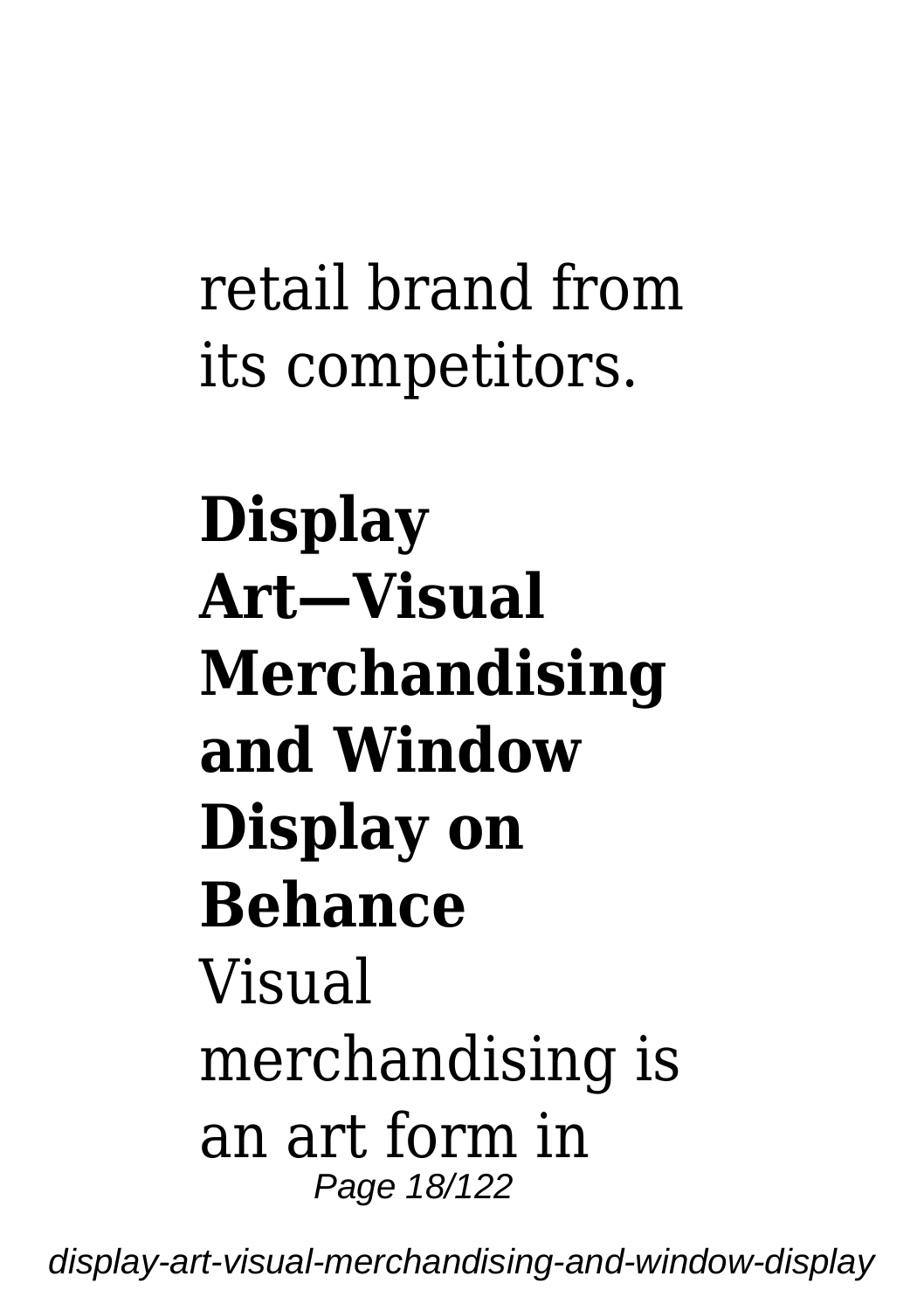retail brand from its competitors.

**Display Art—Visual Merchandising and Window Display on Behance**

Visual merchandising is an art form in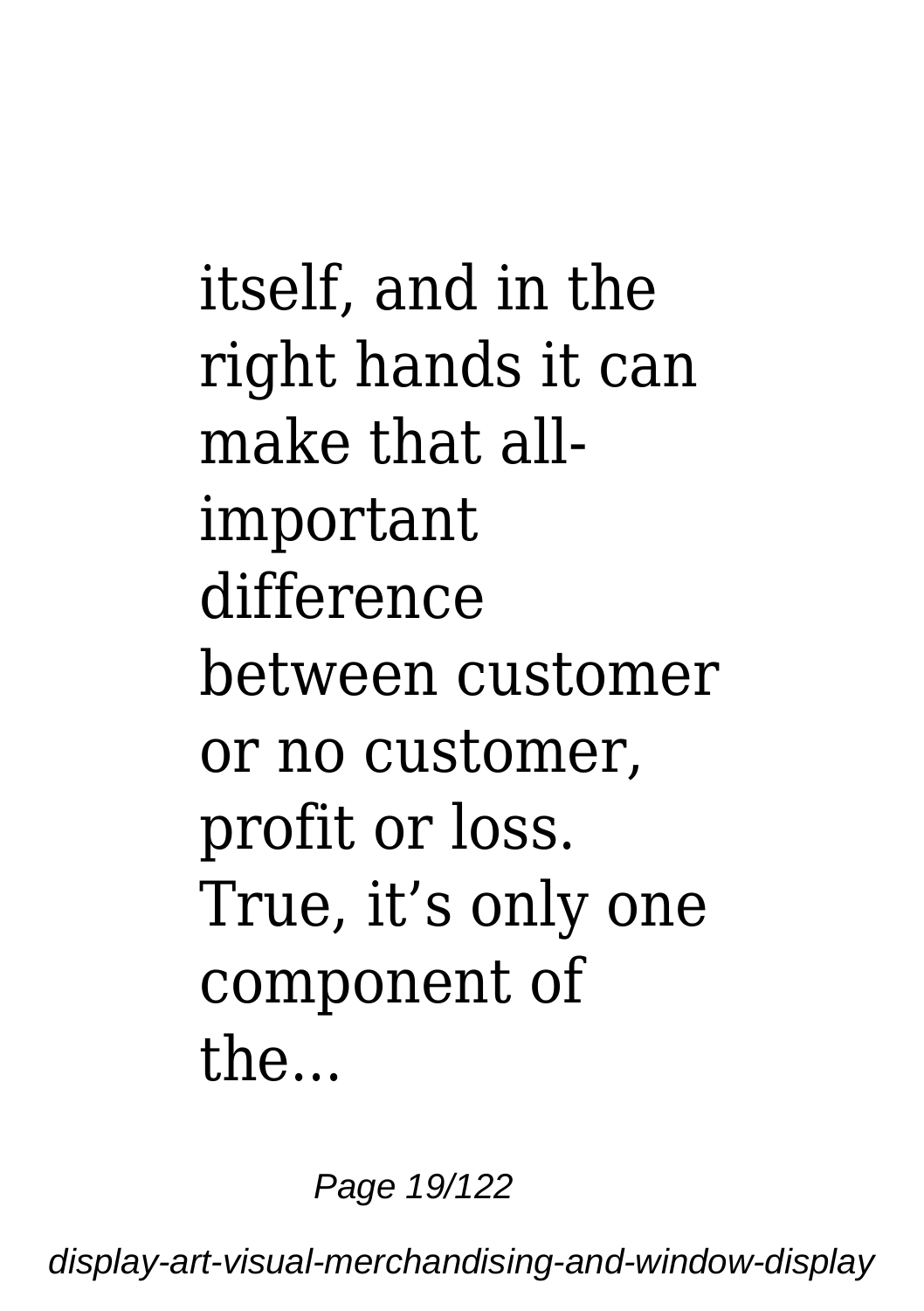itself, and in the right hands it can make that all-important difference between customer or no customer, profit or loss. True, it’s only one component of the...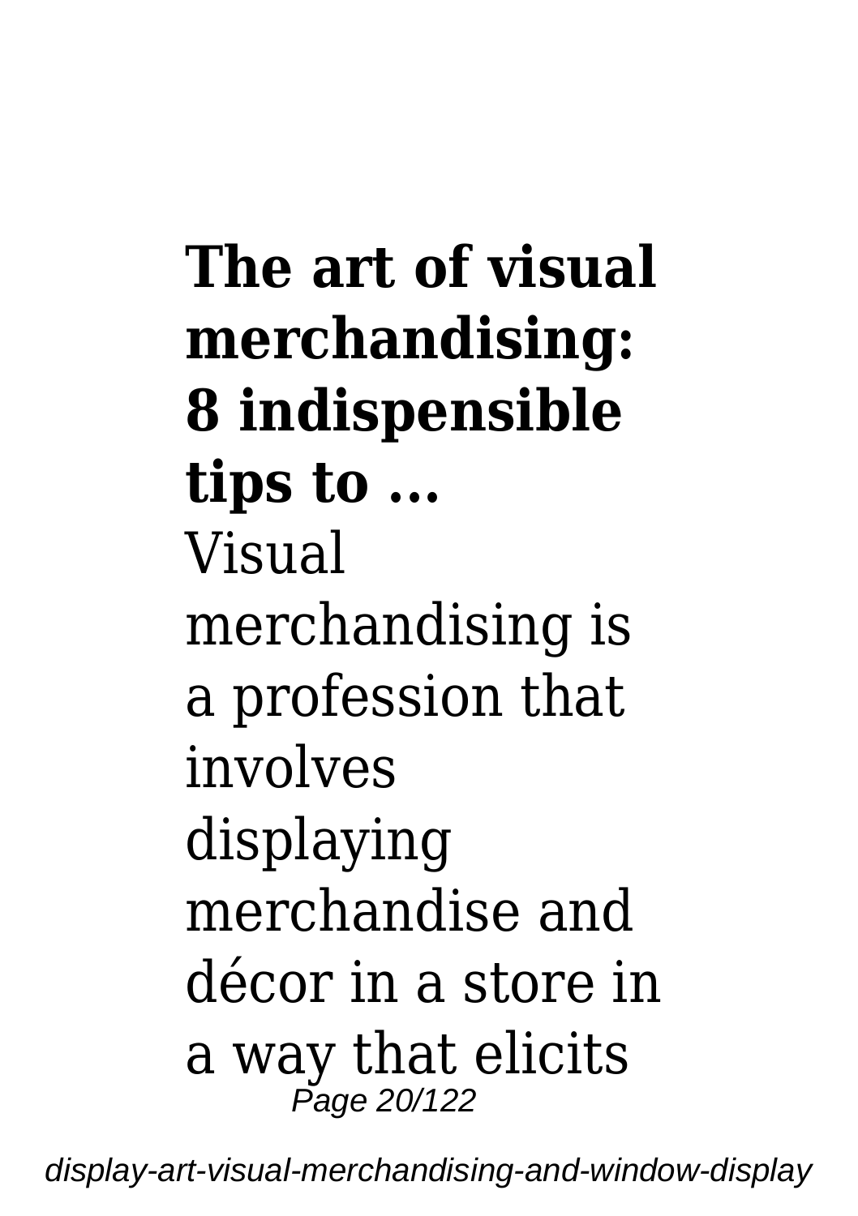**The art of visual merchandising: 8 indispensible tips to ...**

Visual merchandising is a profession that involves displaying merchandise and décor in a store in a way that elicits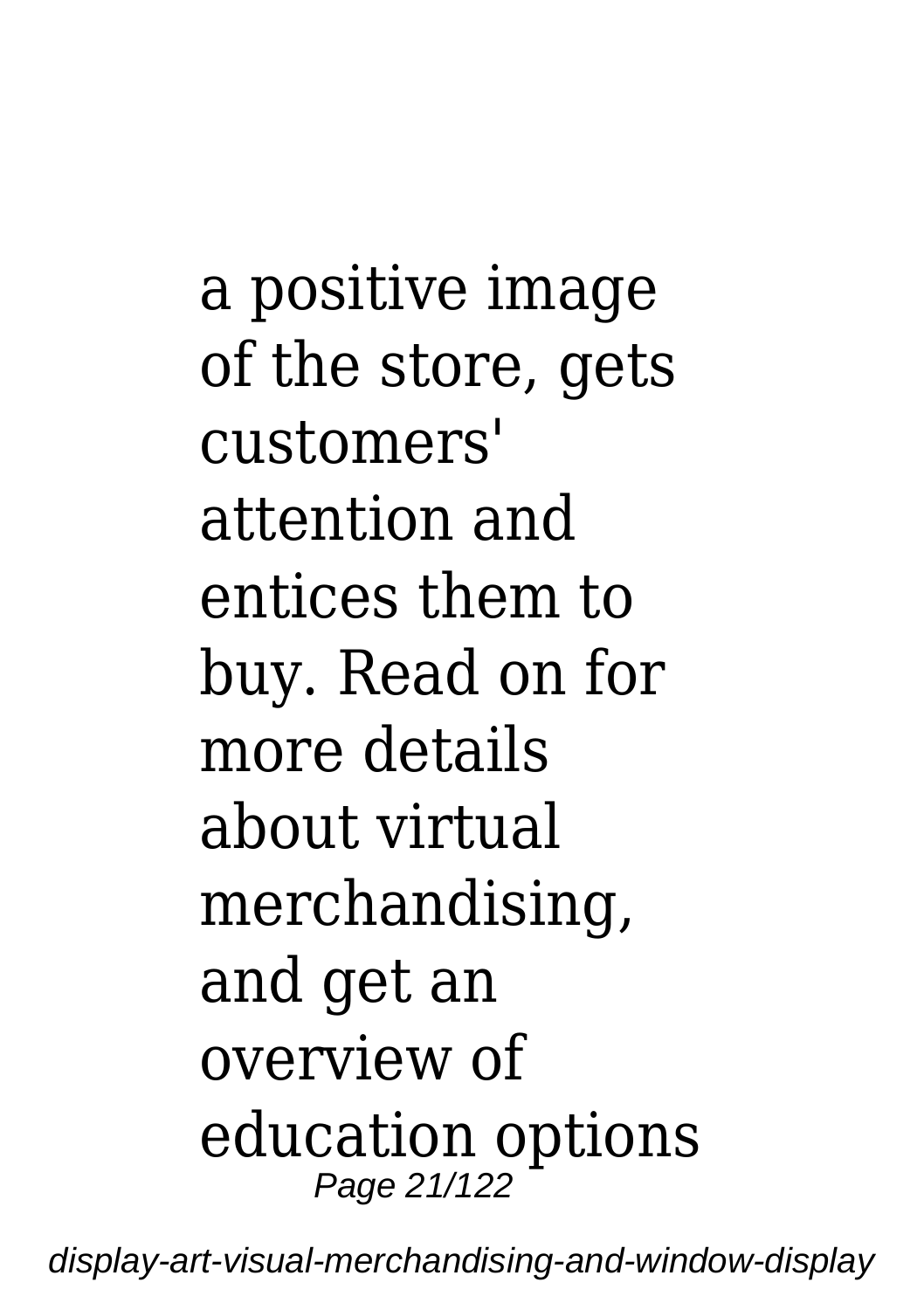a positive image of the store, gets customers' attention and entices them to buy. Read on for more details about virtual merchandising, and get an overview of education options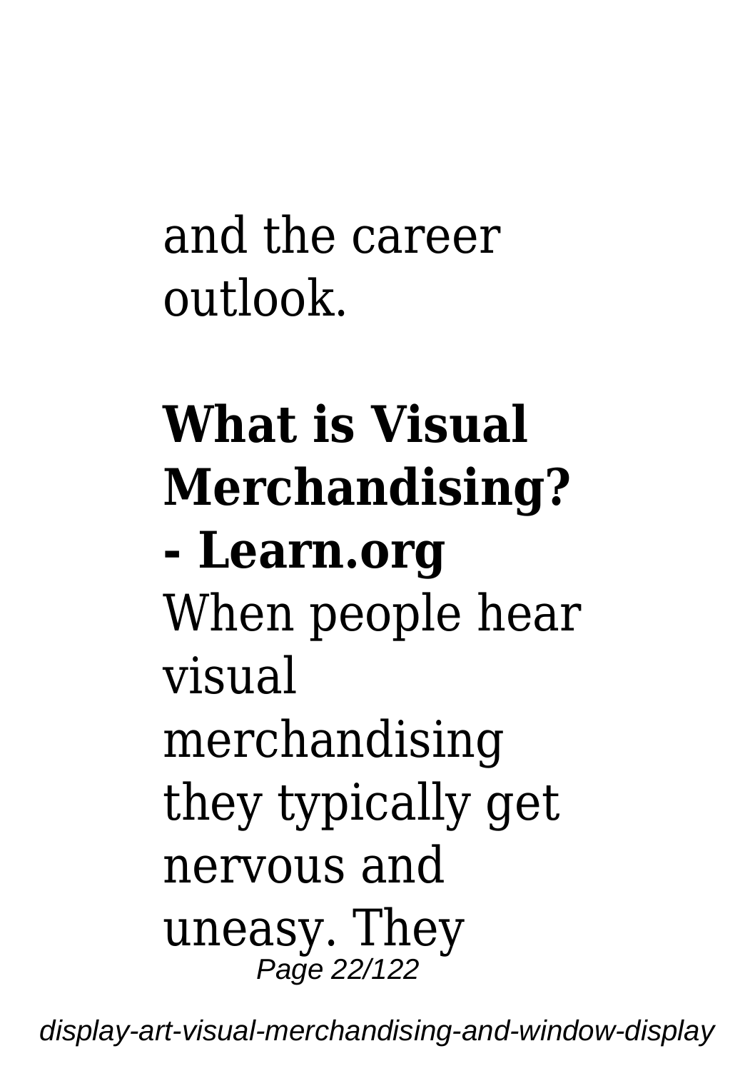and the career outlook.

**What is Visual Merchandising? - Learn.org**

When people hear visual merchandising they typically get nervous and uneasy. They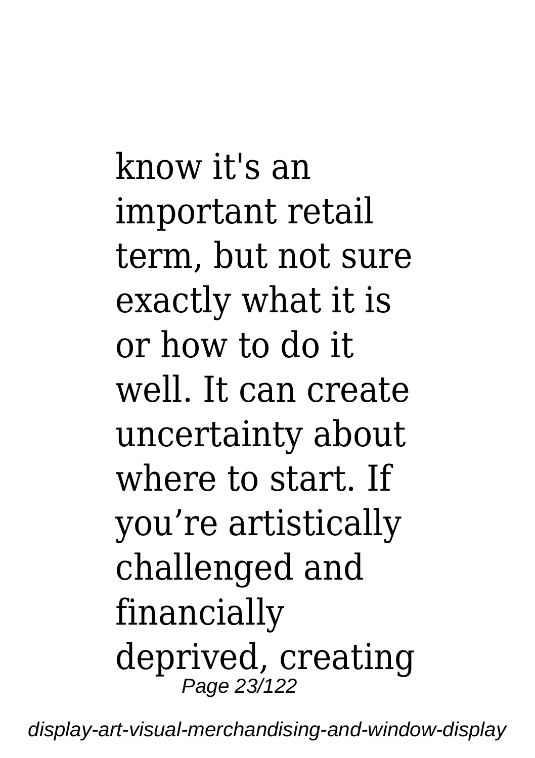know it's an important retail term, but not sure exactly what it is or how to do it well. It can create uncertainty about where to start. If you’re artistically challenged and financially deprived, creating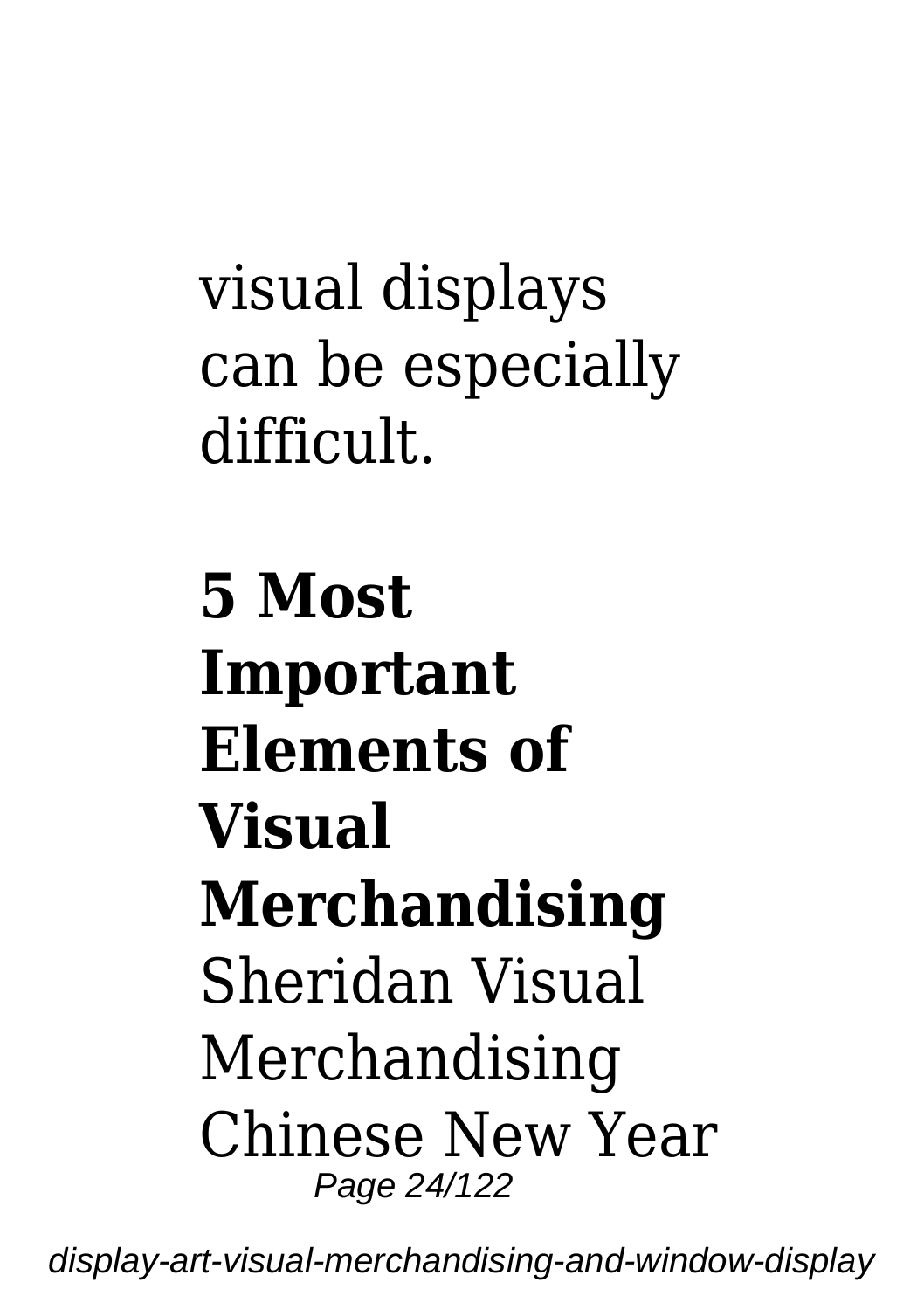visual displays can be especially difficult.

**5 Most Important Elements of Visual Merchandising**
Sheridan Visual Merchandising Chinese New Year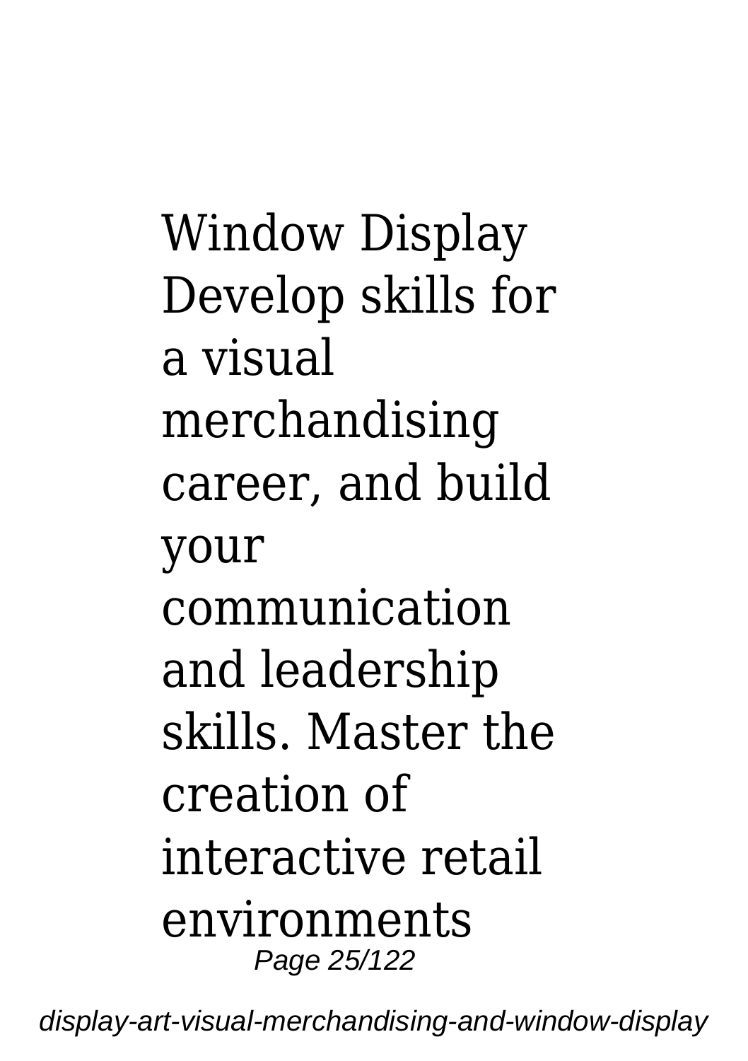Window Display Develop skills for a visual merchandising career, and build your communication and leadership skills. Master the creation of interactive retail environments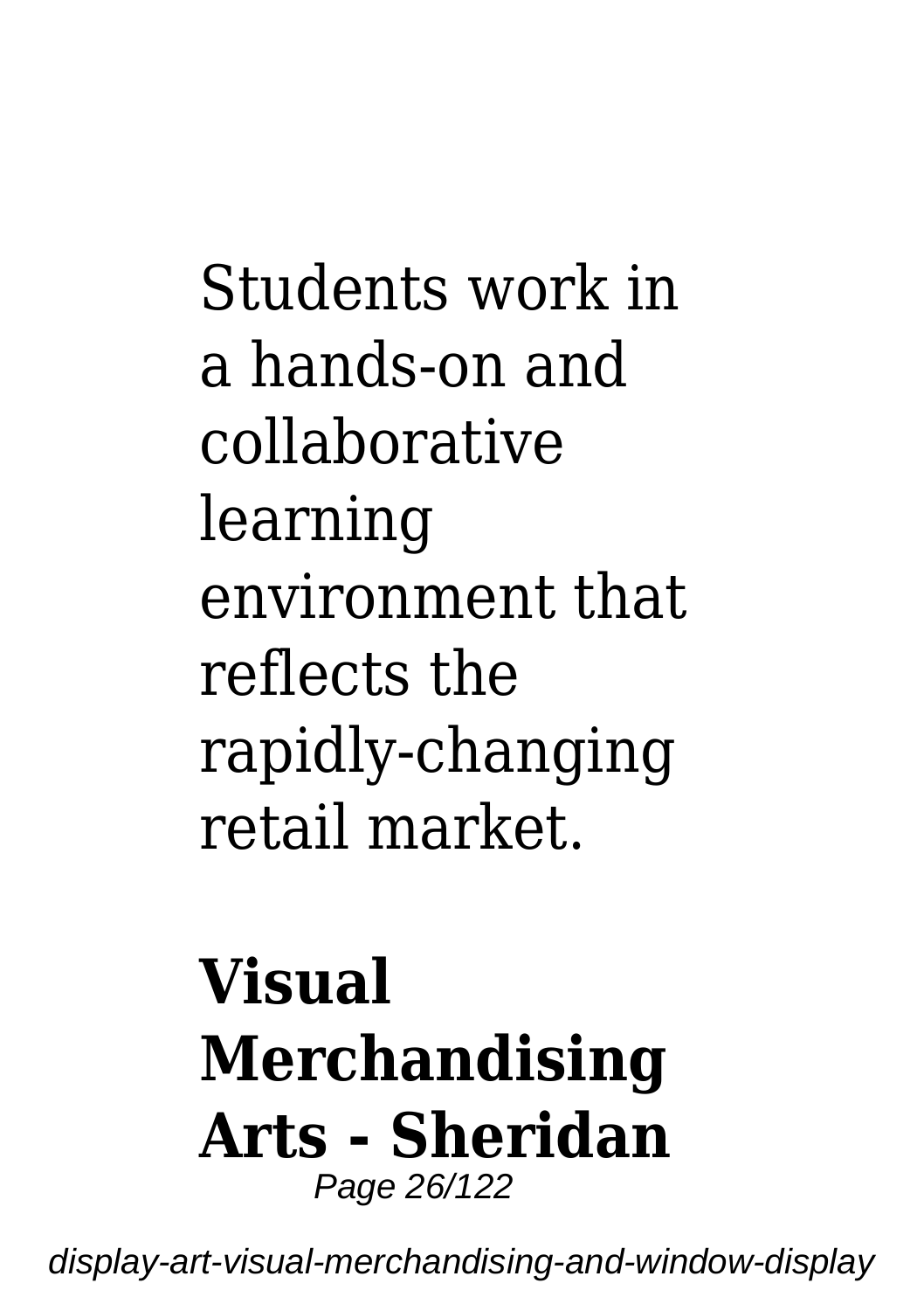Students work in a hands-on and collaborative learning environment that reflects the rapidly-changing retail market.

## Visual Merchandising Arts - Sheridan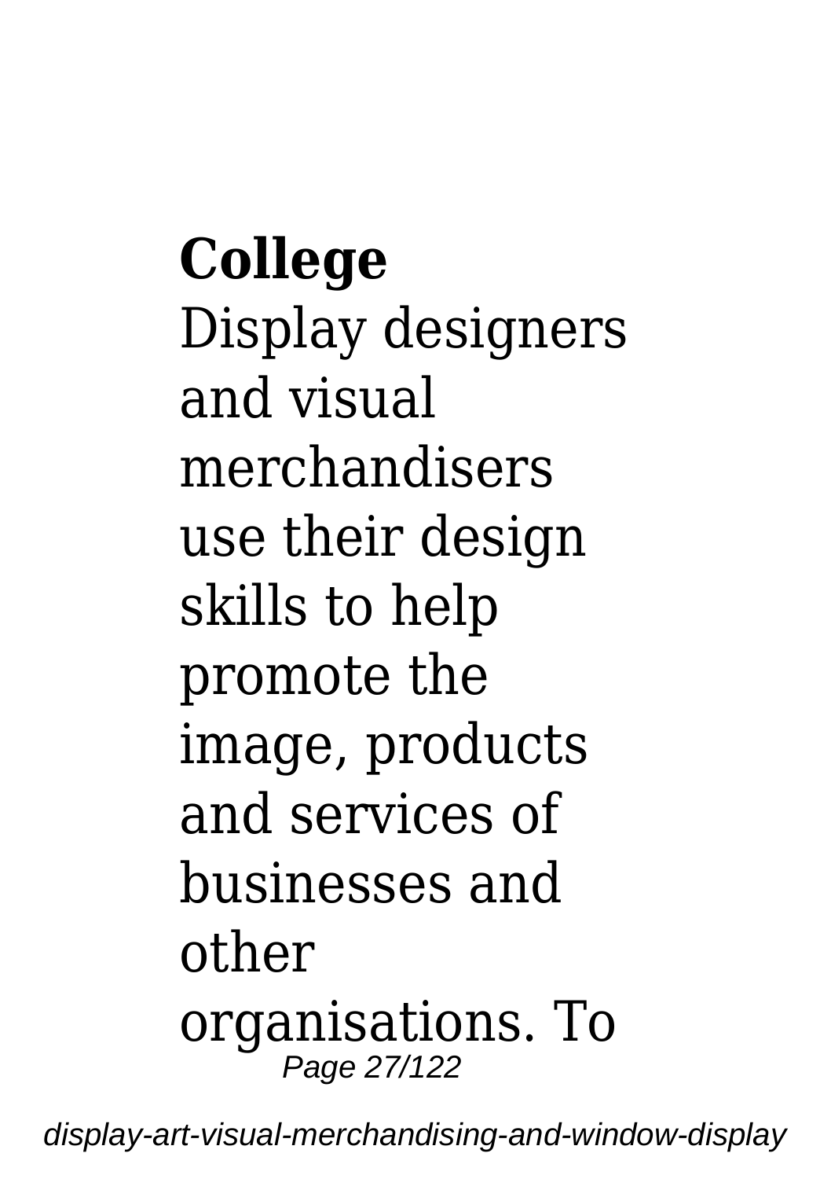**College**

Display designers and visual merchandisers use their design skills to help promote the image, products and services of businesses and other organisations. To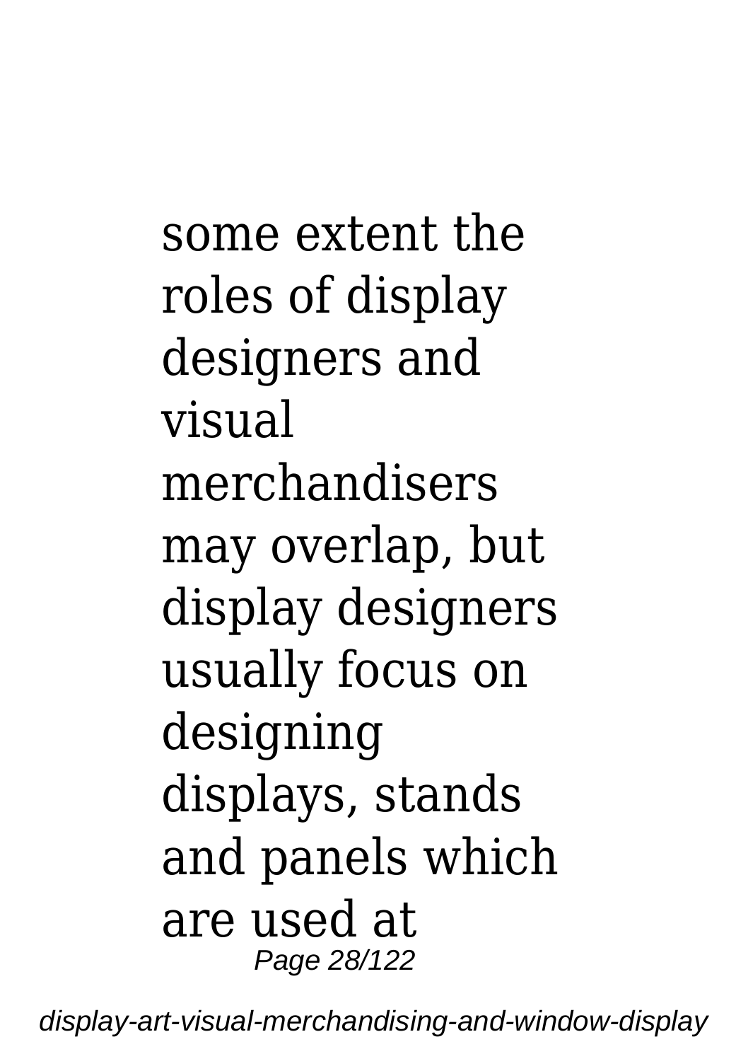some extent the roles of display designers and visual merchandisers may overlap, but display designers usually focus on designing displays, stands and panels which are used at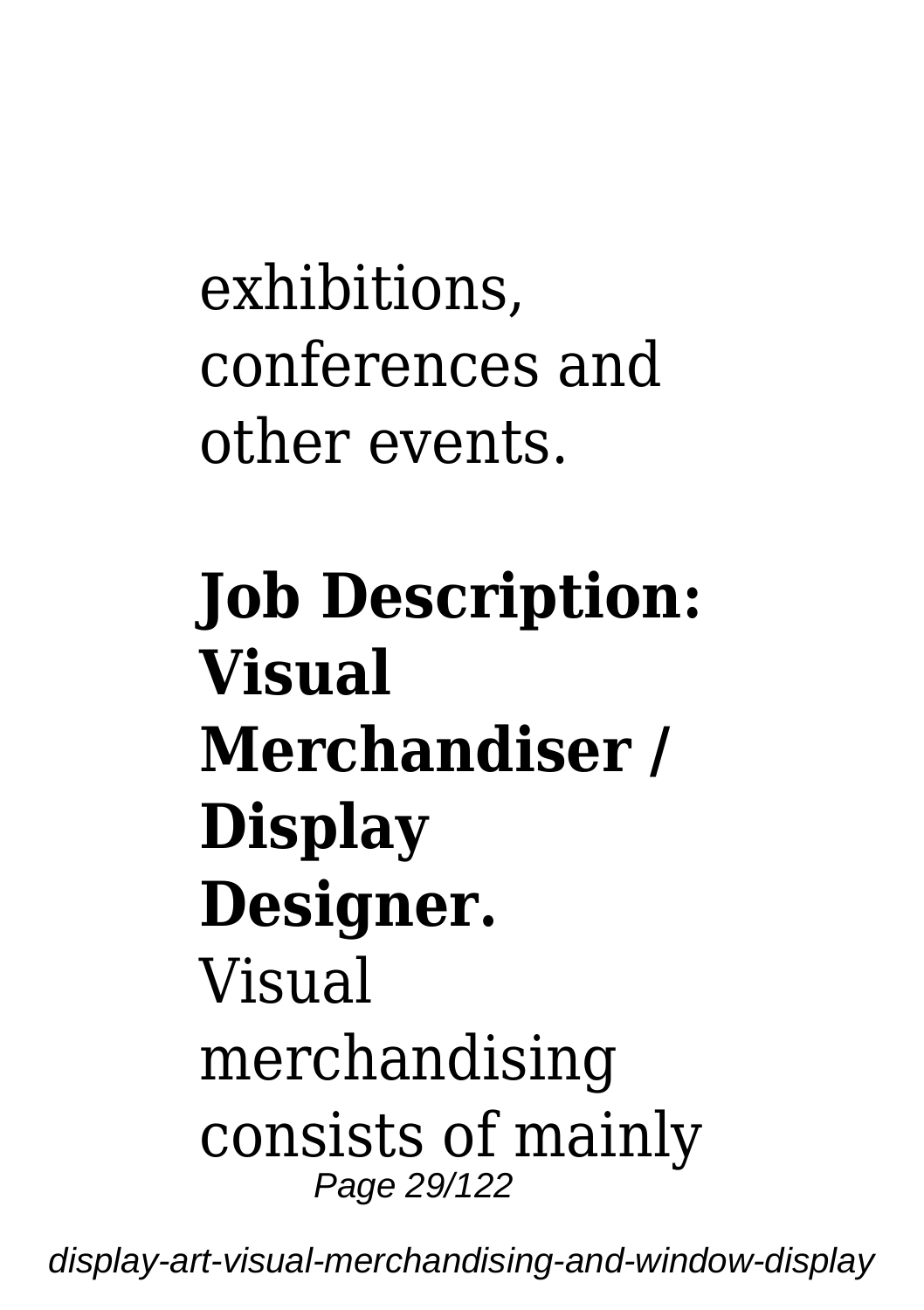exhibitions, conferences and other events.

**Job Description: Visual Merchandiser / Display Designer.**

Visual merchandising consists of mainly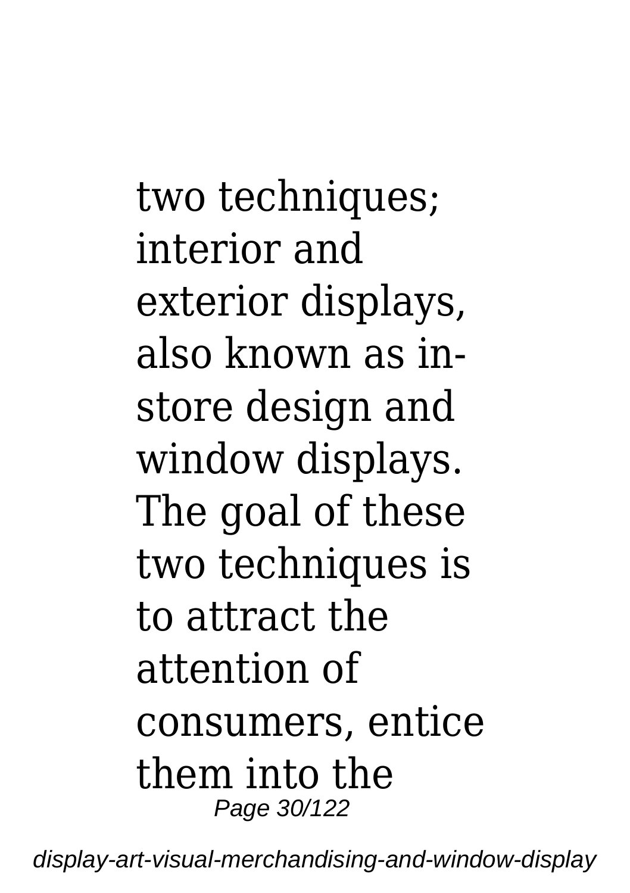two techniques; interior and exterior displays, also known as in-store design and window displays. The goal of these two techniques is to attract the attention of consumers, entice them into the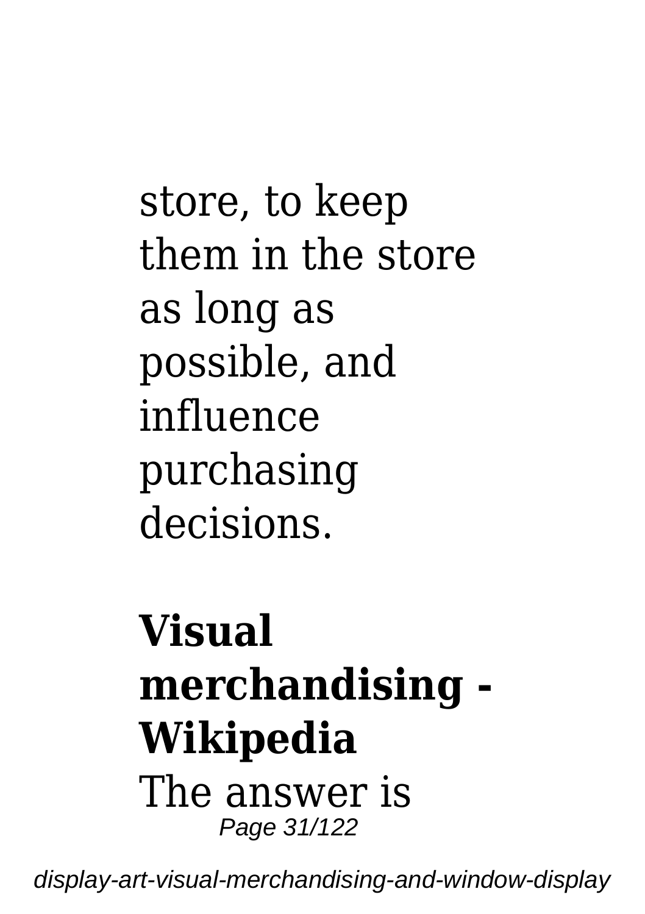store, to keep them in the store as long as possible, and influence purchasing decisions.

**Visual merchandising - Wikipedia**

The answer is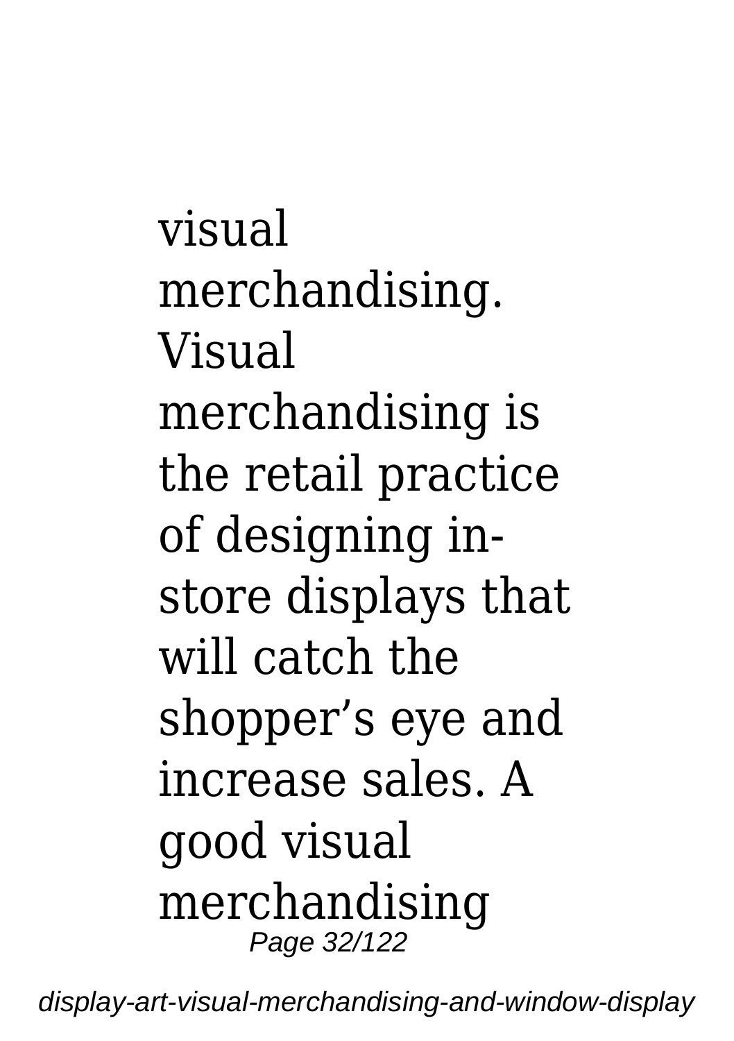visual merchandising. Visual merchandising is the retail practice of designing in-store displays that will catch the shopper’s eye and increase sales. A good visual merchandising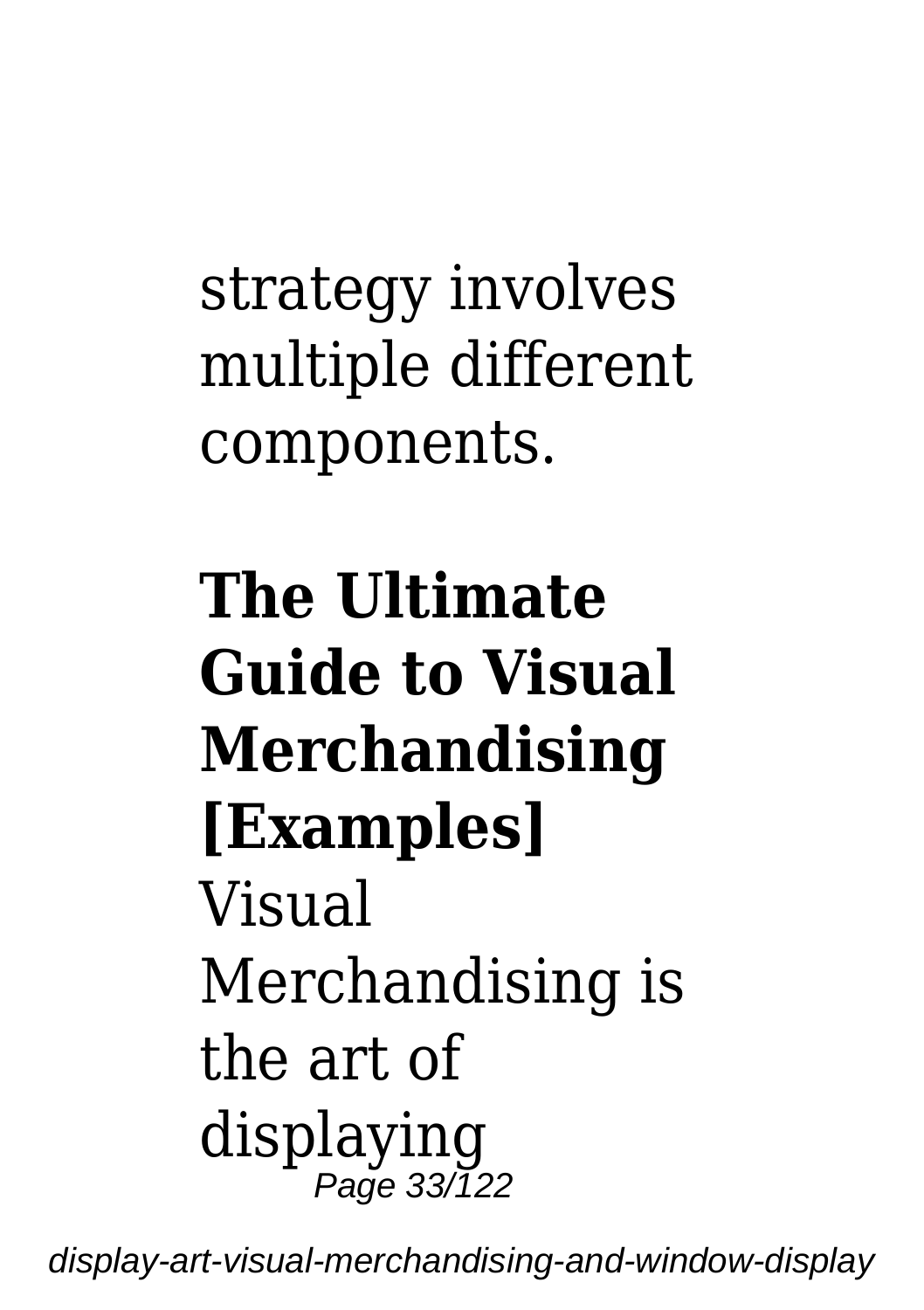strategy involves multiple different components.

**The Ultimate Guide to Visual Merchandising [Examples]**

Visual Merchandising is the art of displaying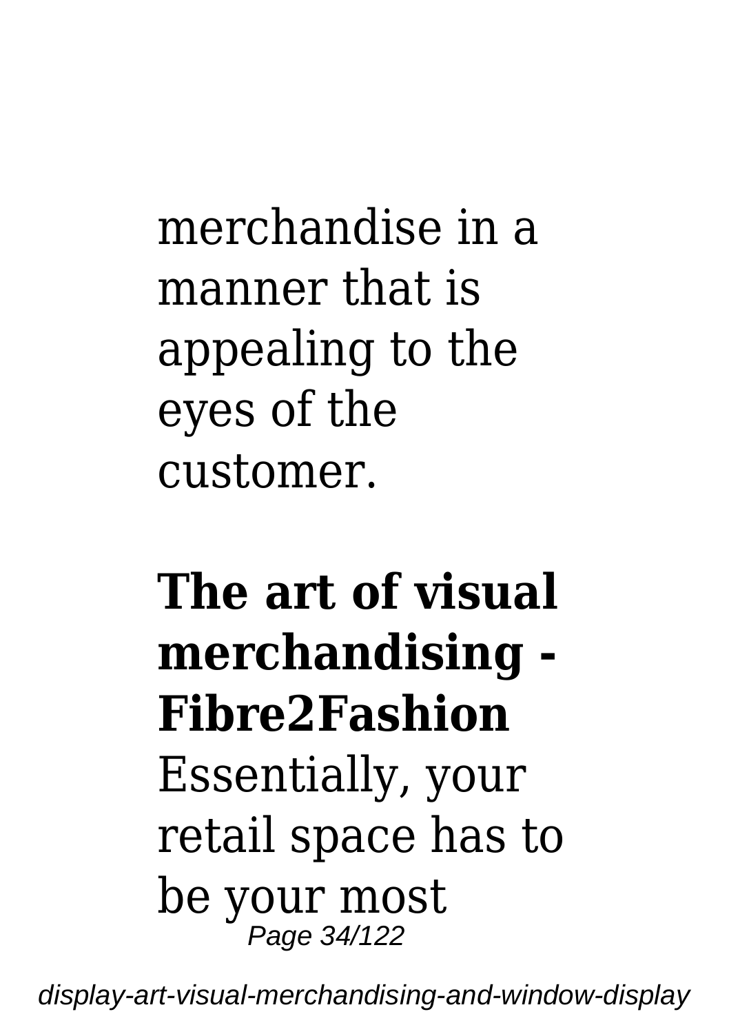merchandise in a manner that is appealing to the eyes of the customer.

**The art of visual merchandising - Fibre2Fashion**

Essentially, your retail space has to be your most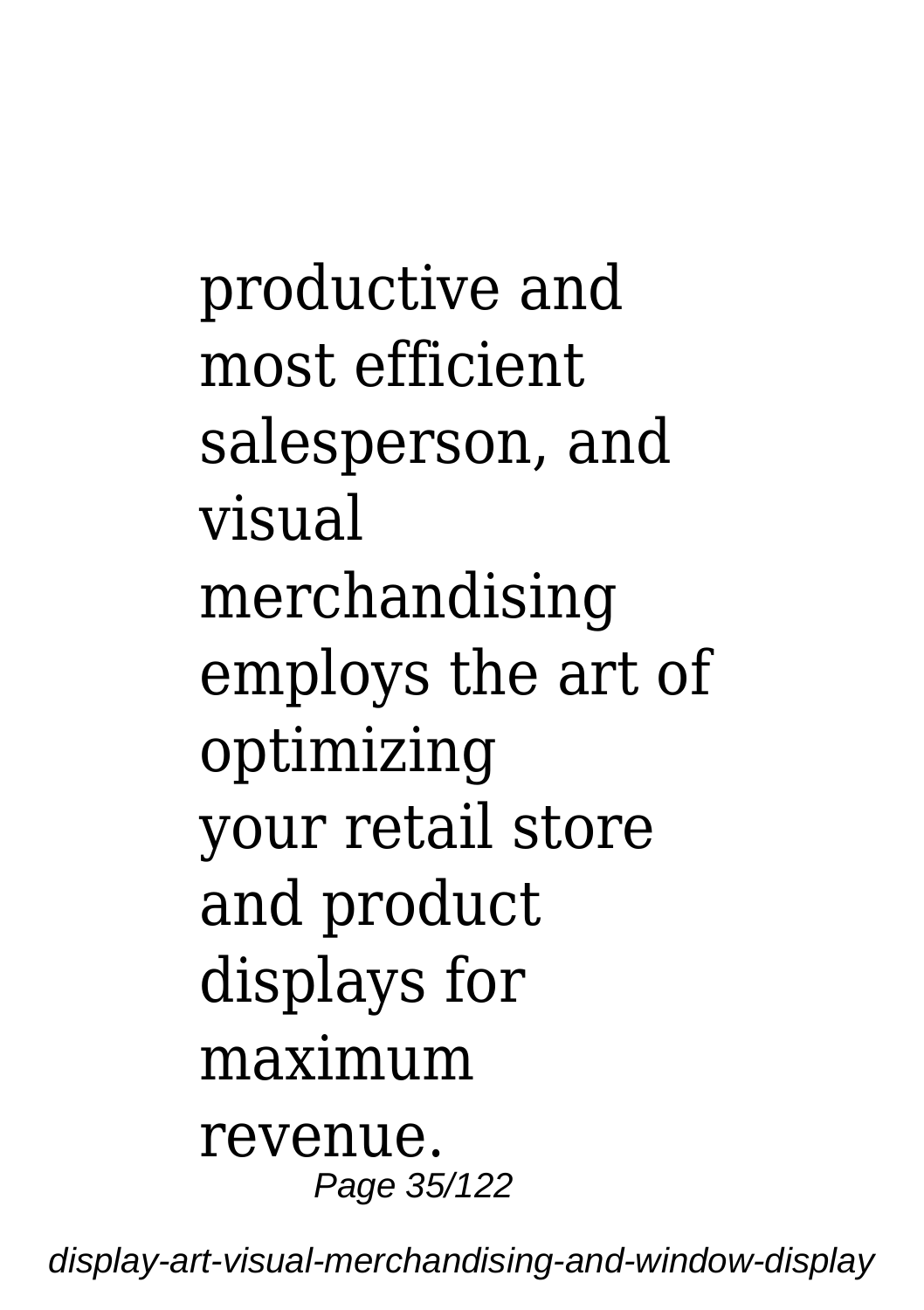productive and most efficient salesperson, and visual merchandising employs the art of optimizing your retail store and product displays for maximum revenue.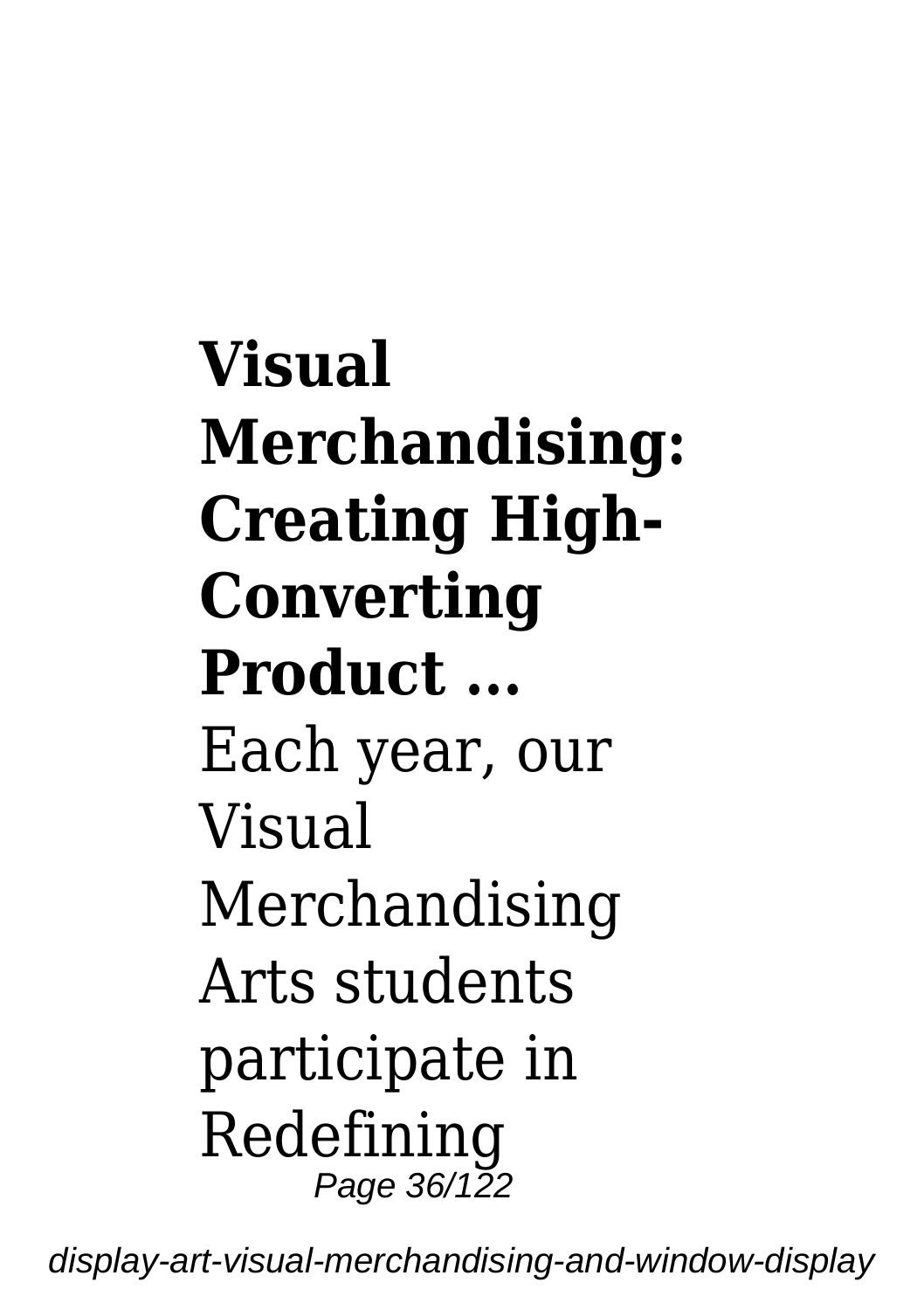**Visual Merchandising: Creating High-Converting Product ...**

Each year, our Visual Merchandising Arts students participate in Redefining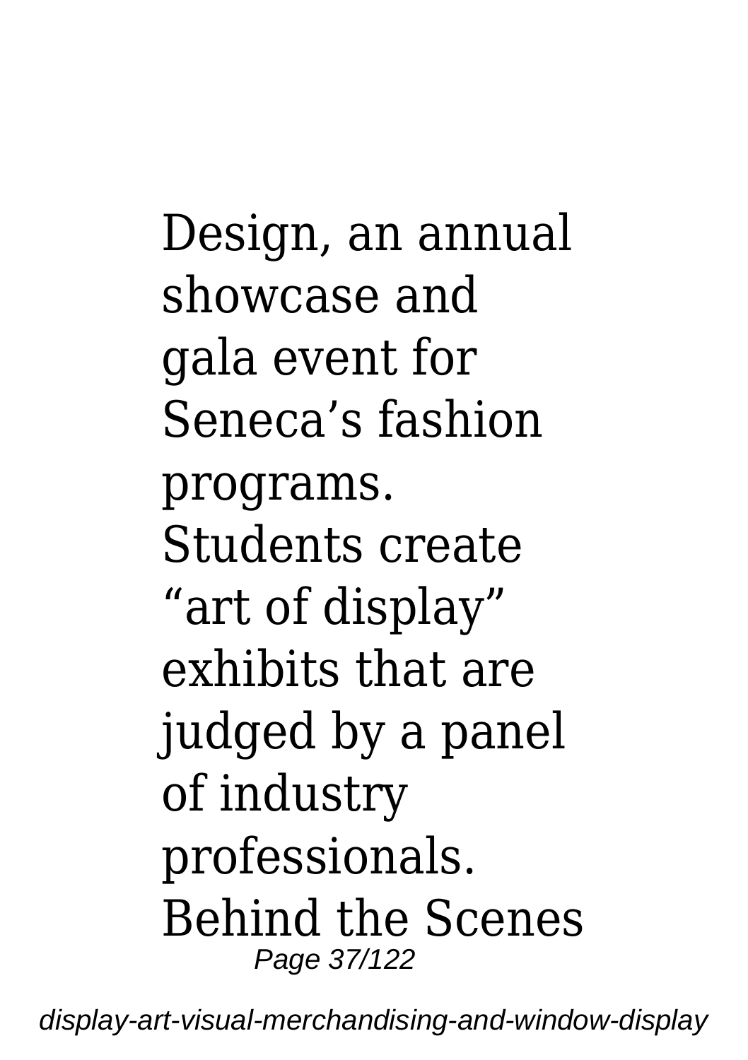Design, an annual showcase and gala event for Seneca's fashion programs. Students create "art of display" exhibits that are judged by a panel of industry professionals. Behind the Scenes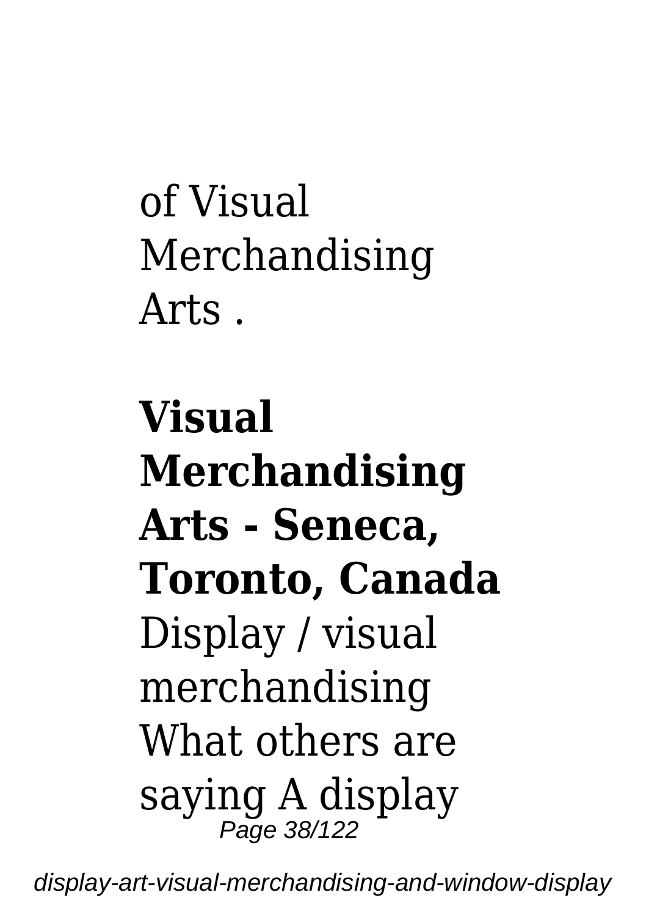of Visual Merchandising Arts .

**Visual Merchandising Arts - Seneca, Toronto, Canada**

Display / visual merchandising What others are saying A display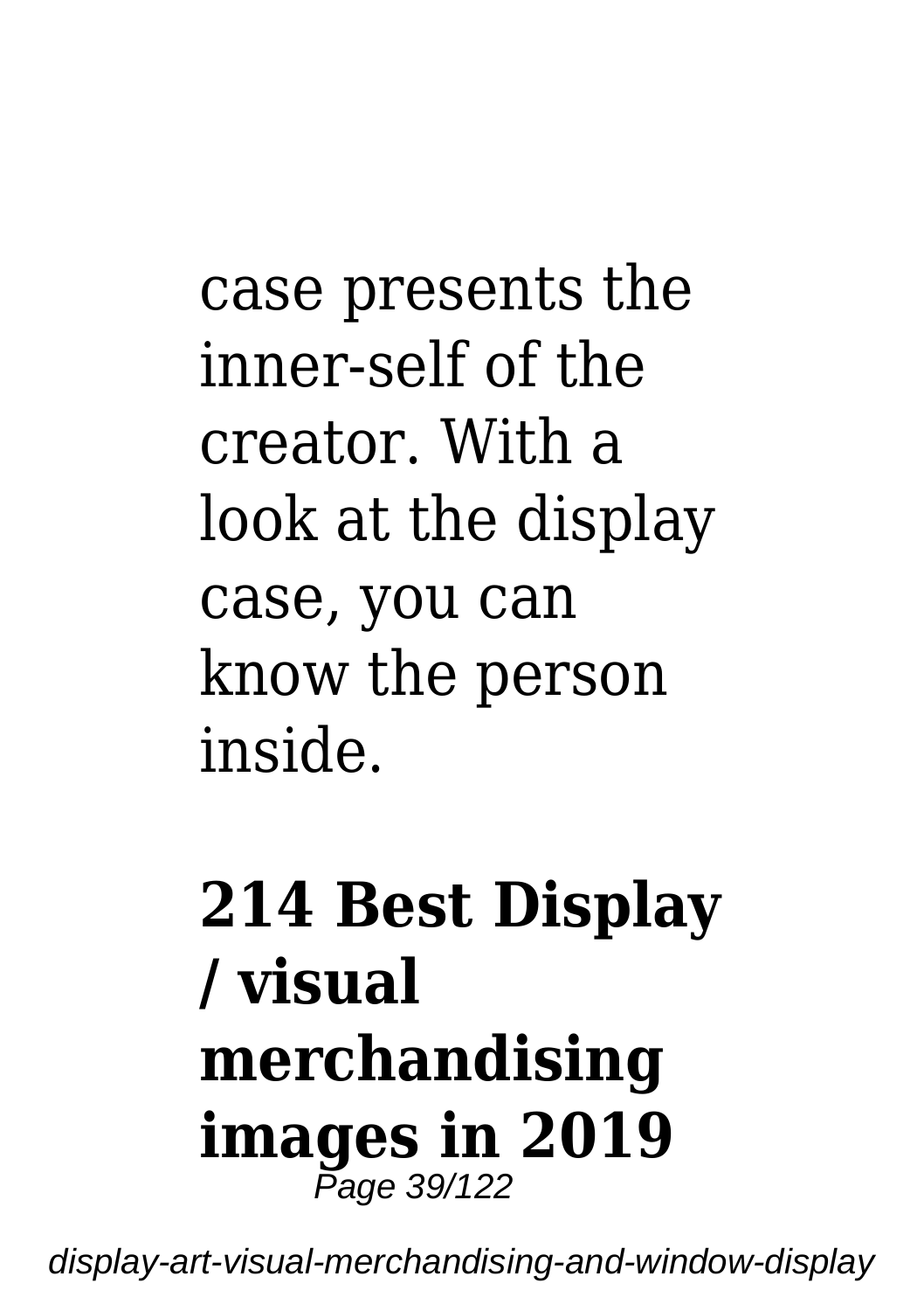case presents the inner-self of the creator. With a look at the display case, you can know the person inside.

## 214 Best Display / visual merchandising images in 2019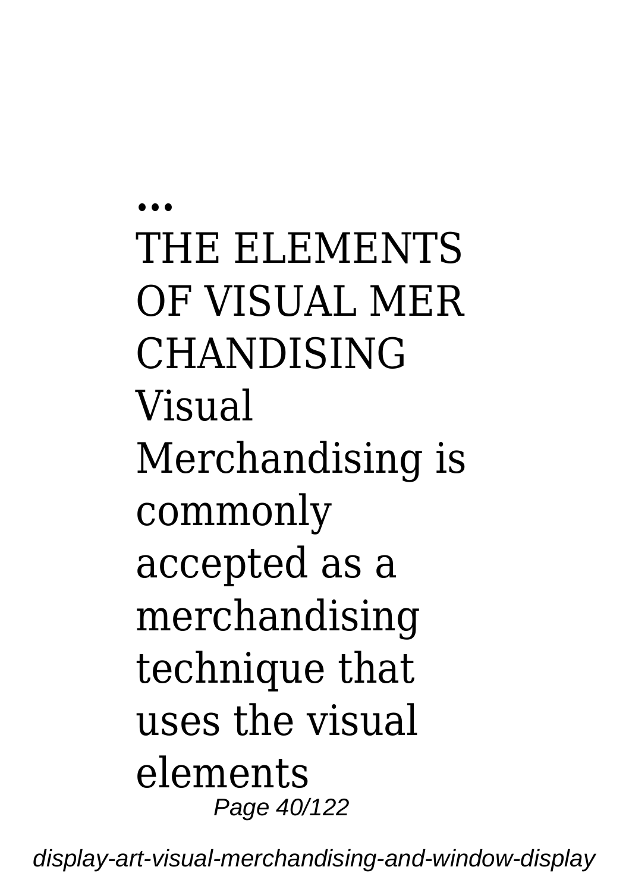...

THE ELEMENTS OF VISUAL MER CHANDISING

Visual Merchandising is commonly accepted as a merchandising technique that uses the visual elements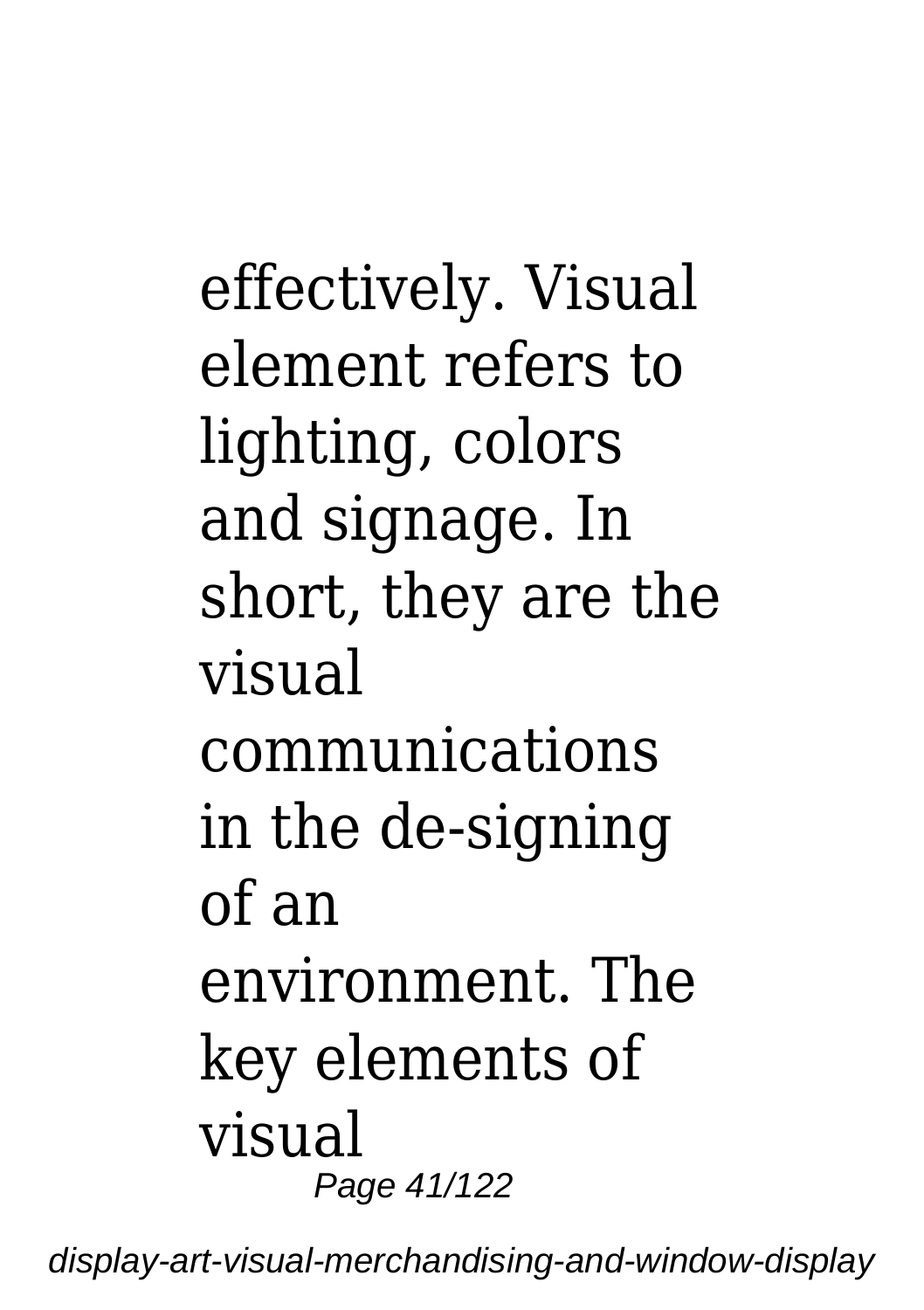effectively. Visual element refers to lighting, colors and signage. In short, they are the visual communications in the de-signing of an environment. The key elements of visual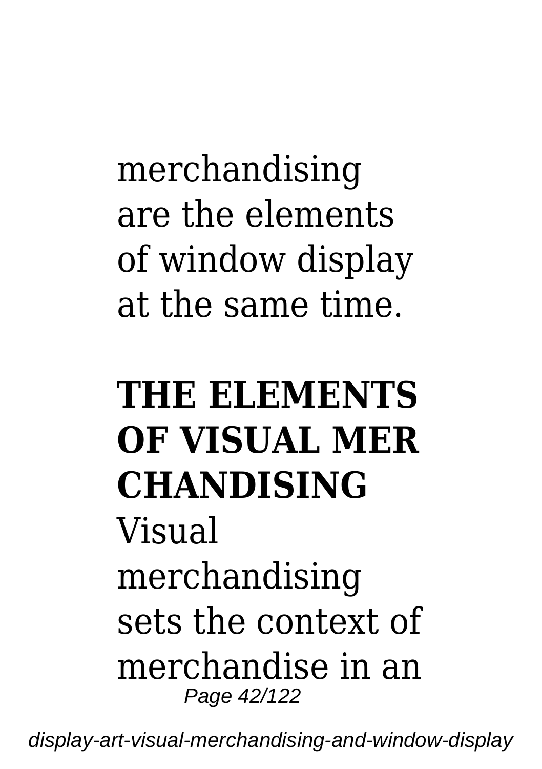merchandising are the elements of window display at the same time.

## THE ELEMENTS OF VISUAL MERCHANDISING

Visual merchandising sets the context of merchandise in an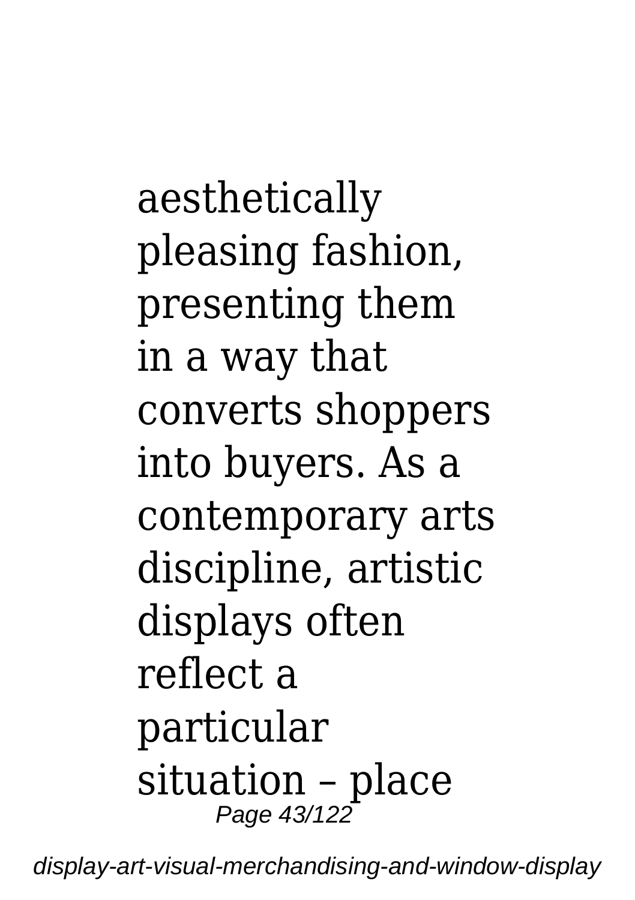aesthetically pleasing fashion, presenting them in a way that converts shoppers into buyers. As a contemporary arts discipline, artistic displays often reflect a particular situation – place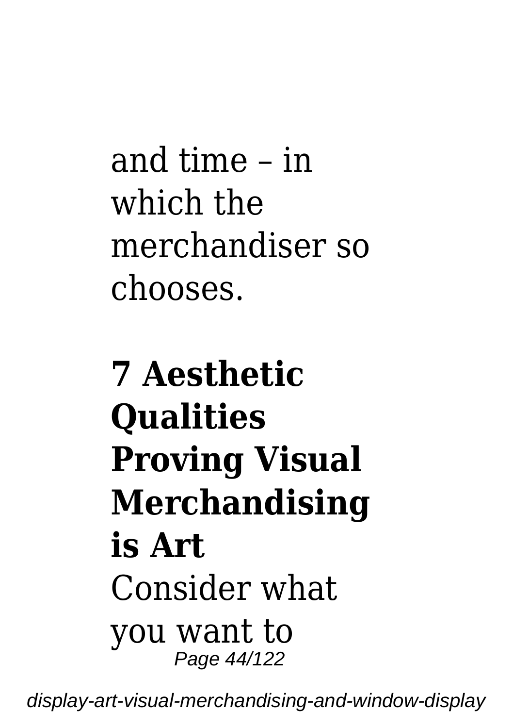and time – in which the merchandiser so chooses.

**7 Aesthetic Qualities Proving Visual Merchandising is Art**

Consider what you want to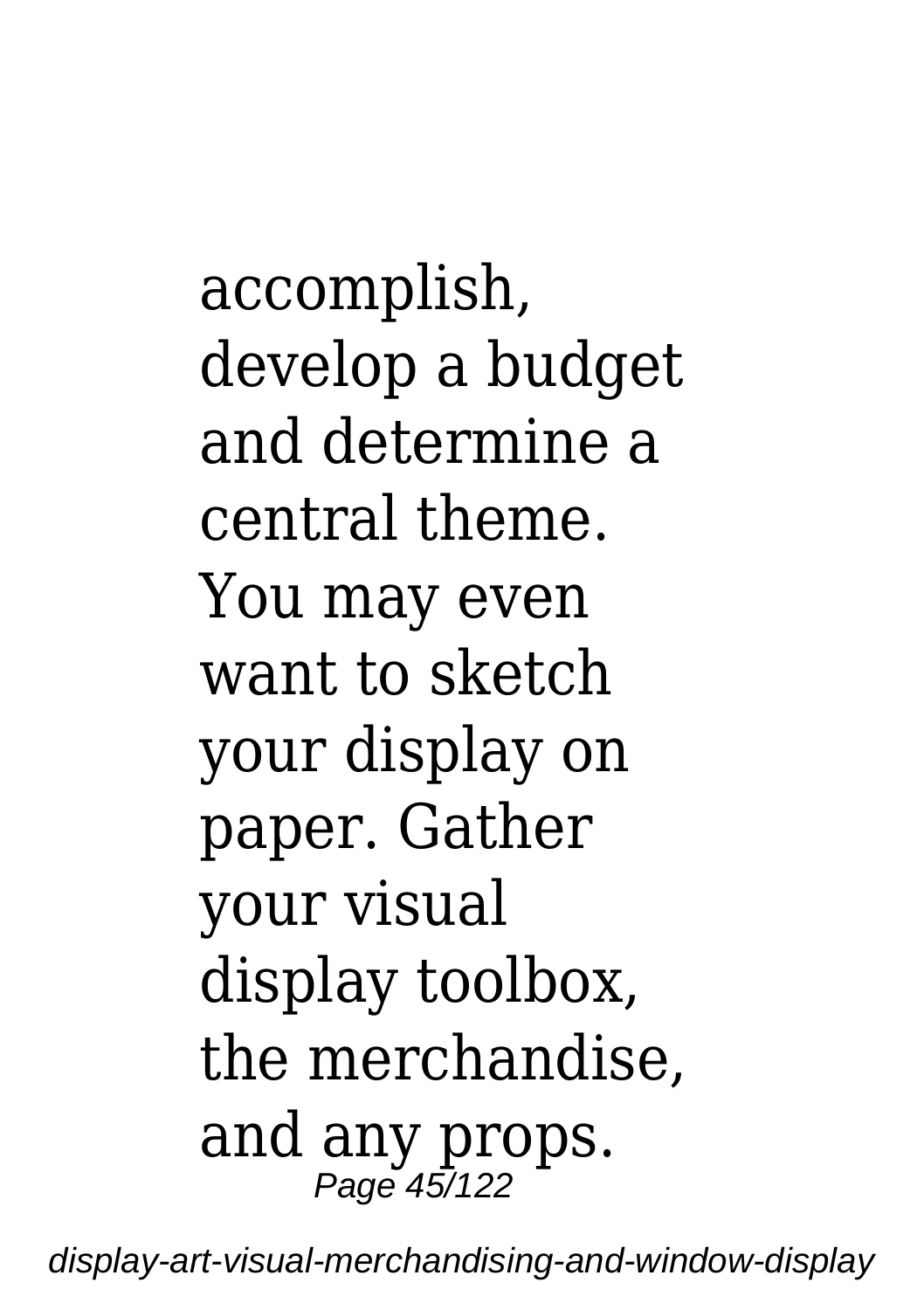accomplish, develop a budget and determine a central theme. You may even want to sketch your display on paper. Gather your visual display toolbox, the merchandise, and any props.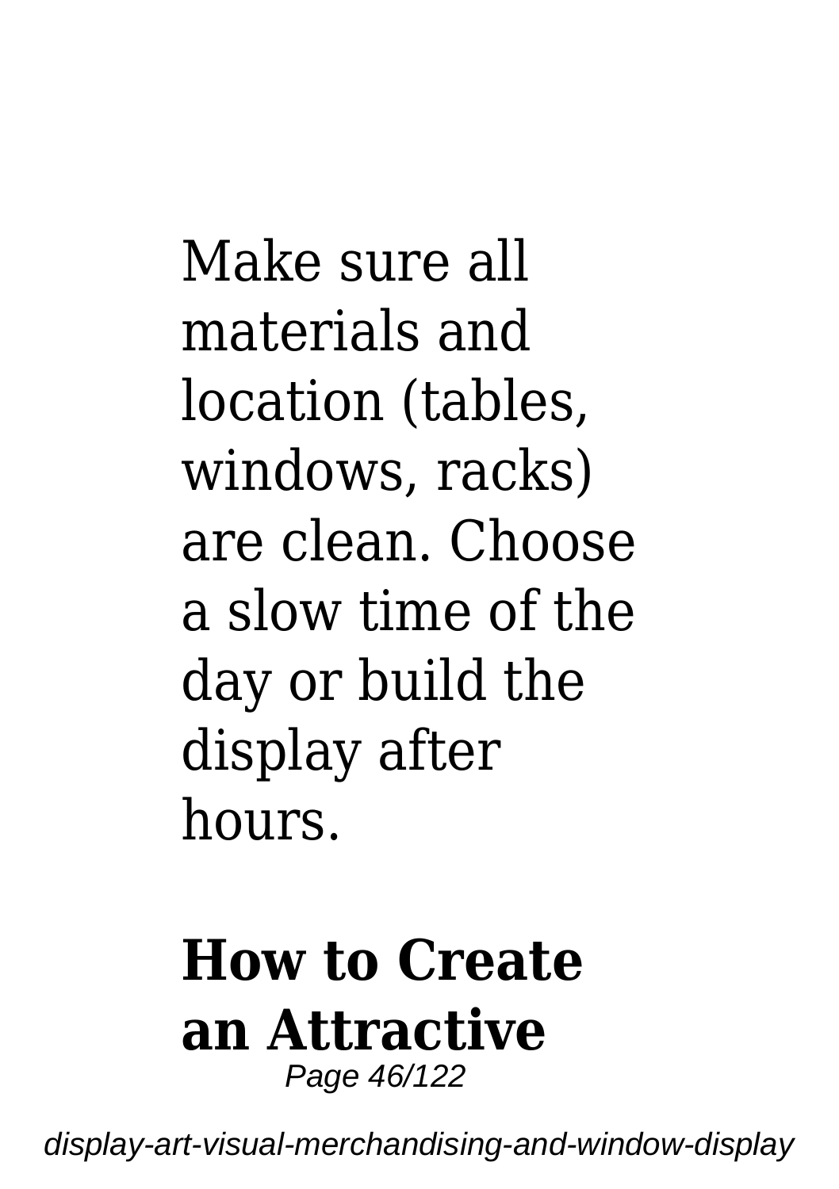Make sure all materials and location (tables, windows, racks) are clean. Choose a slow time of the day or build the display after hours.

## How to Create an Attractive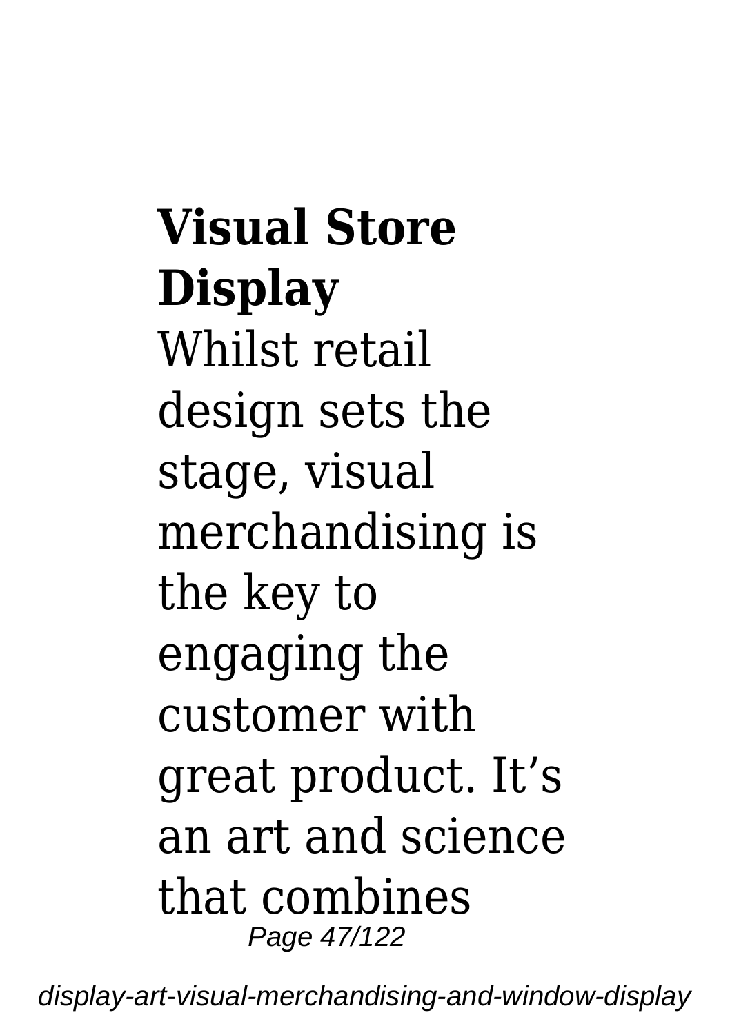**Visual Store Display**

Whilst retail design sets the stage, visual merchandising is the key to engaging the customer with great product. It's an art and science that combines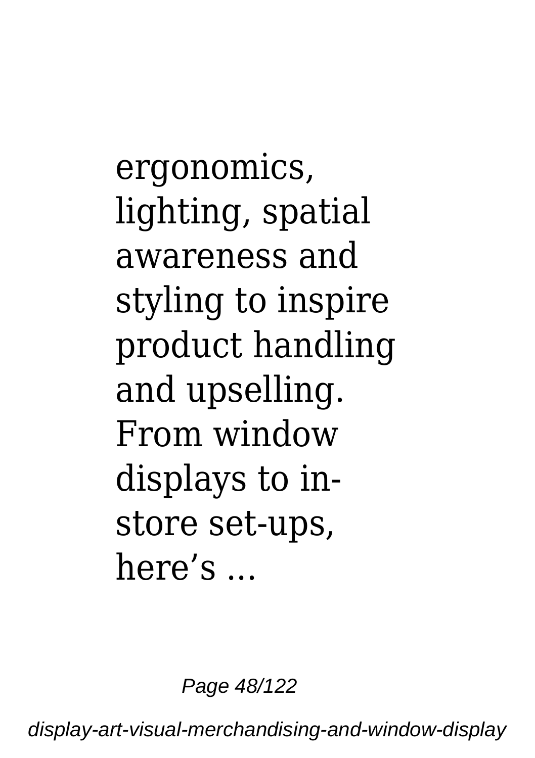ergonomics, lighting, spatial awareness and styling to inspire product handling and upselling. From window displays to in-store set-ups, here’s ...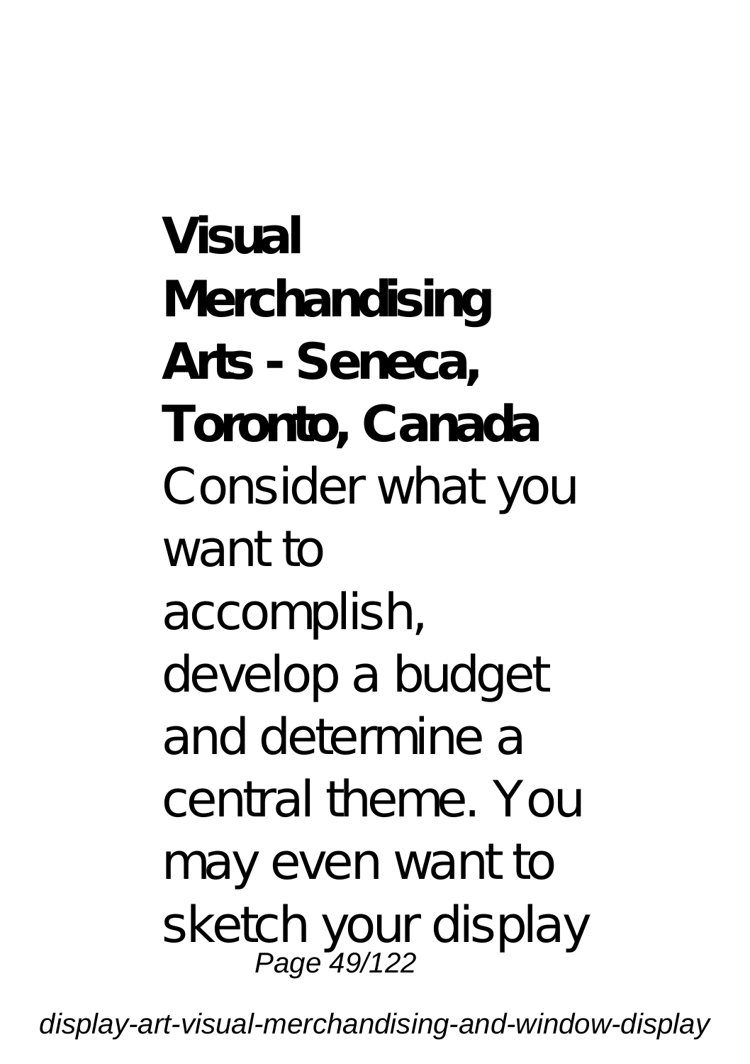**Visual Merchandising Arts - Seneca, Toronto, Canada**

Consider what you want to accomplish, develop a budget and determine a central theme. You may even want to sketch your display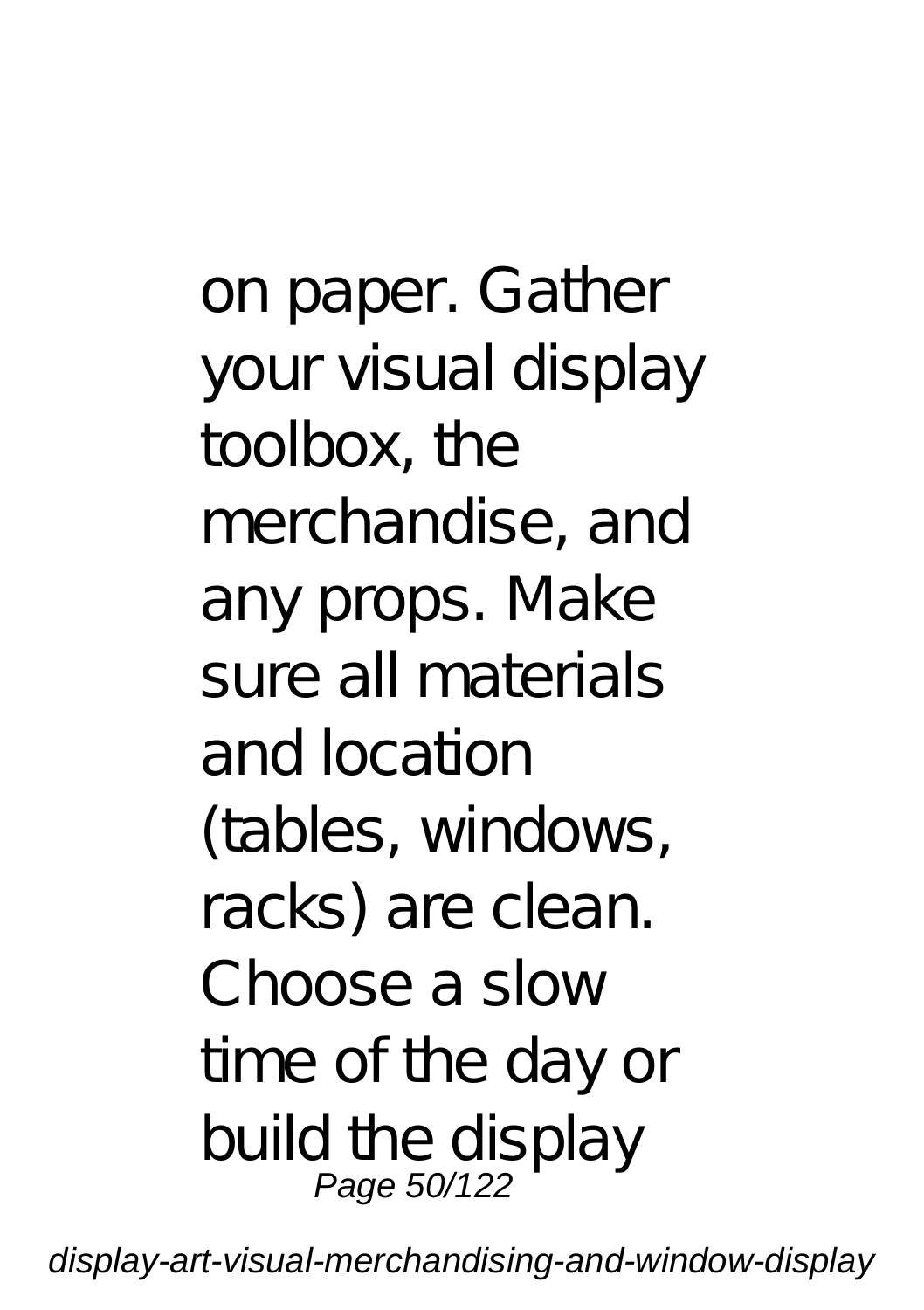on paper. Gather your visual display toolbox, the merchandise, and any props. Make sure all materials and location (tables, windows, racks) are clean. Choose a slow time of the day or build the display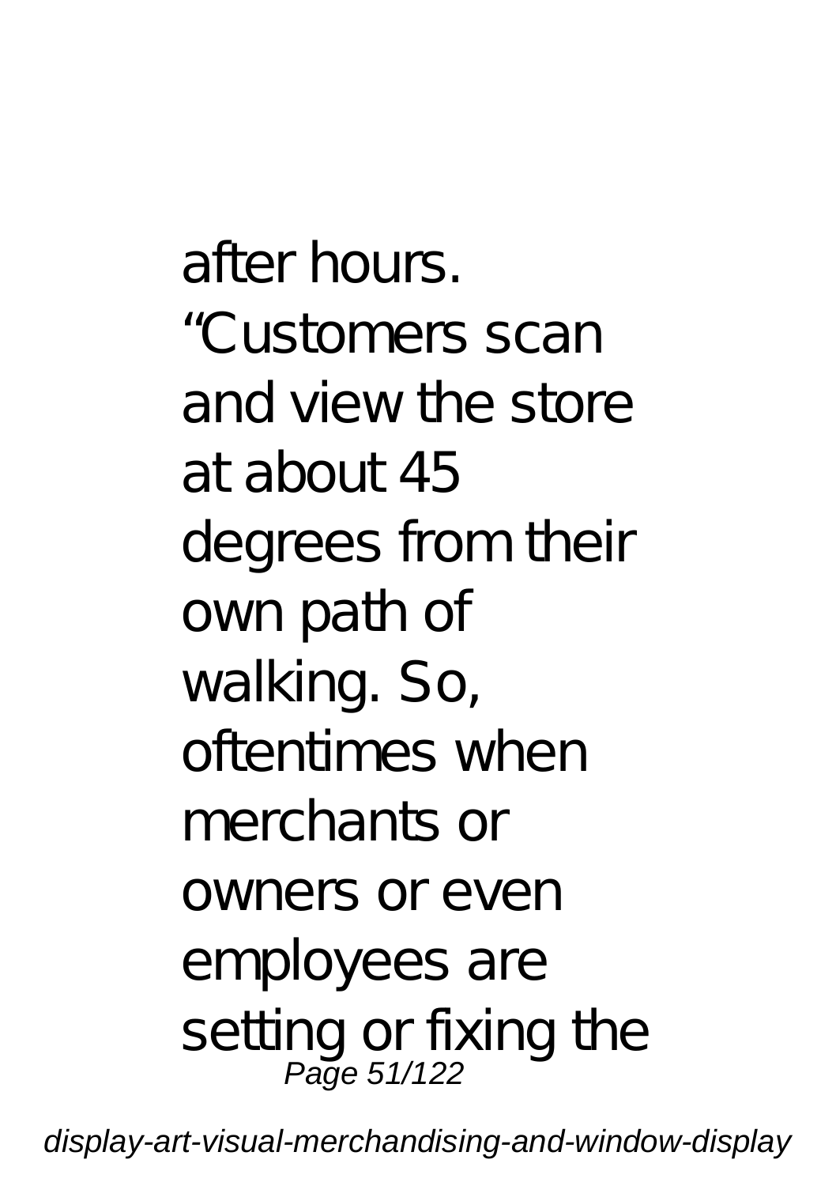after hours.
"Customers scan and view the store at about 45 degrees from their own path of walking. So, oftentimes when merchants or owners or even employees are setting or fixing the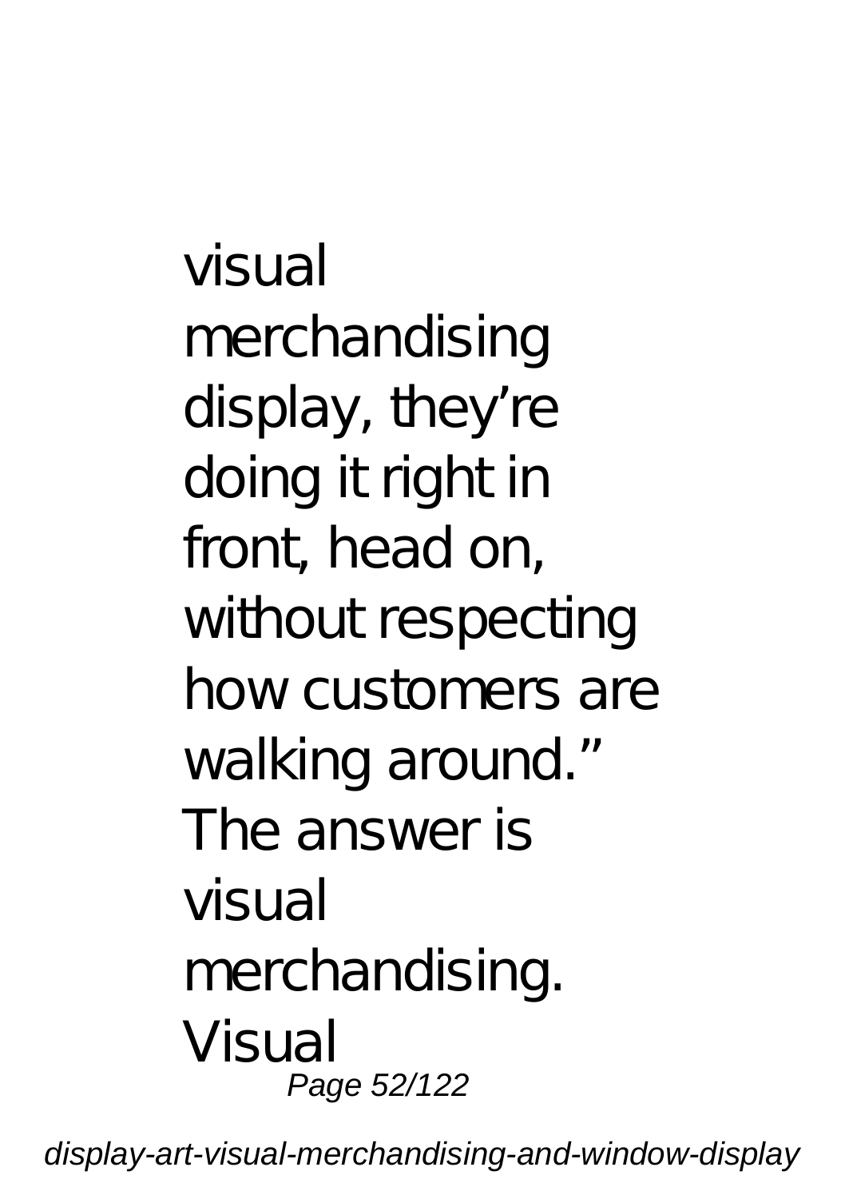visual merchandising display, they're doing it right in front, head on, without respecting how customers are walking around." The answer is visual merchandising. Visual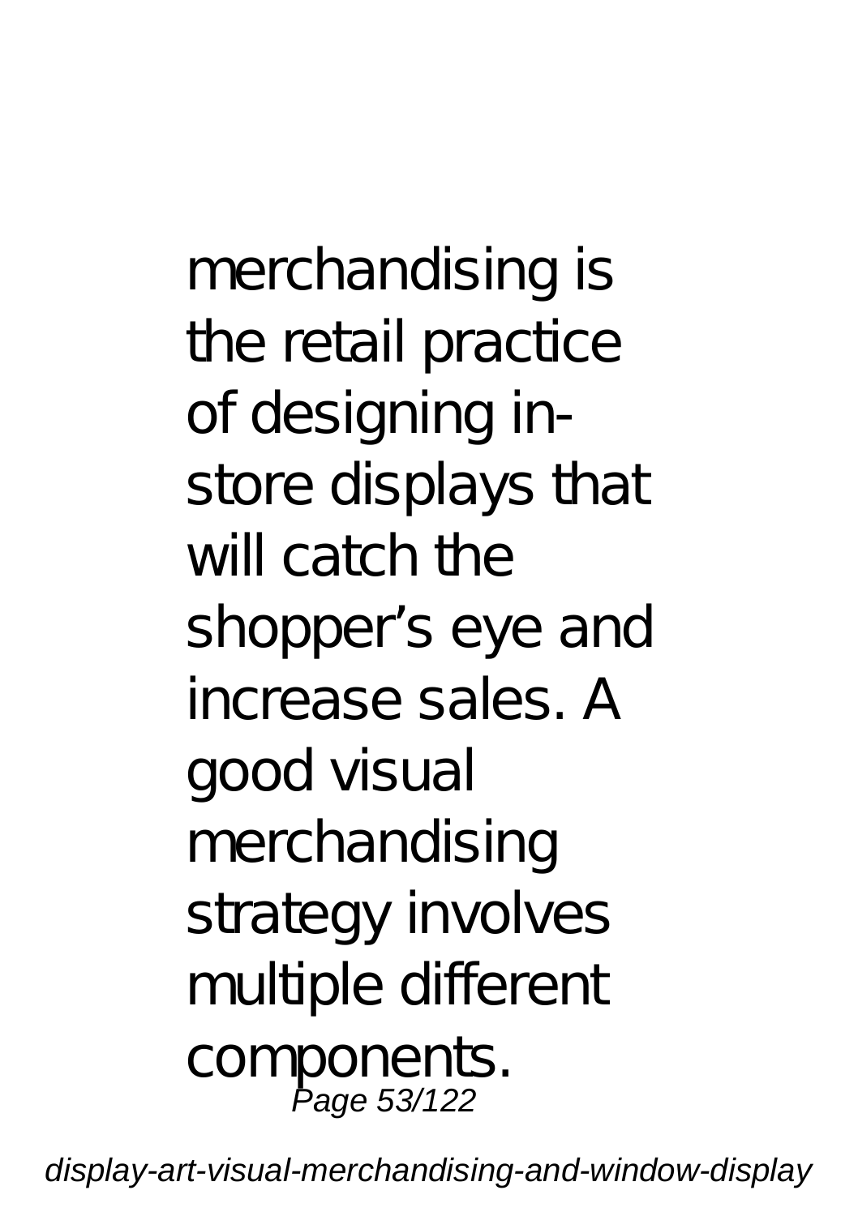merchandising is the retail practice of designing in-store displays that will catch the shopper's eye and increase sales. A good visual merchandising strategy involves multiple different components.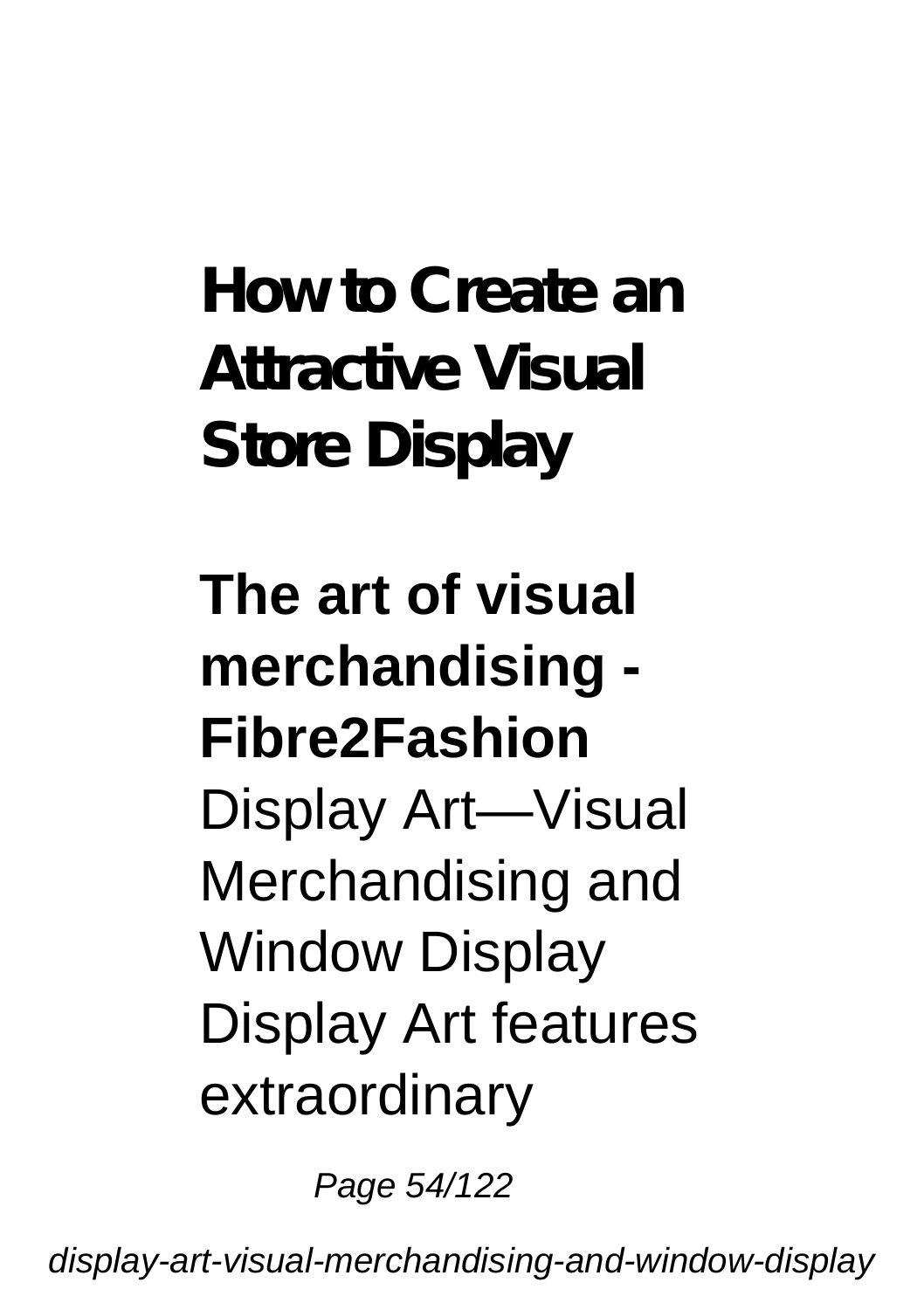## How to Create an Attractive Visual Store Display

## The art of visual merchandising - Fibre2Fashion

Display Art—Visual Merchandising and Window Display Display Art features extraordinary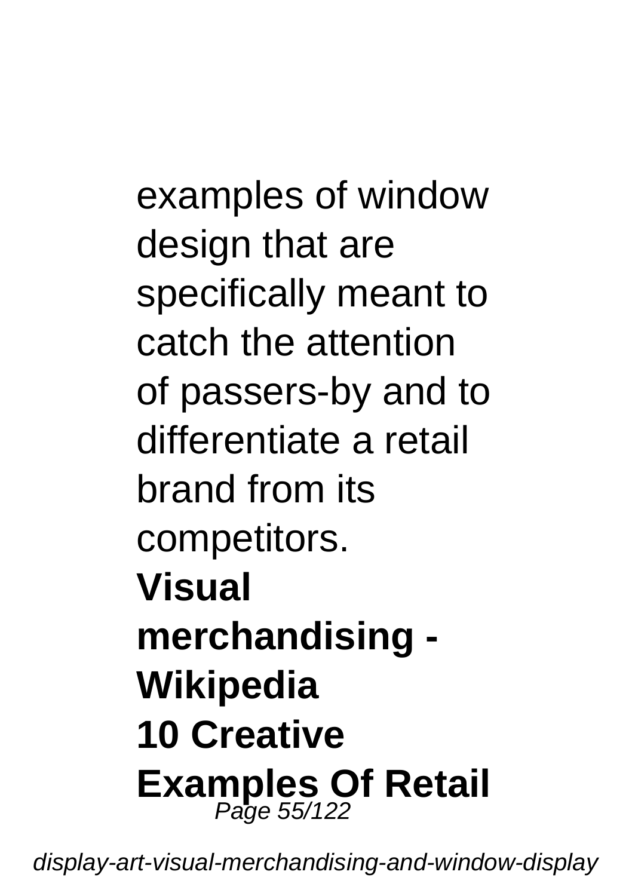examples of window design that are specifically meant to catch the attention of passers-by and to differentiate a retail brand from its competitors.

**Visual merchandising - Wikipedia**

**10 Creative Examples Of Retail**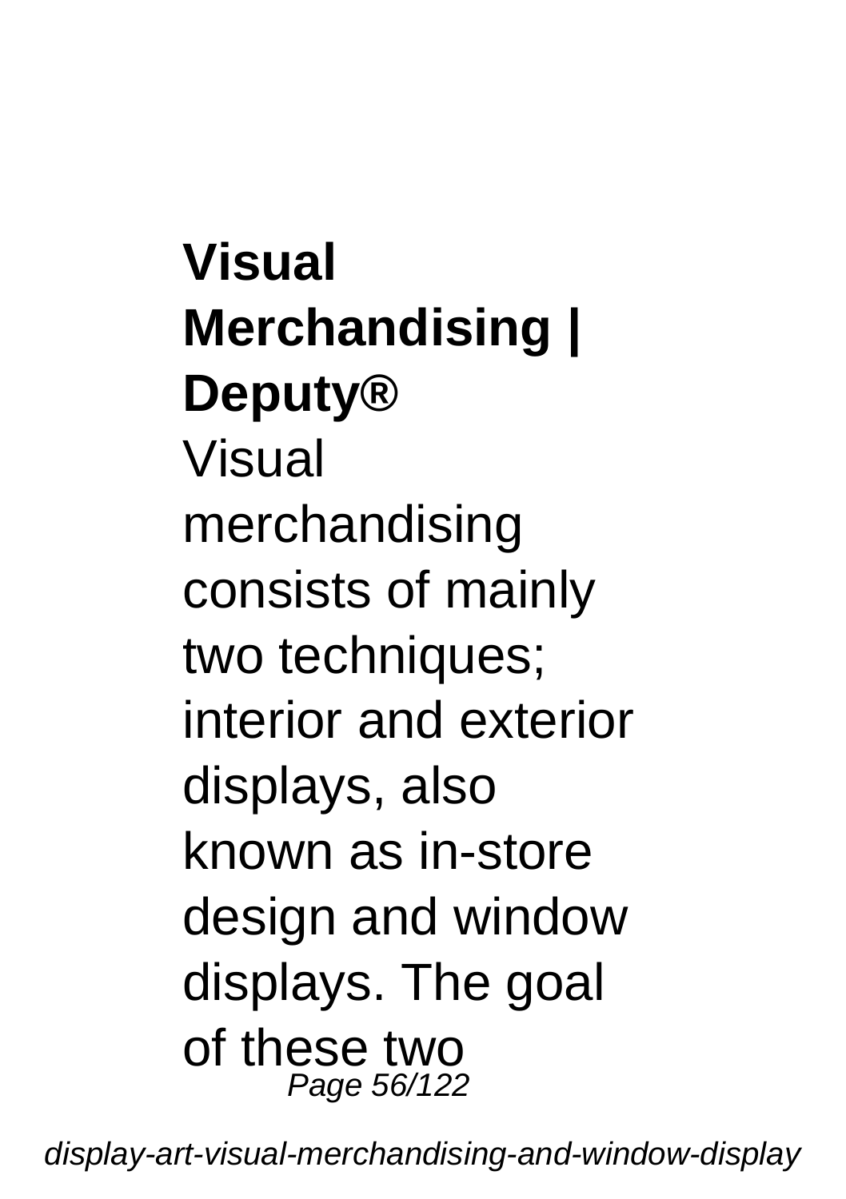**Visual Merchandising | Deputy®**

Visual merchandising consists of mainly two techniques; interior and exterior displays, also known as in-store design and window displays. The goal of these two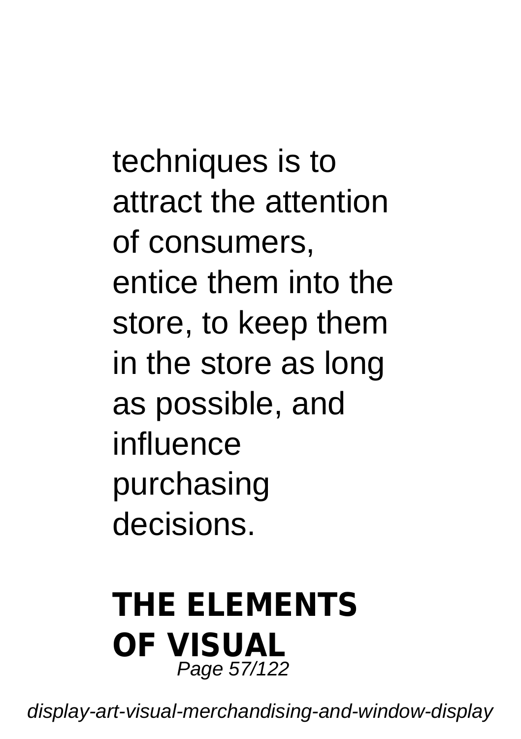techniques is to attract the attention of consumers, entice them into the store, to keep them in the store as long as possible, and influence purchasing decisions.

## THE ELEMENTS OF VISUAL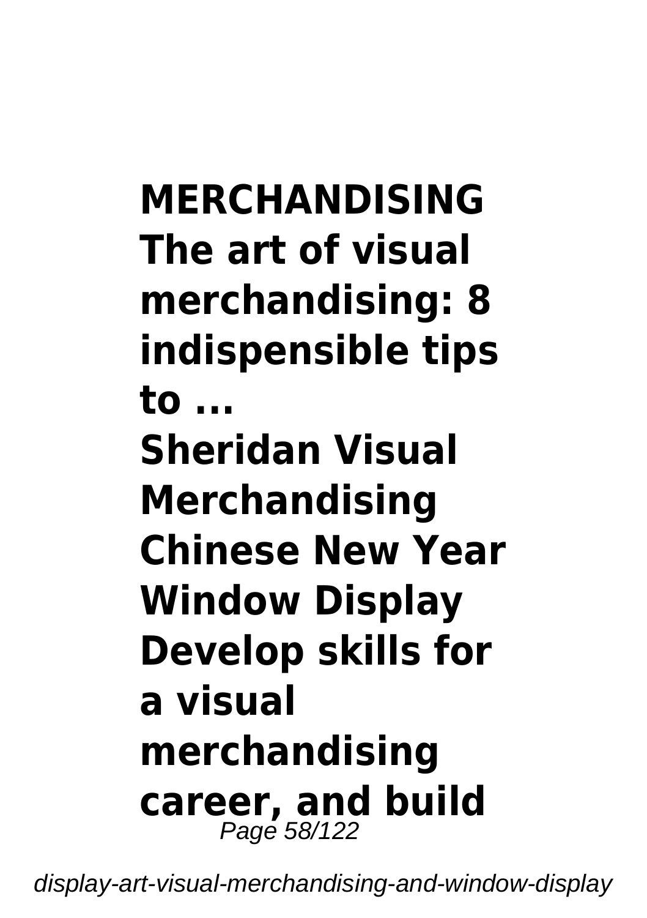**MERCHANDISING**

**The art of visual merchandising: 8 indispensible tips to ...**

**Sheridan Visual Merchandising Chinese New Year Window Display**

**Develop skills for a visual merchandising career, and build**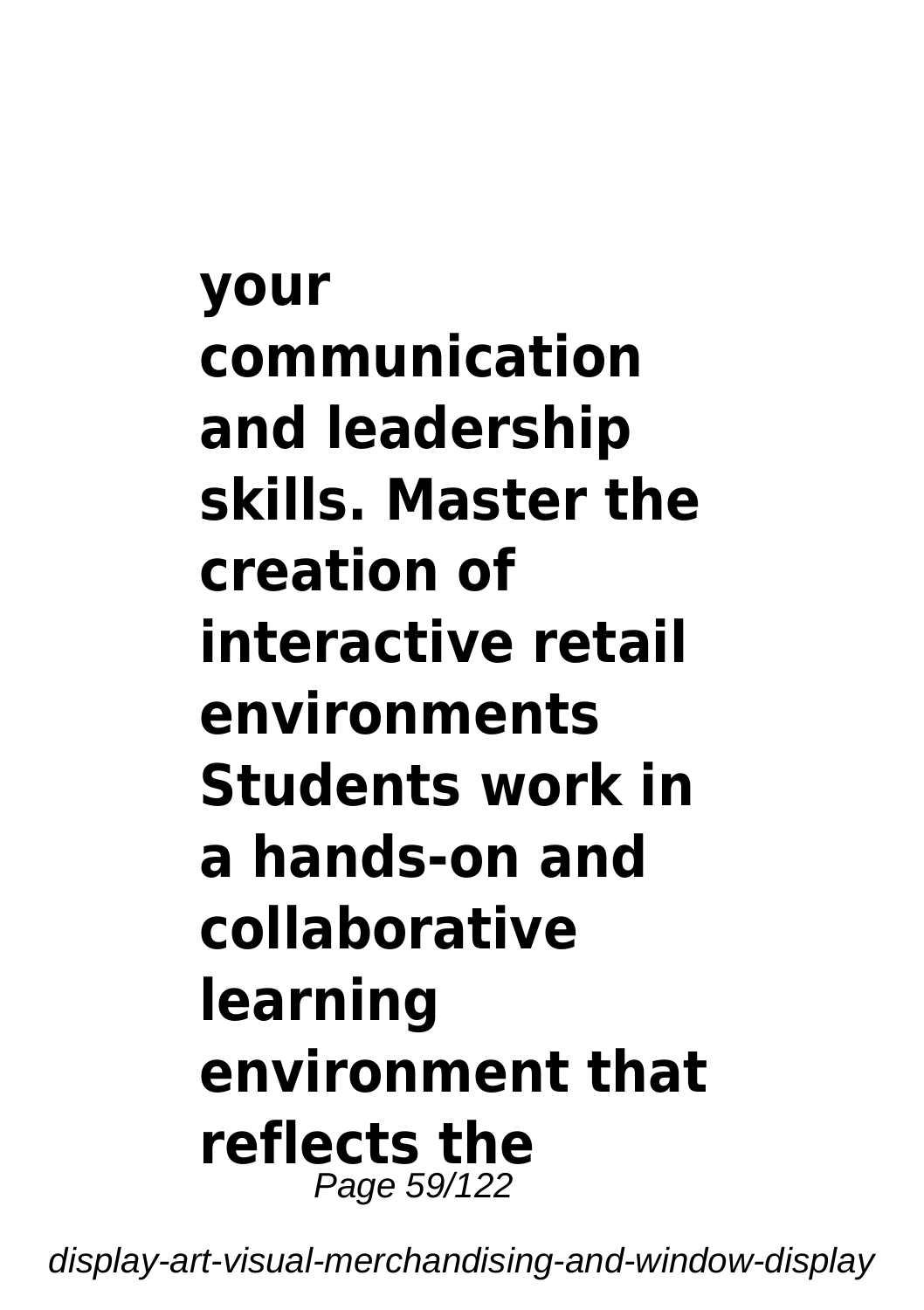**your communication and leadership skills. Master the creation of interactive retail environments Students work in a hands-on and collaborative learning environment that reflects the**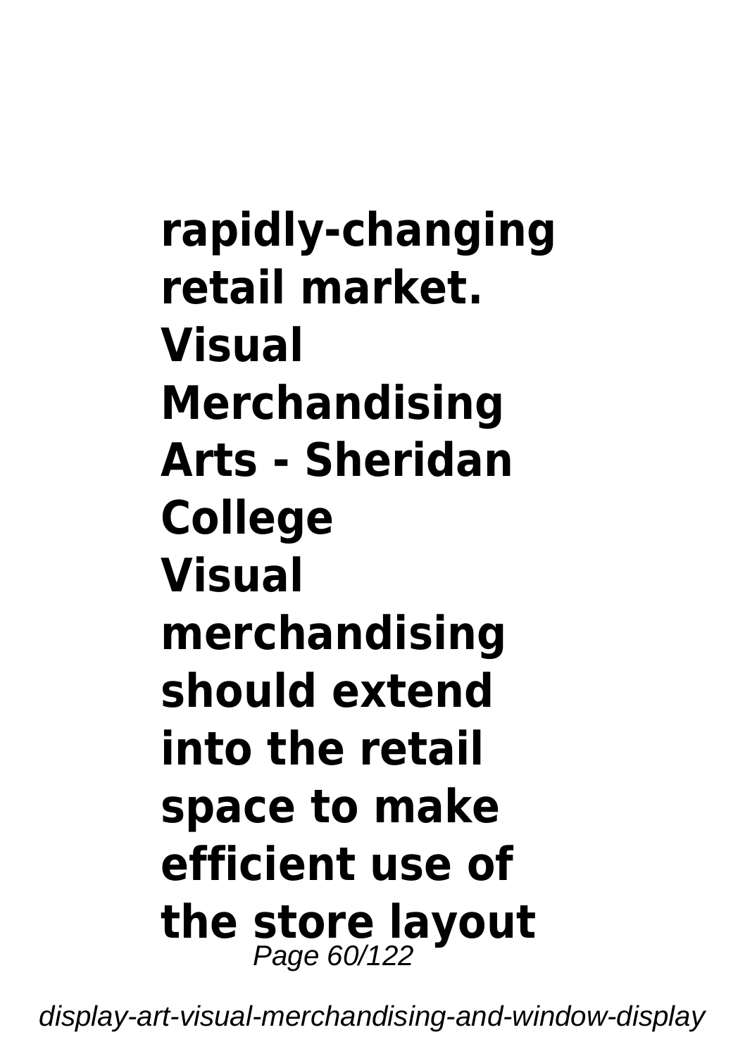**rapidly-changing retail market.**

**Visual Merchandising Arts - Sheridan College**

**Visual merchandising should extend into the retail space to make efficient use of the store layout**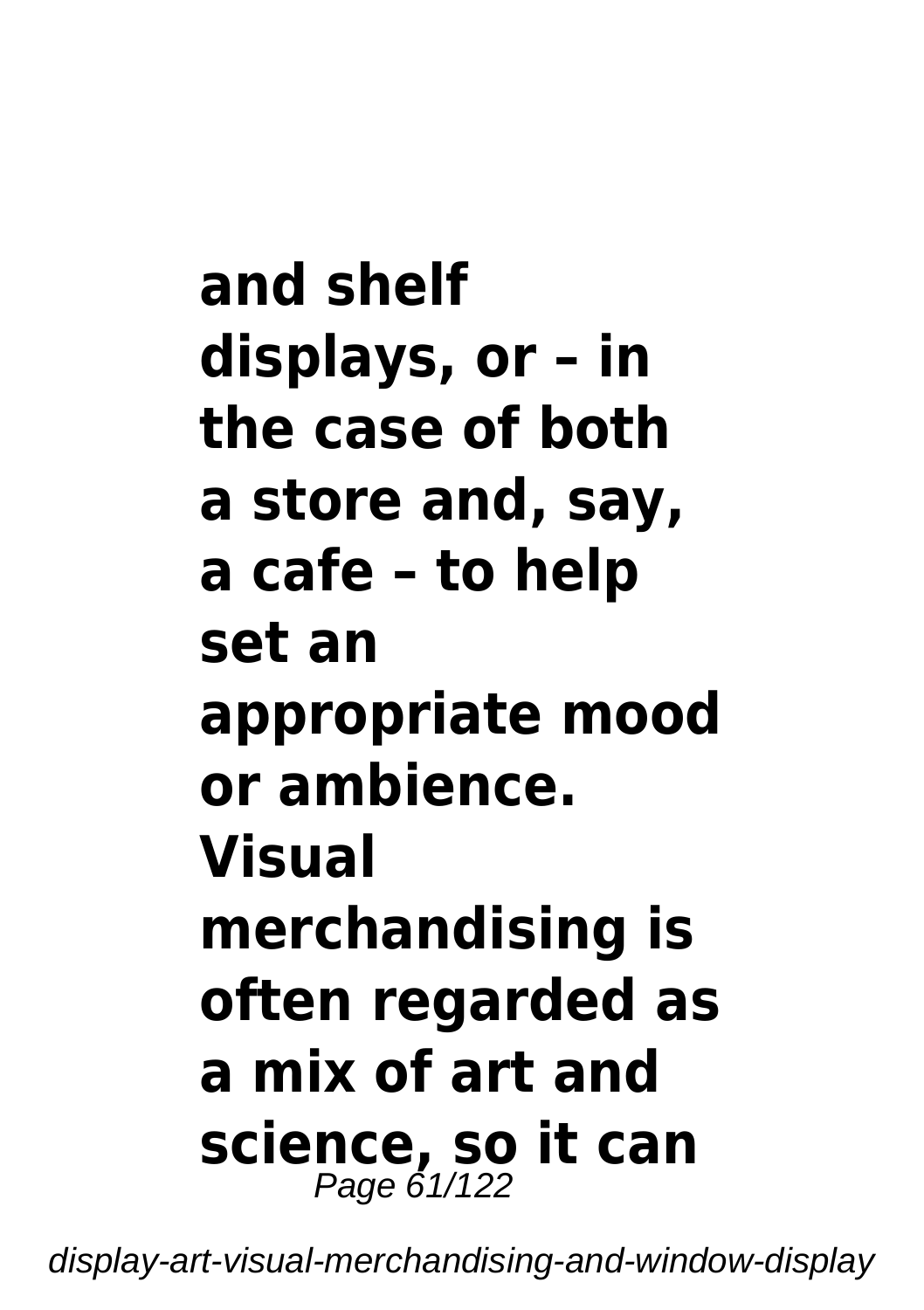**and shelf displays, or – in the case of both a store and, say, a cafe – to help set an appropriate mood or ambience. Visual merchandising is often regarded as a mix of art and science, so it can**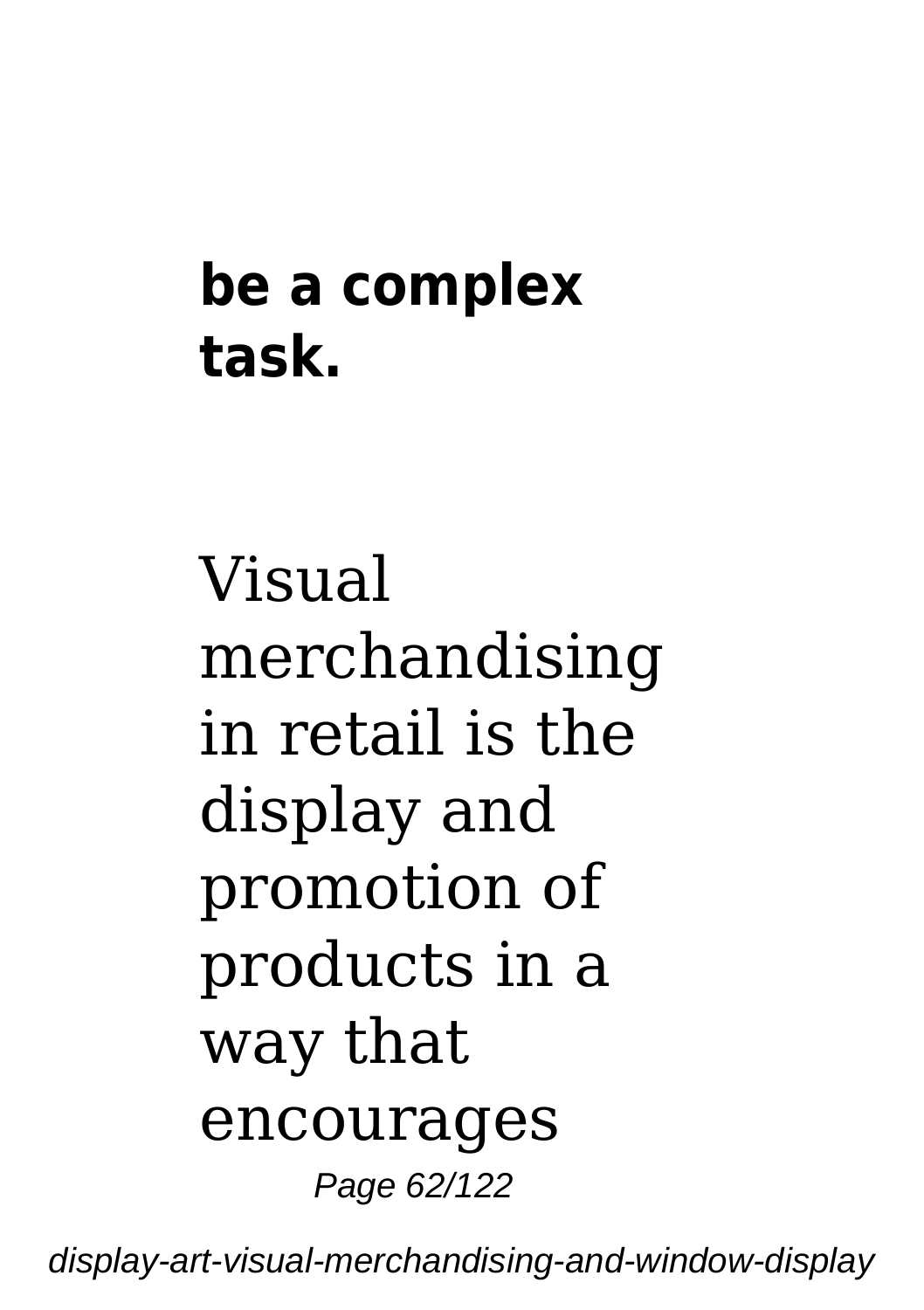**be a complex task.**

Visual merchandising in retail is the display and promotion of products in a way that encourages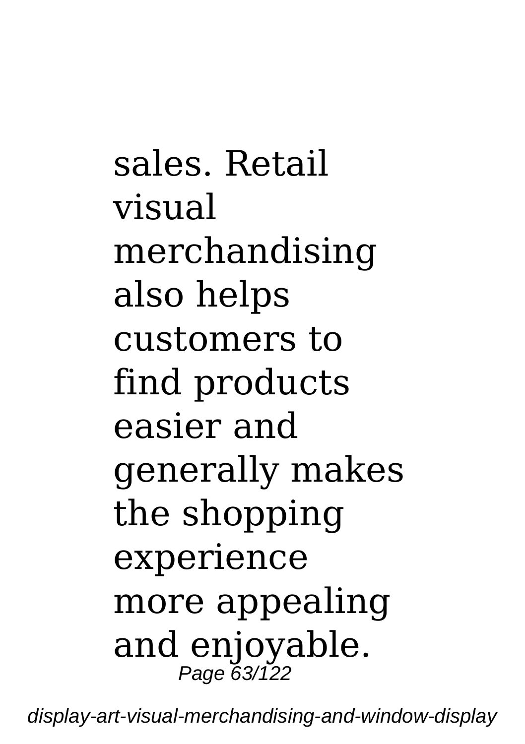sales. Retail visual merchandising also helps customers to find products easier and generally makes the shopping experience more appealing and enjoyable.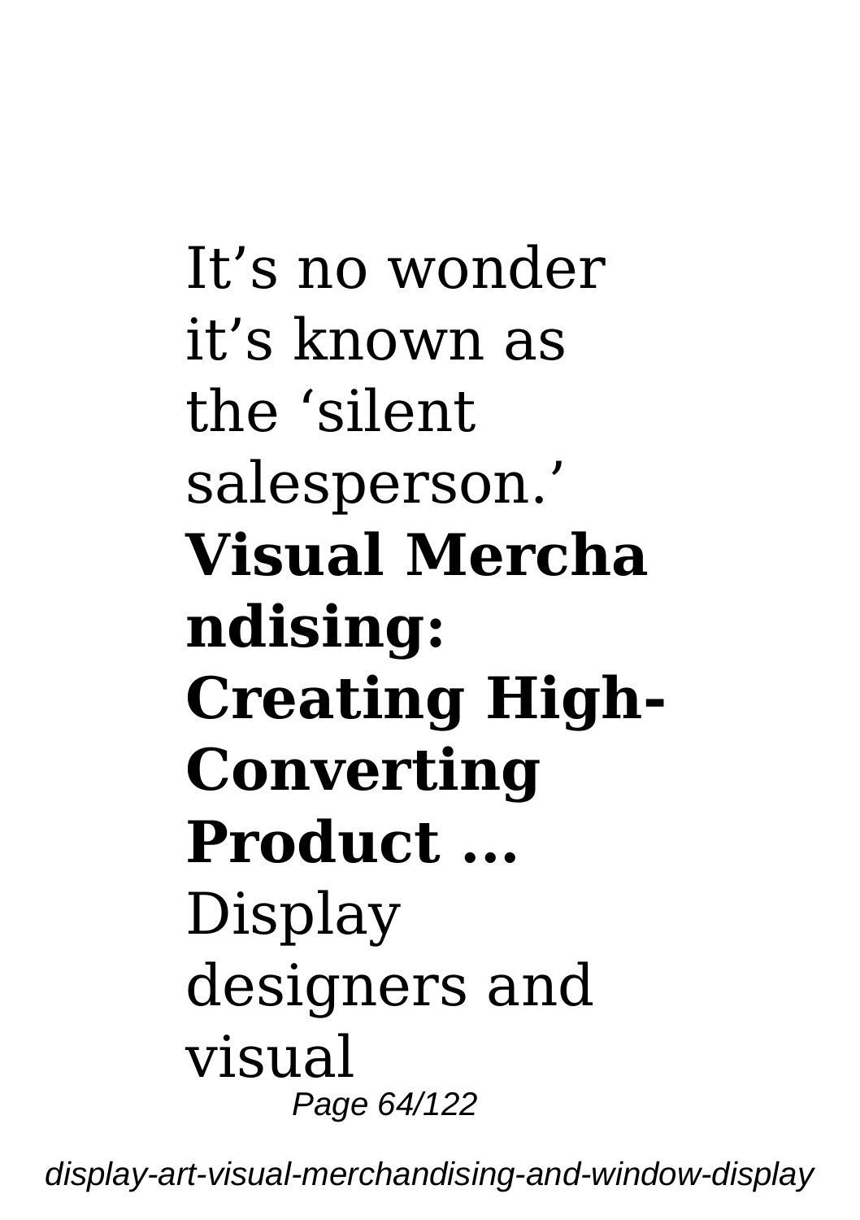It’s no wonder it’s known as the ‘silent salesperson.’

**Visual Merchandising: Creating High-Converting Product ...**

Display designers and visual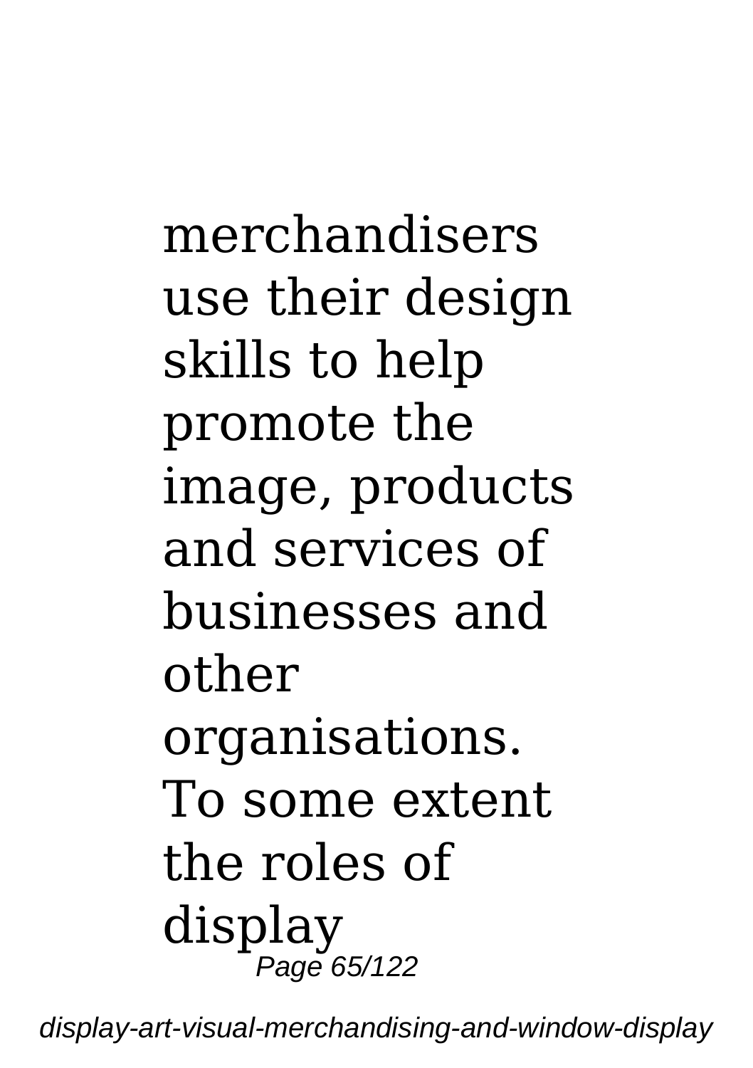merchandisers use their design skills to help promote the image, products and services of businesses and other organisations. To some extent the roles of display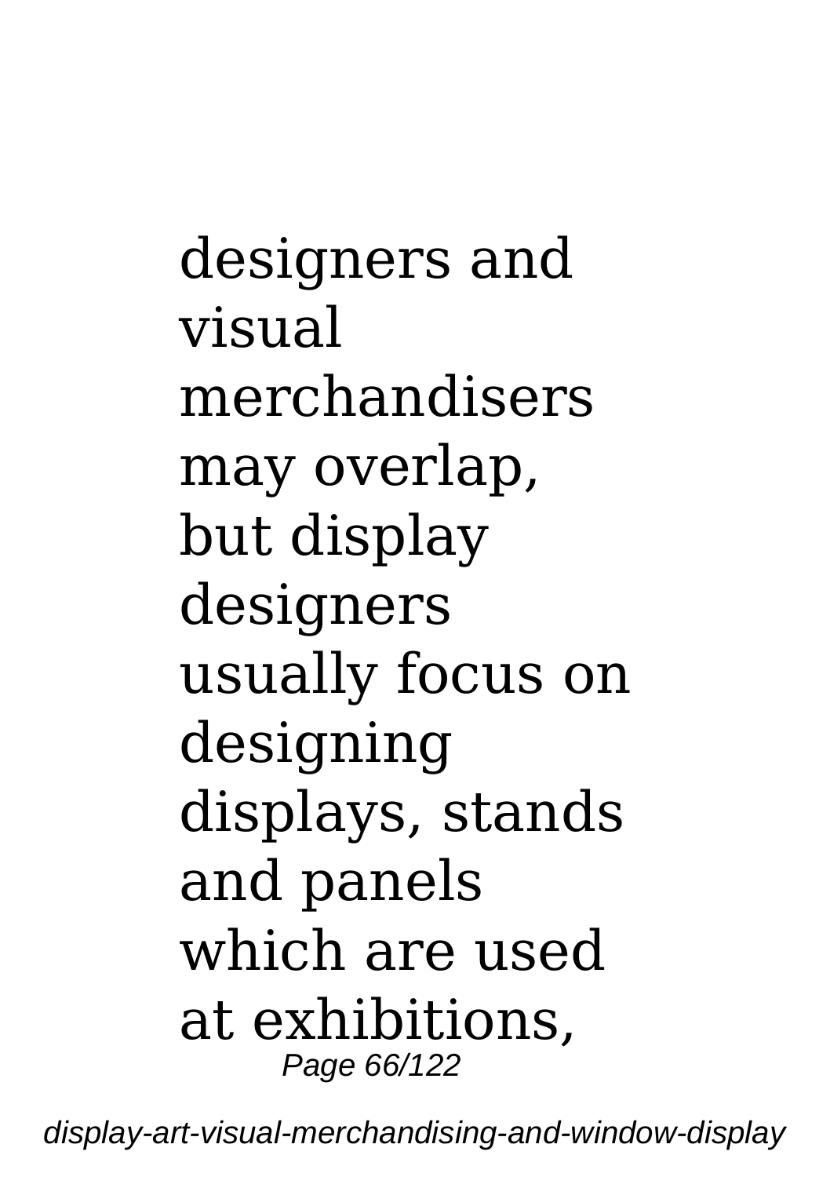designers and visual merchandisers may overlap, but display designers usually focus on designing displays, stands and panels which are used at exhibitions,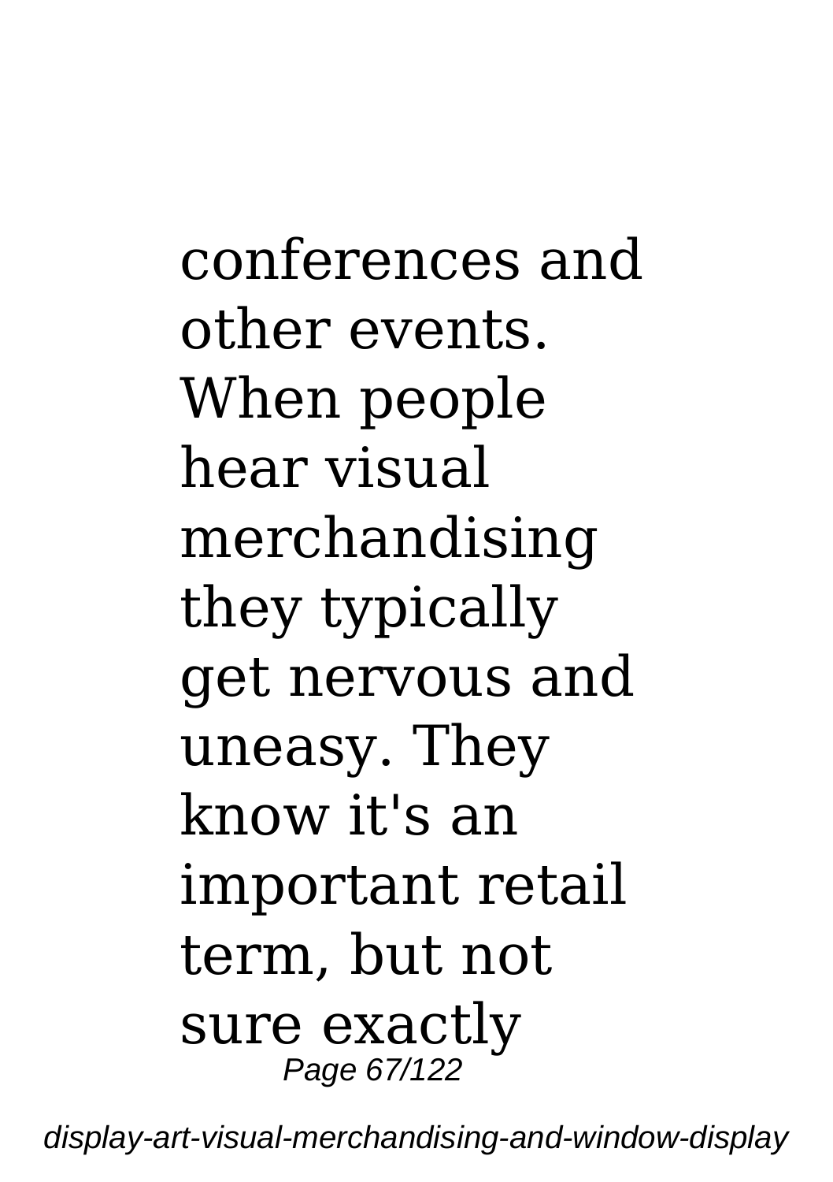conferences and other events. When people hear visual merchandising they typically get nervous and uneasy. They know it's an important retail term, but not sure exactly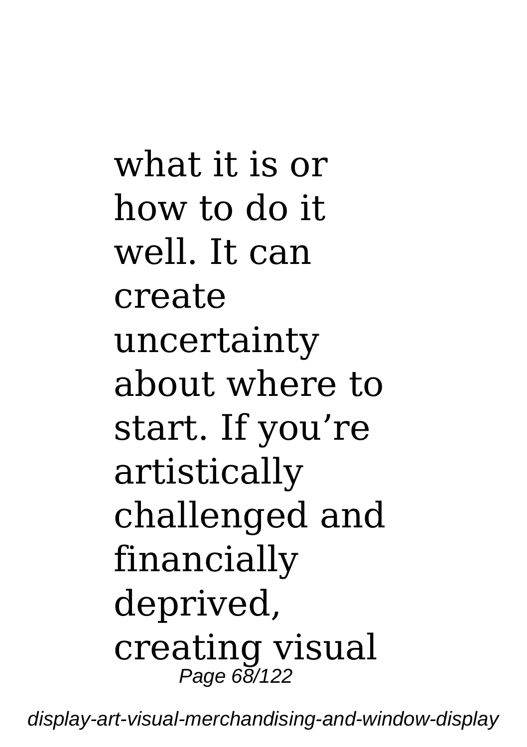what it is or how to do it well. It can create uncertainty about where to start. If you’re artistically challenged and financially deprived, creating visual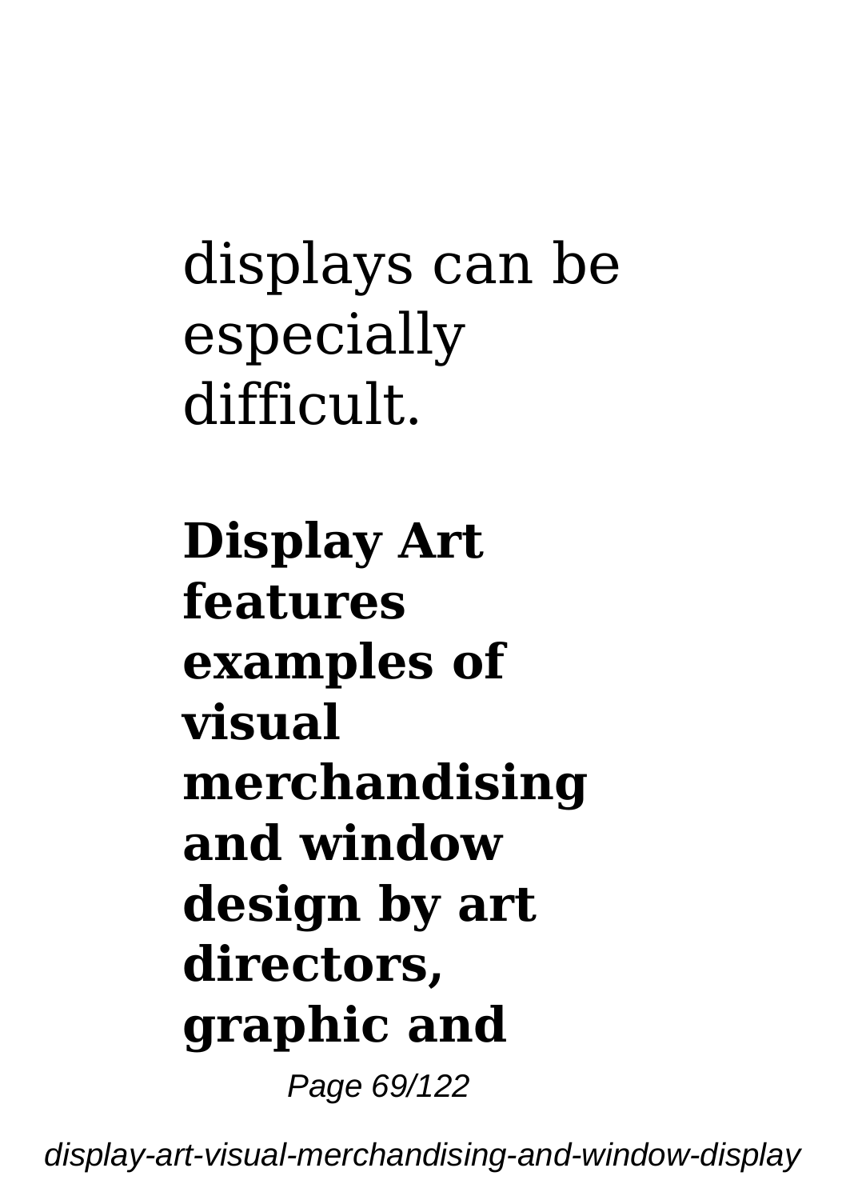displays can be especially difficult.

**Display Art features examples of visual merchandising and window design by art directors, graphic and**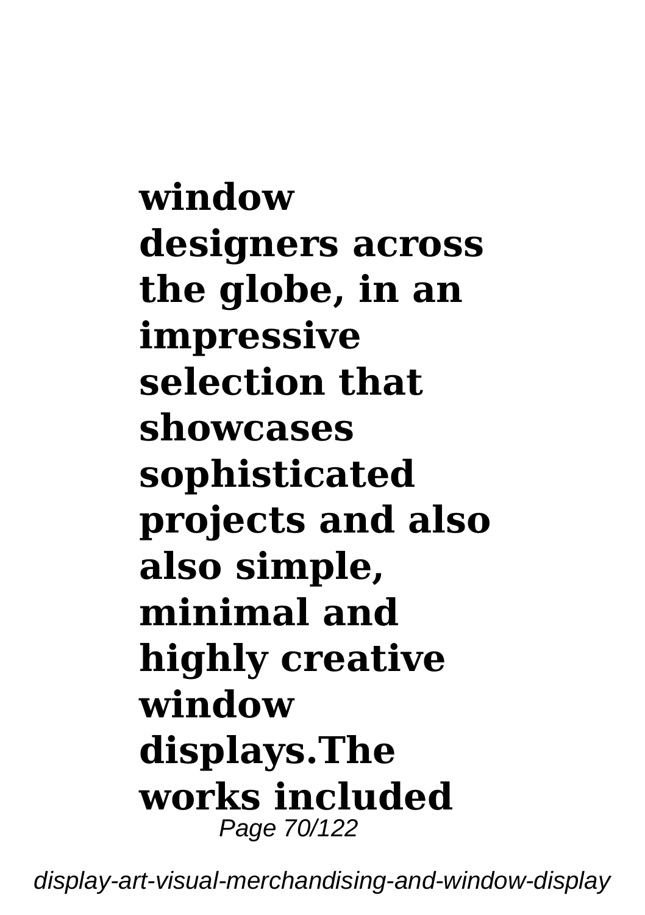**window designers across the globe, in an impressive selection that showcases sophisticated projects and also also simple, minimal and highly creative window displays.The works included**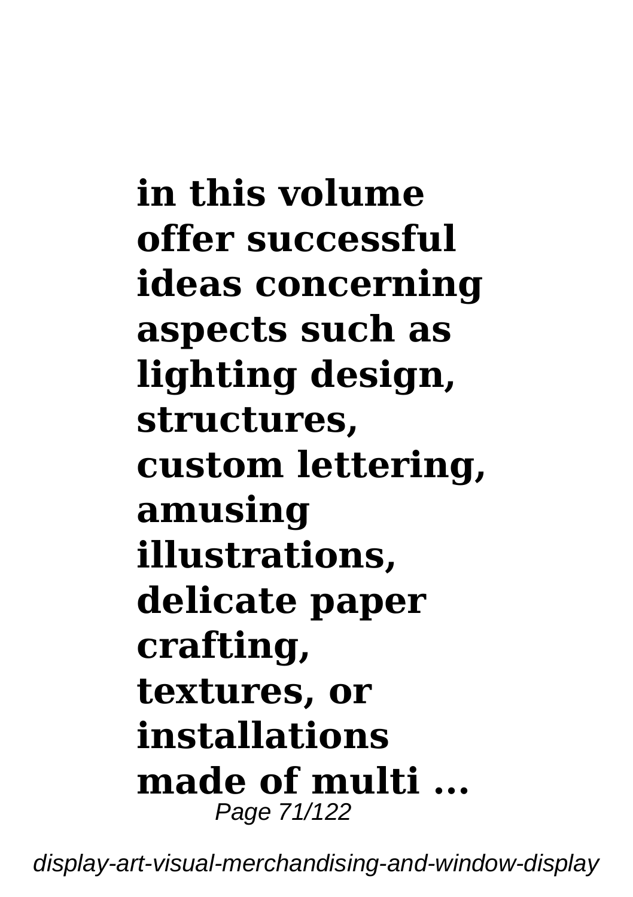**in this volume offer successful ideas concerning aspects such as lighting design, structures, custom lettering, amusing illustrations, delicate paper crafting, textures, or installations made of multi ...**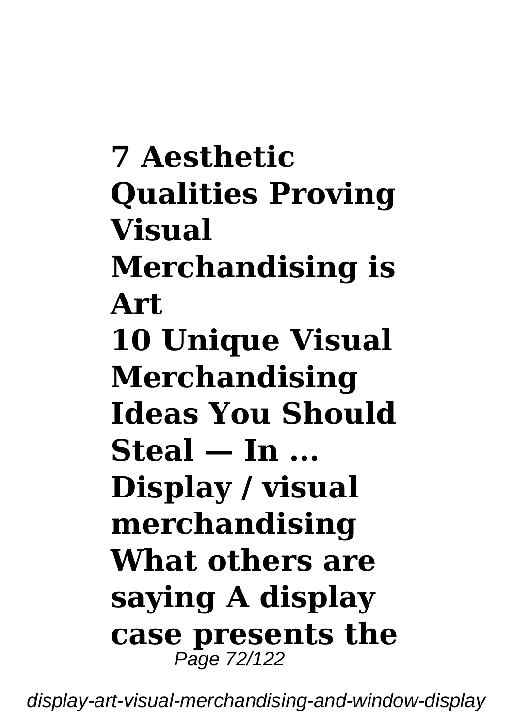**7 Aesthetic Qualities Proving Visual Merchandising is Art**

**10 Unique Visual Merchandising Ideas You Should Steal — In ...**

**Display / visual merchandising**

**What others are saying A display case presents the**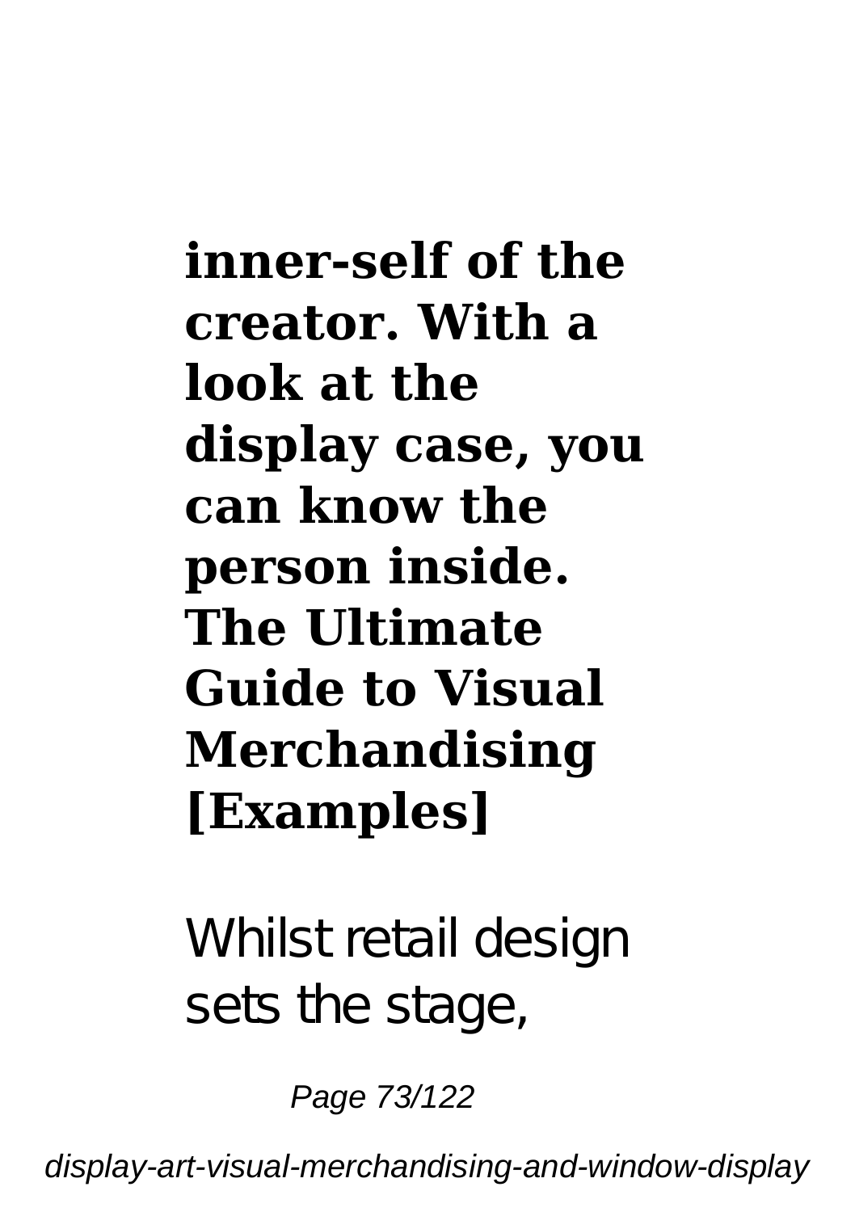**inner-self of the creator. With a look at the display case, you can know the person inside.**

**The Ultimate Guide to Visual Merchandising [Examples]**

Whilst retail design sets the stage,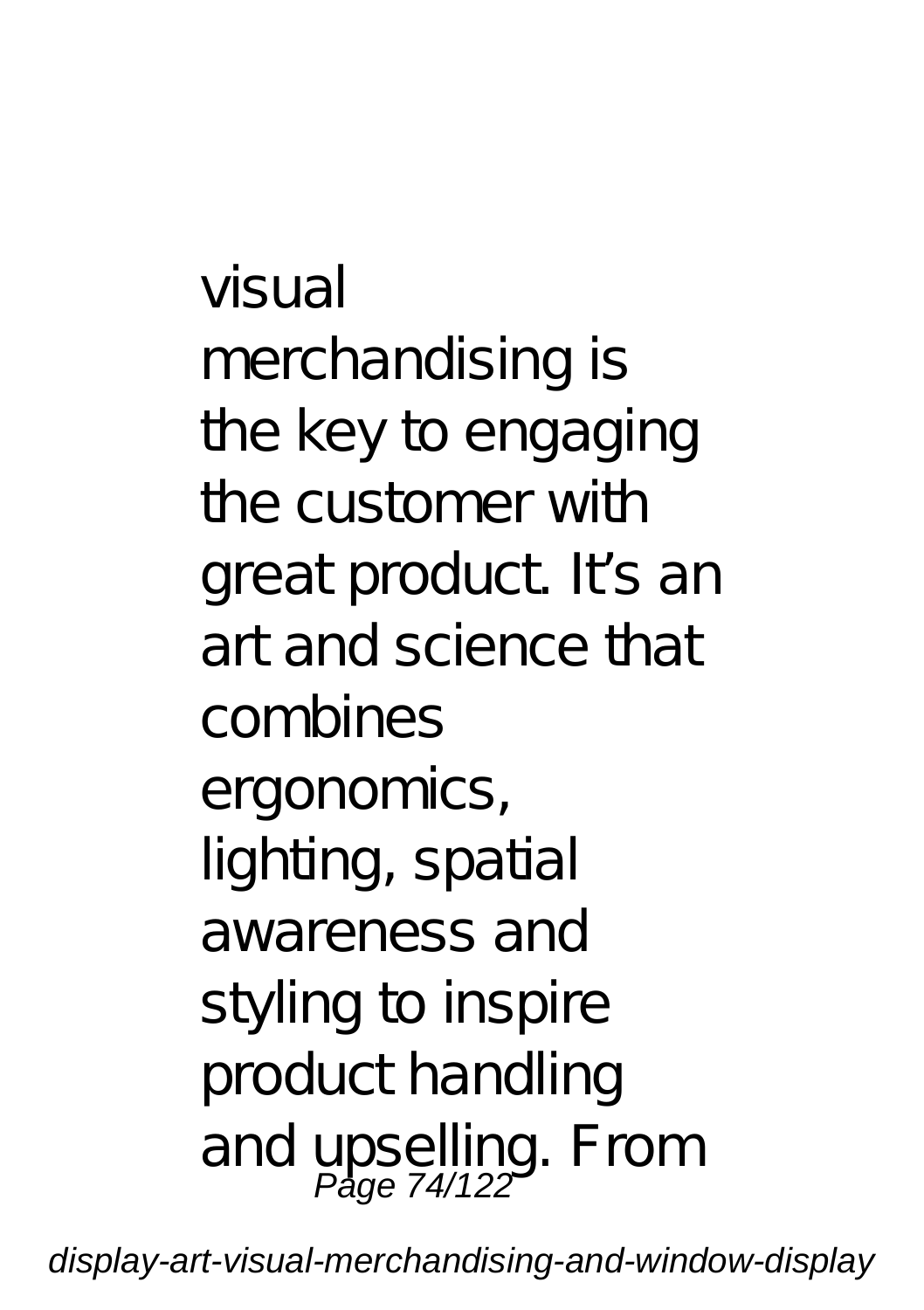visual merchandising is the key to engaging the customer with great product. It's an art and science that combines ergonomics, lighting, spatial awareness and styling to inspire product handling and upselling. From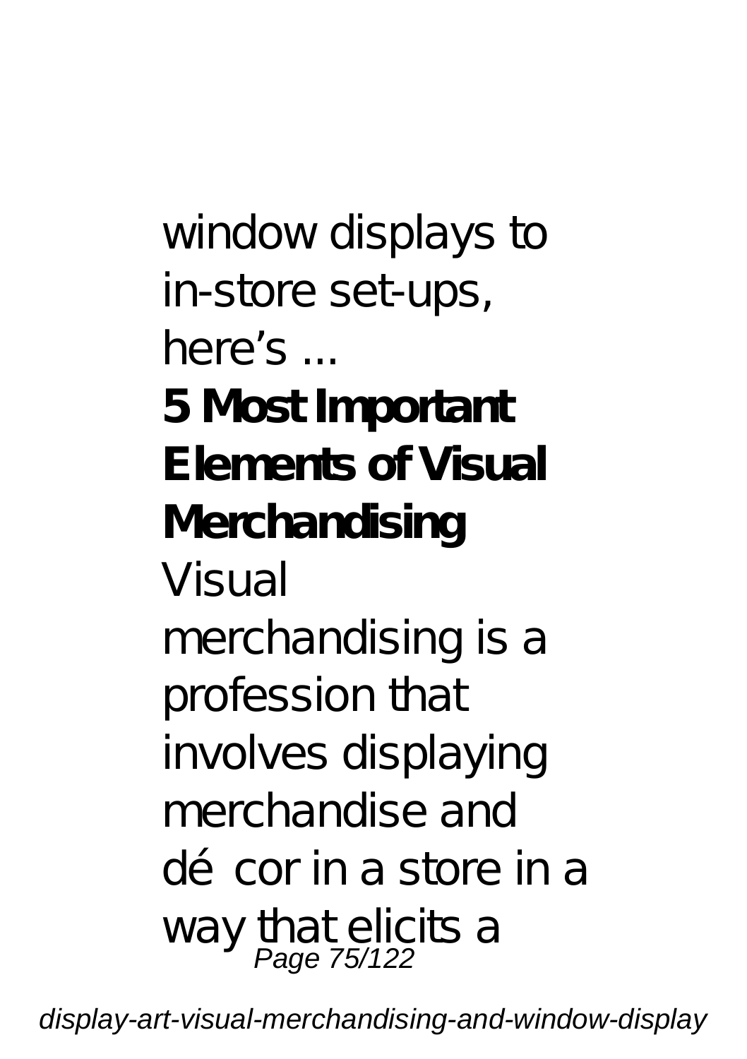window displays to in-store set-ups, here's ...

**5 Most Important Elements of Visual Merchandising**

Visual merchandising is a profession that involves displaying merchandise and décor in a store in a way that elicits a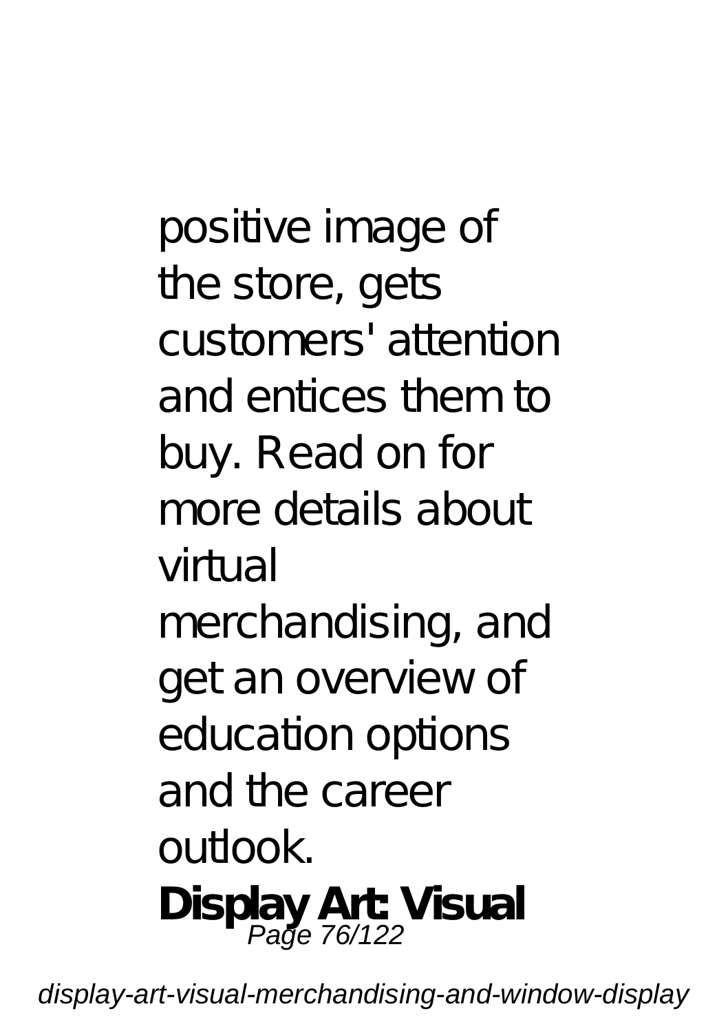positive image of the store, gets customers' attention and entices them to buy. Read on for more details about virtual merchandising, and get an overview of education options and the career outlook.

**Display Art: Visual**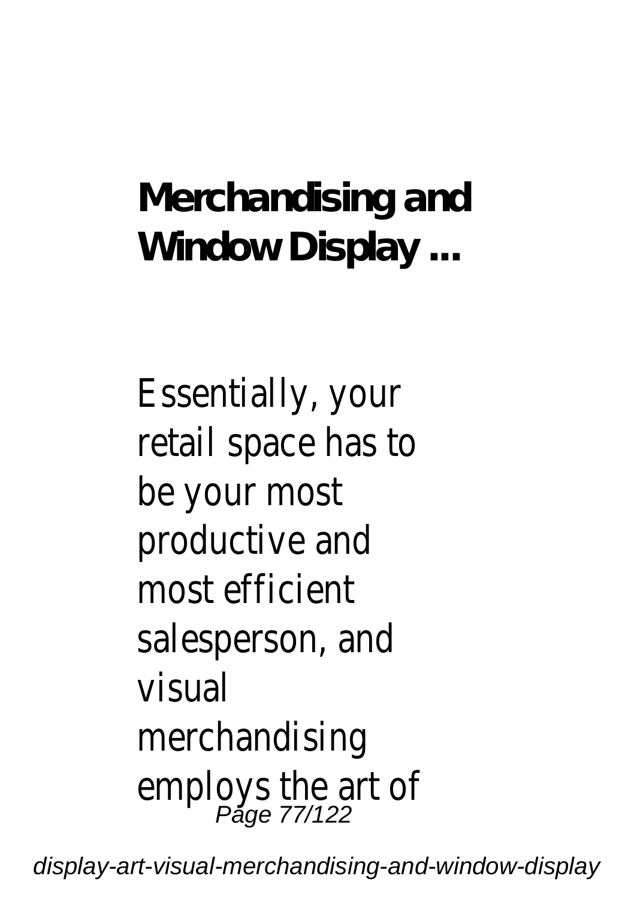**Merchandising and Window Display ...**

Essentially, your retail space has to be your most productive and most efficient salesperson, and visual merchandising employs the art of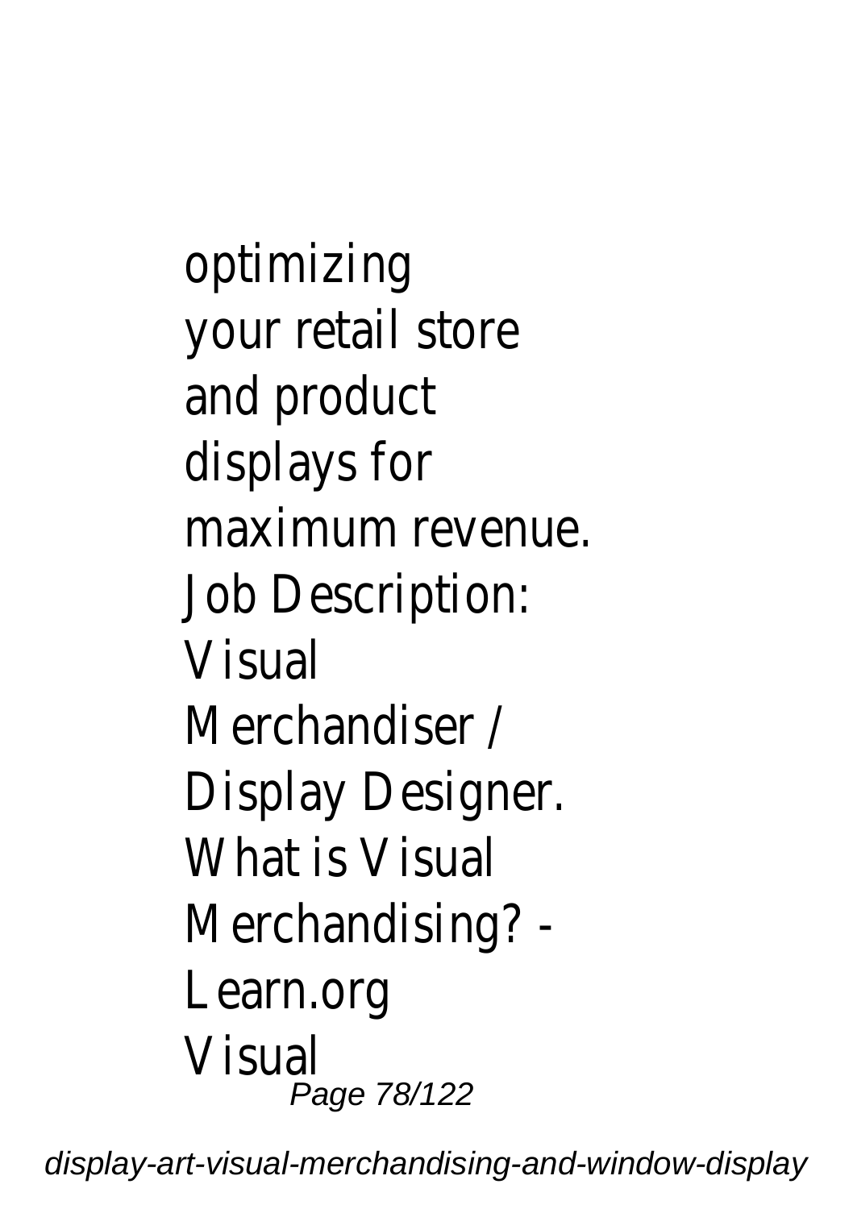optimizing your retail store and product displays for maximum revenue.

Job Description: Visual Merchandiser / Display Designer.

What is Visual Merchandising? - Learn.org

Visual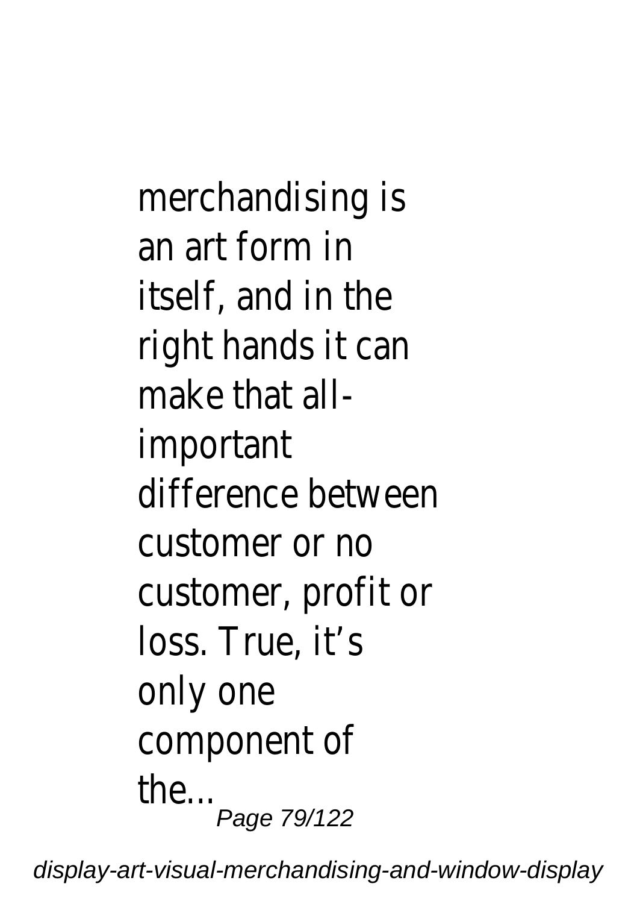merchandising is an art form in itself, and in the right hands it can make that all-important difference between customer or no customer, profit or loss. True, it’s only one component of the...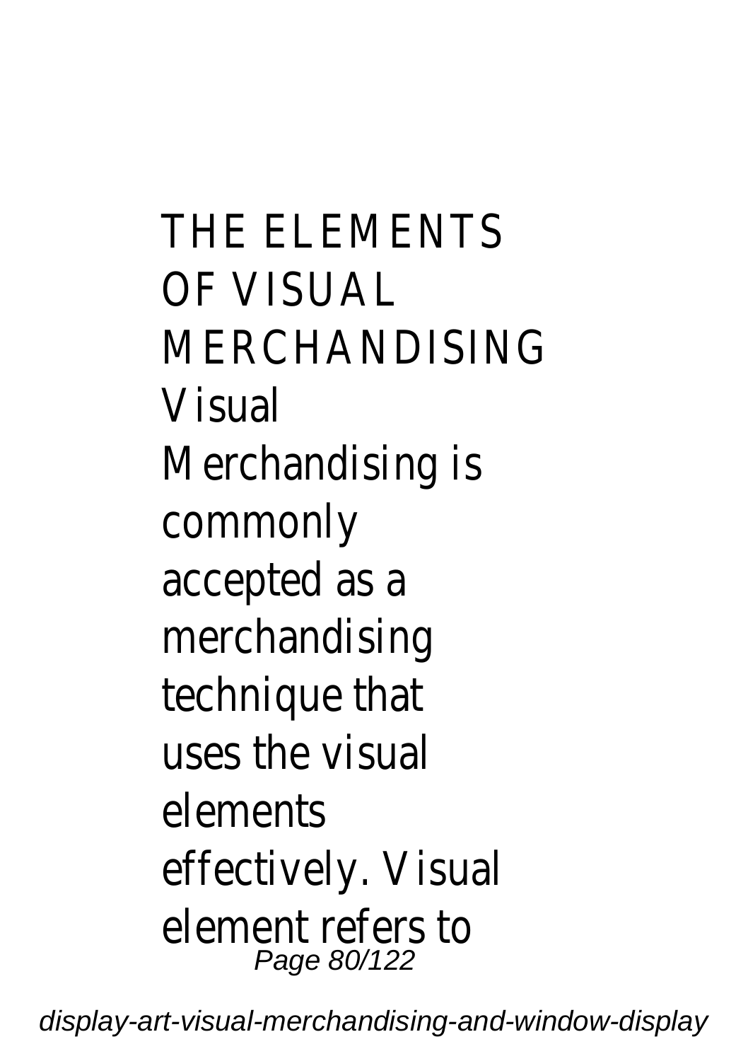THE ELEMENTS OF VISUAL MERCHANDISING

Visual Merchandising is commonly accepted as a merchandising technique that uses the visual elements effectively. Visual element refers to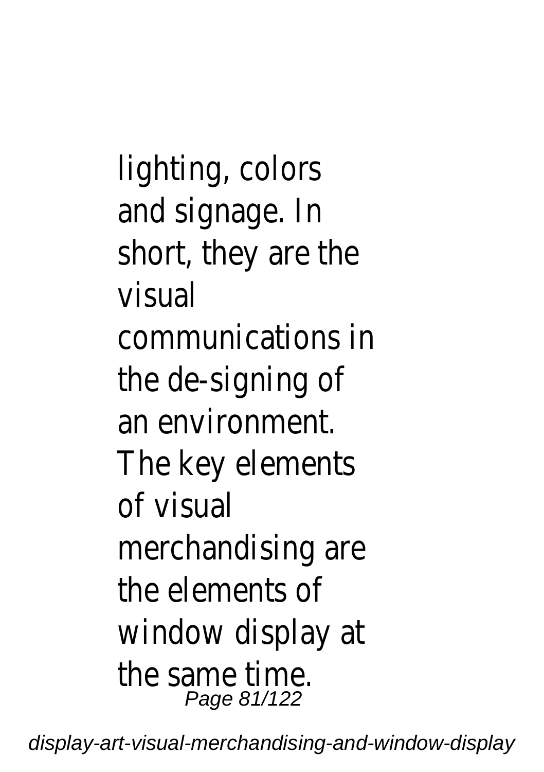lighting, colors and signage. In short, they are the visual communications in the de-signing of an environment. The key elements of visual merchandising are the elements of window display at the same time.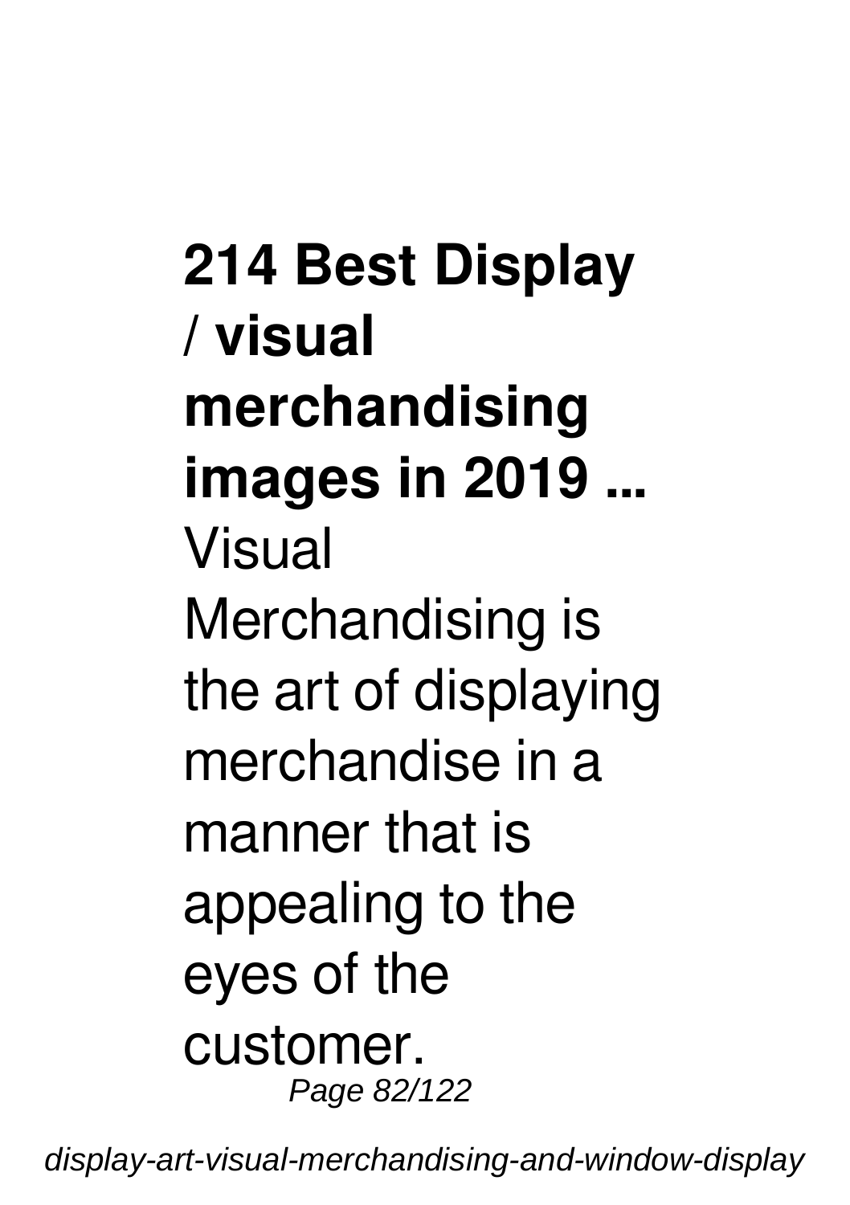**214 Best Display / visual merchandising images in 2019 ...**

Visual Merchandising is the art of displaying merchandise in a manner that is appealing to the eyes of the customer.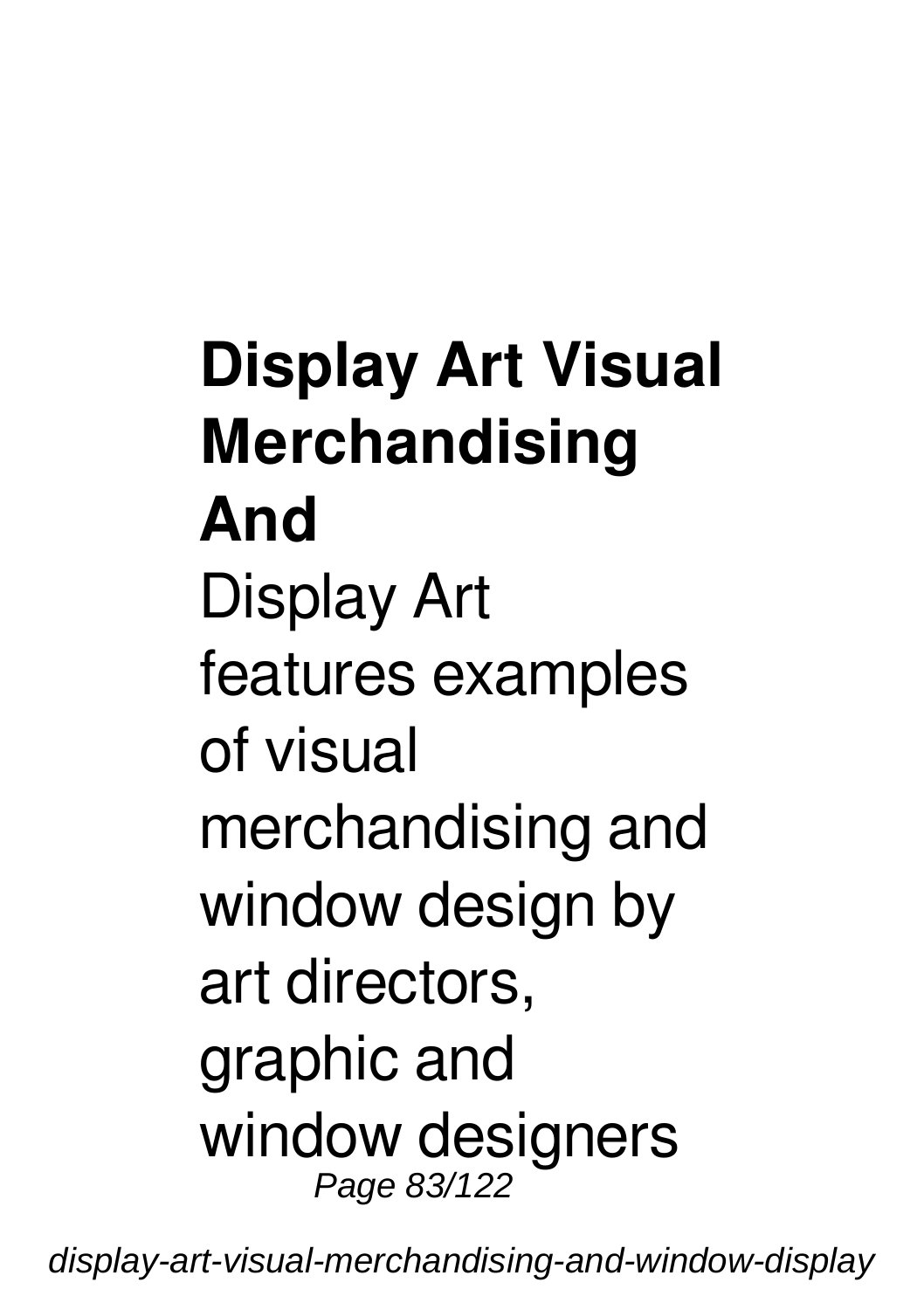**Display Art Visual Merchandising And**

Display Art features examples of visual merchandising and window design by art directors, graphic and window designers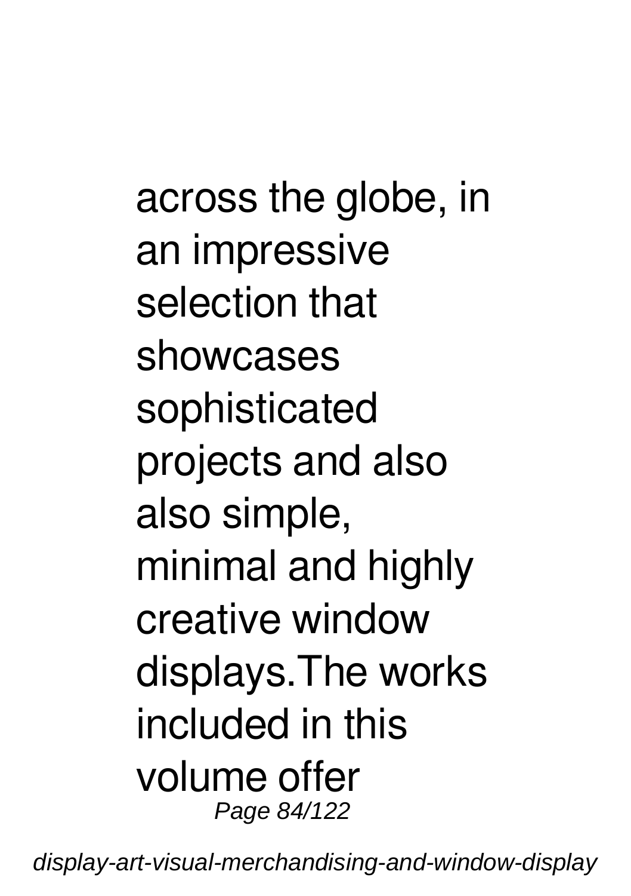across the globe, in an impressive selection that showcases sophisticated projects and also also simple, minimal and highly creative window displays.The works included in this volume offer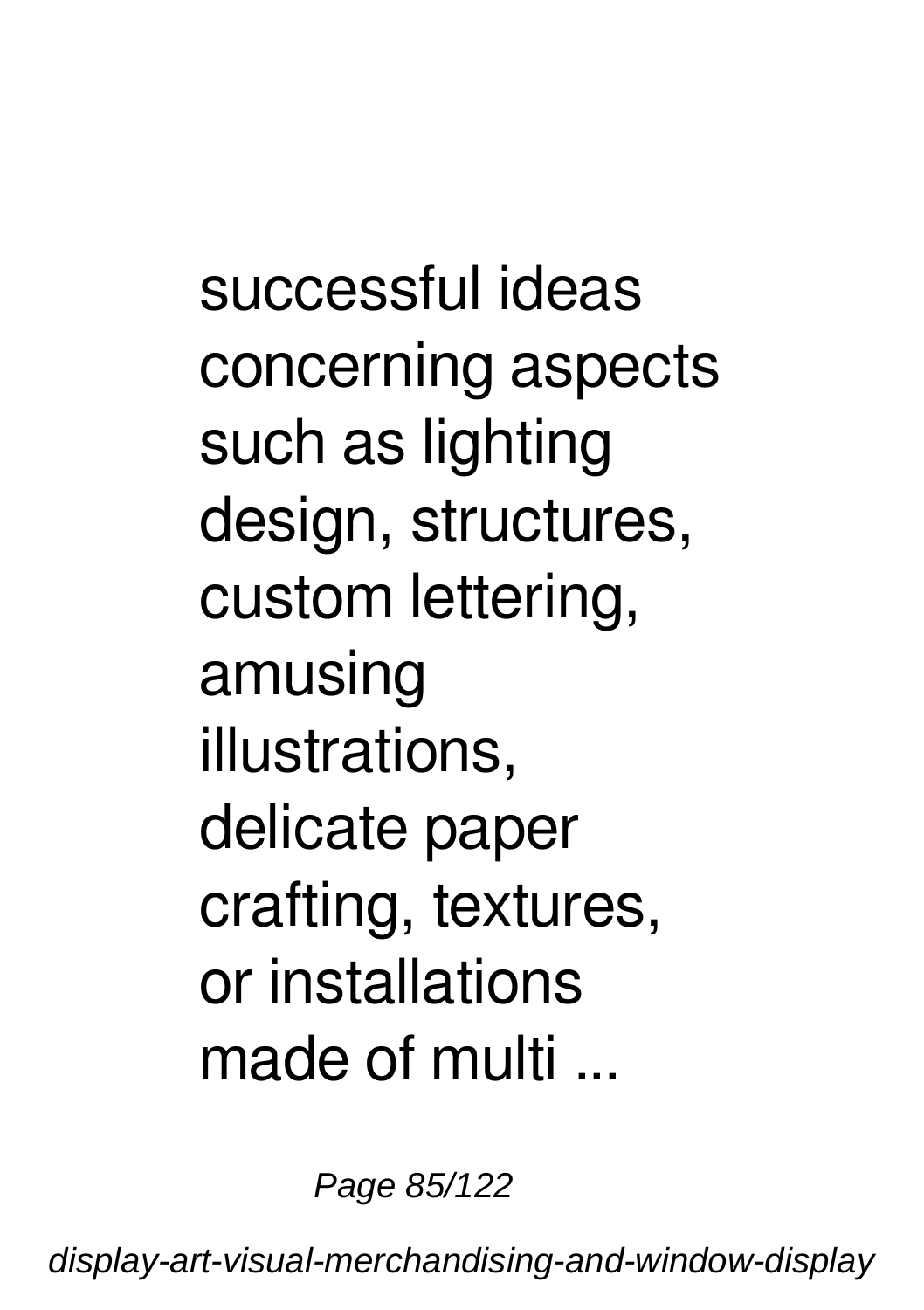successful ideas concerning aspects such as lighting design, structures, custom lettering, amusing illustrations, delicate paper crafting, textures, or installations made of multi ...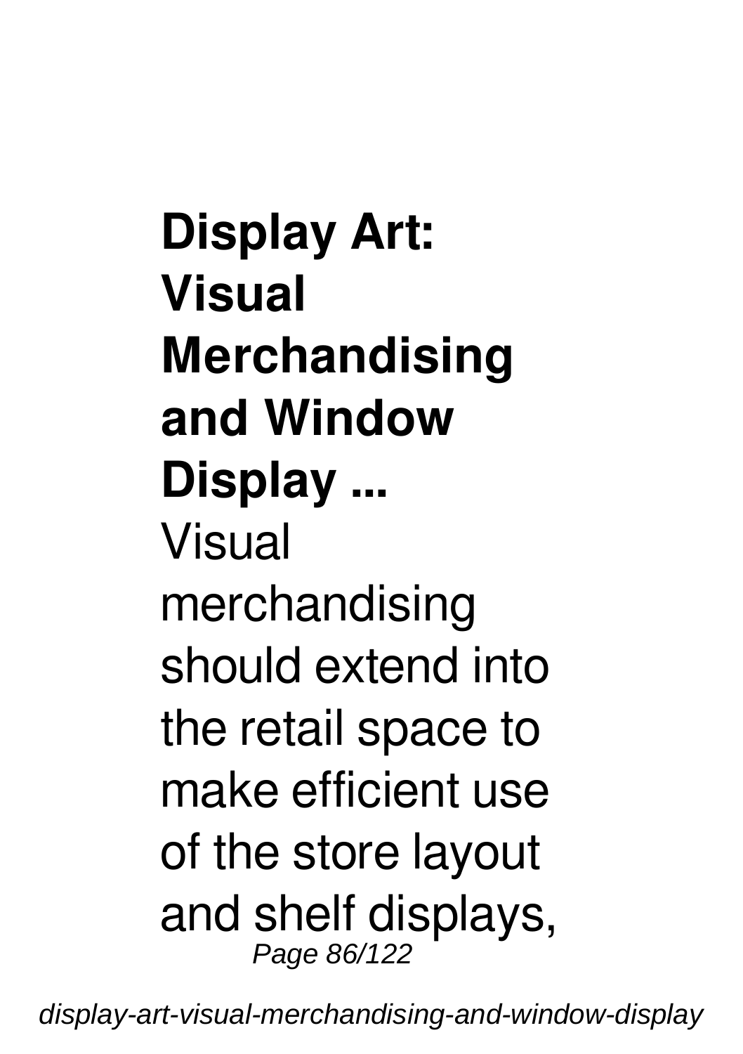**Display Art: Visual Merchandising and Window Display ...**

Visual merchandising should extend into the retail space to make efficient use of the store layout and shelf displays,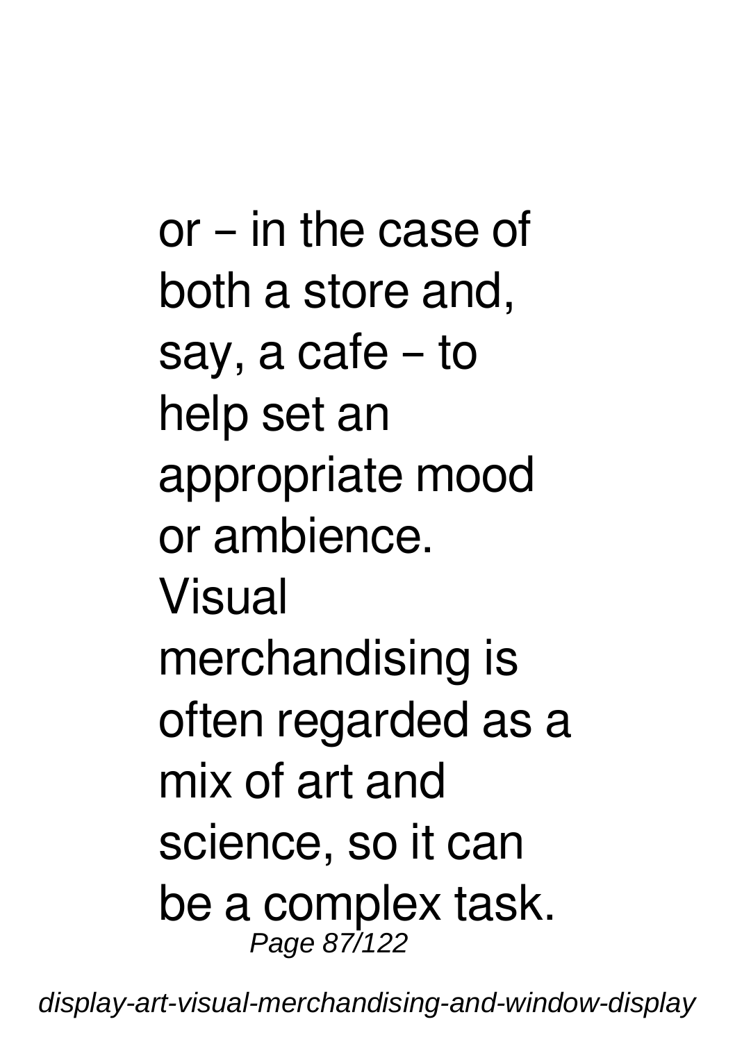or – in the case of both a store and, say, a cafe – to help set an appropriate mood or ambience. Visual merchandising is often regarded as a mix of art and science, so it can be a complex task.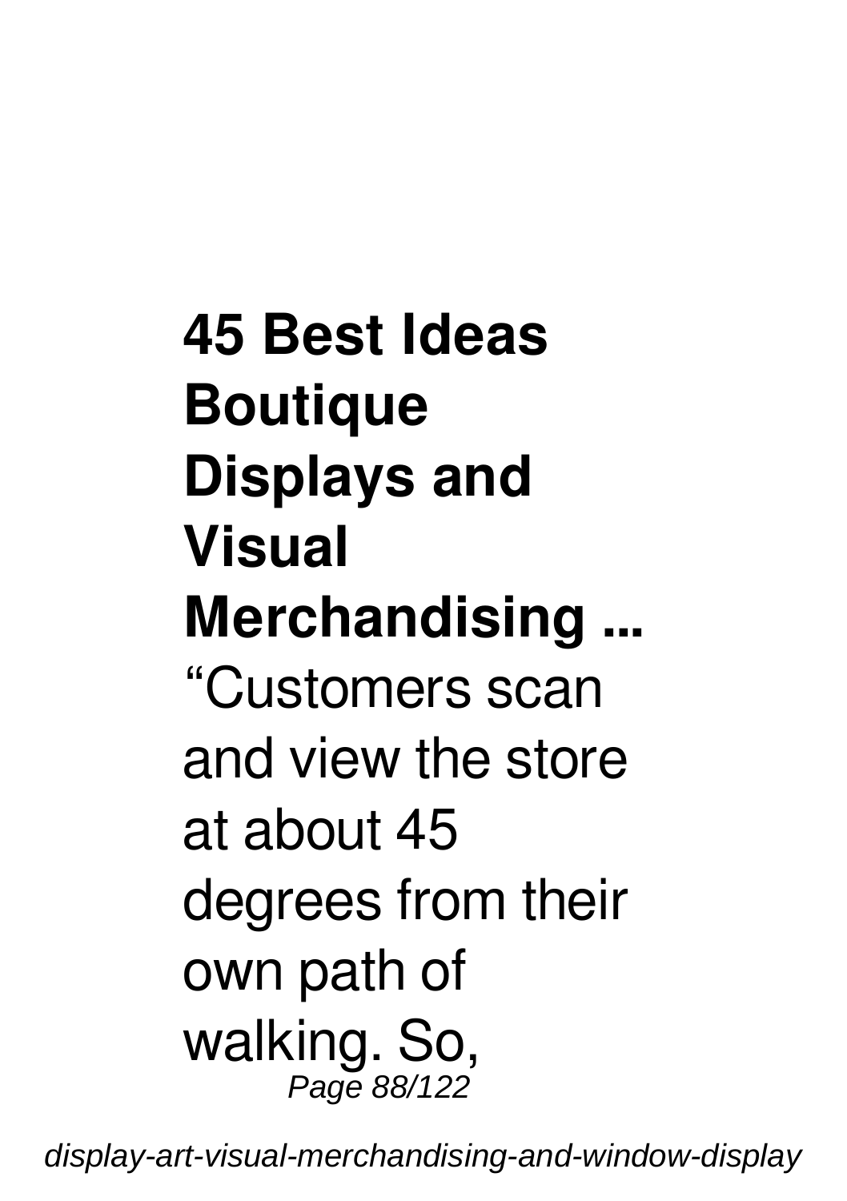**45 Best Ideas Boutique Displays and Visual Merchandising ...**

“Customers scan and view the store at about 45 degrees from their own path of walking. So,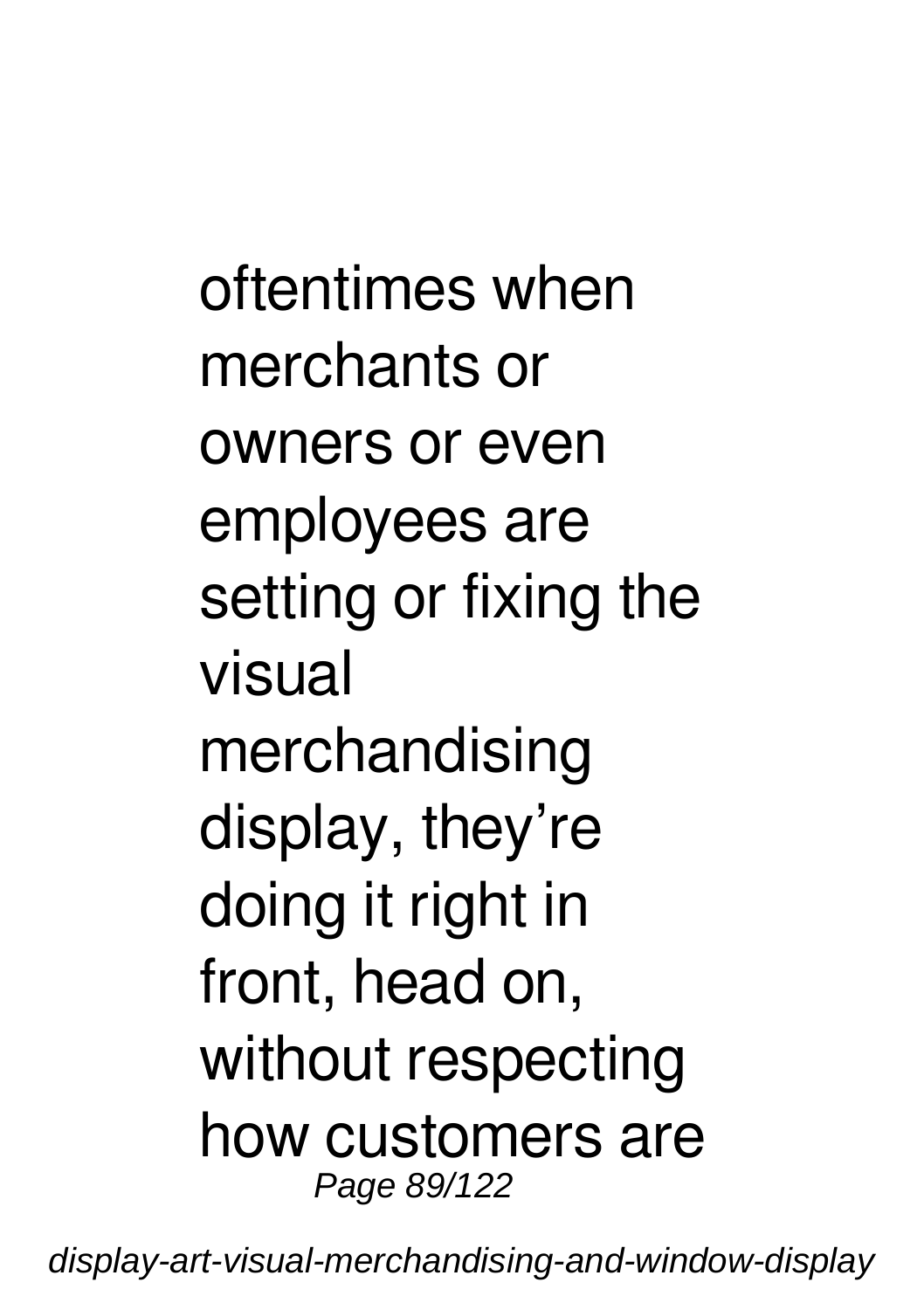oftentimes when merchants or owners or even employees are setting or fixing the visual merchandising display, they’re doing it right in front, head on, without respecting how customers are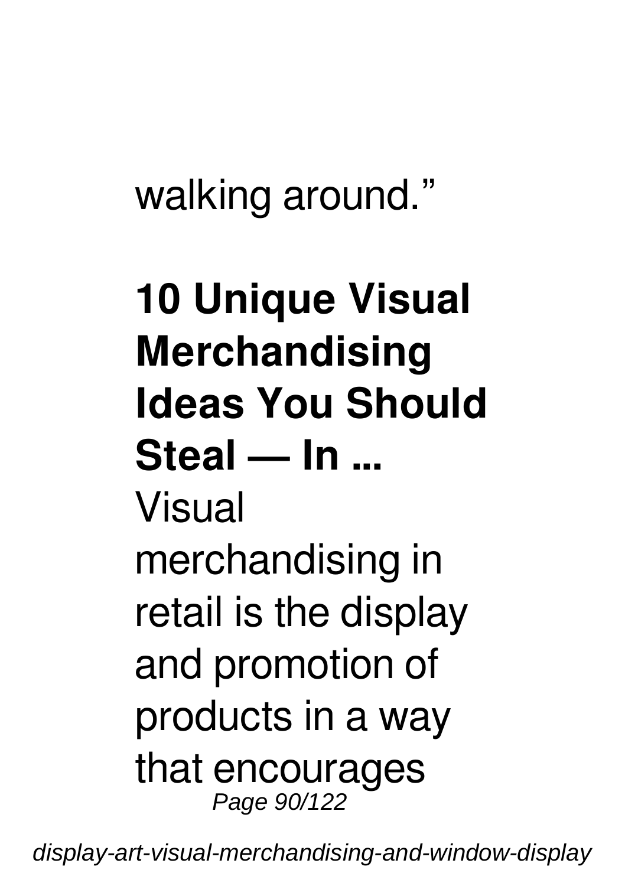walking around."

## 10 Unique Visual Merchandising Ideas You Should Steal — In ...

Visual merchandising in retail is the display and promotion of products in a way that encourages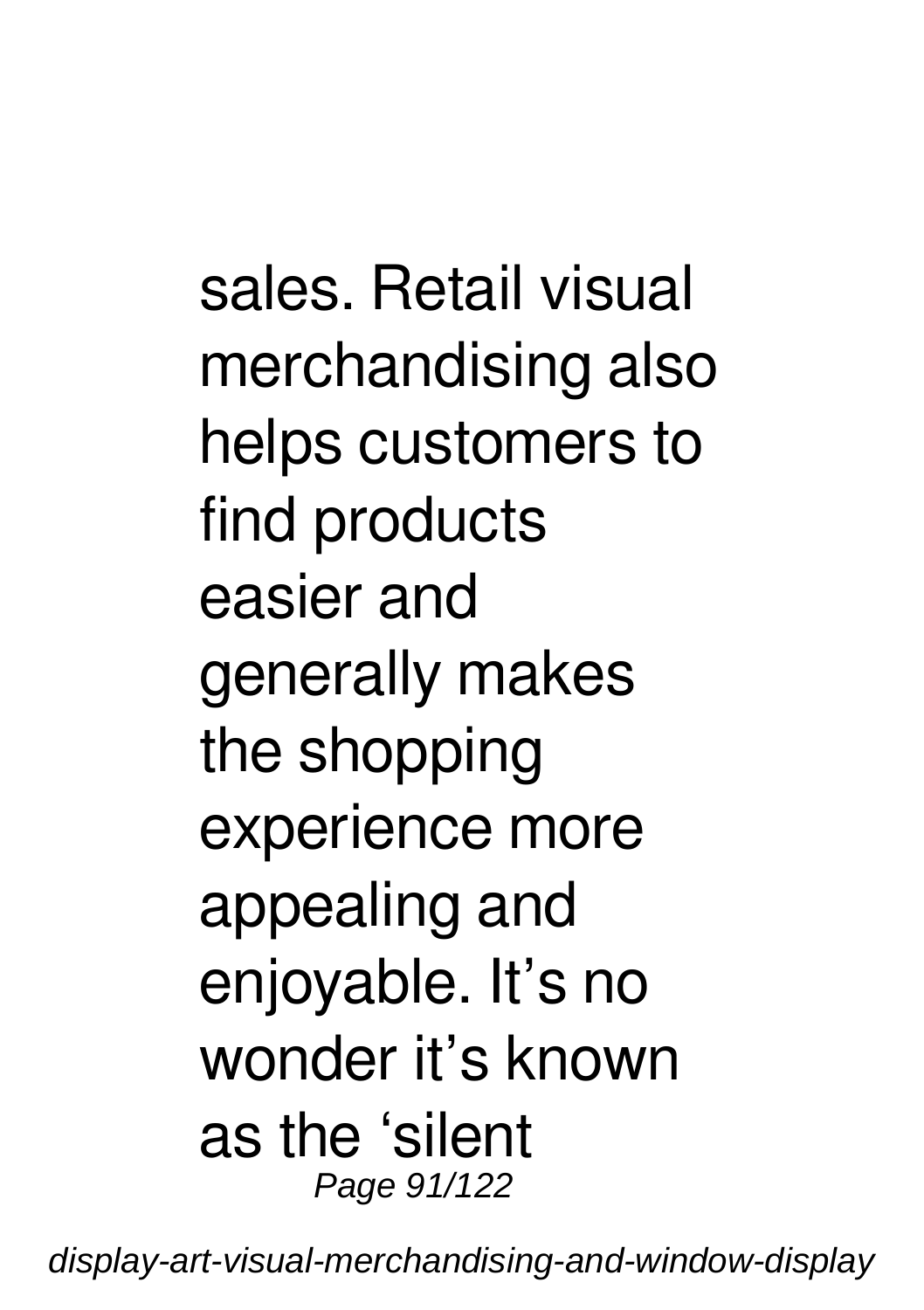sales. Retail visual merchandising also helps customers to find products easier and generally makes the shopping experience more appealing and enjoyable. It's no wonder it's known as the 'silent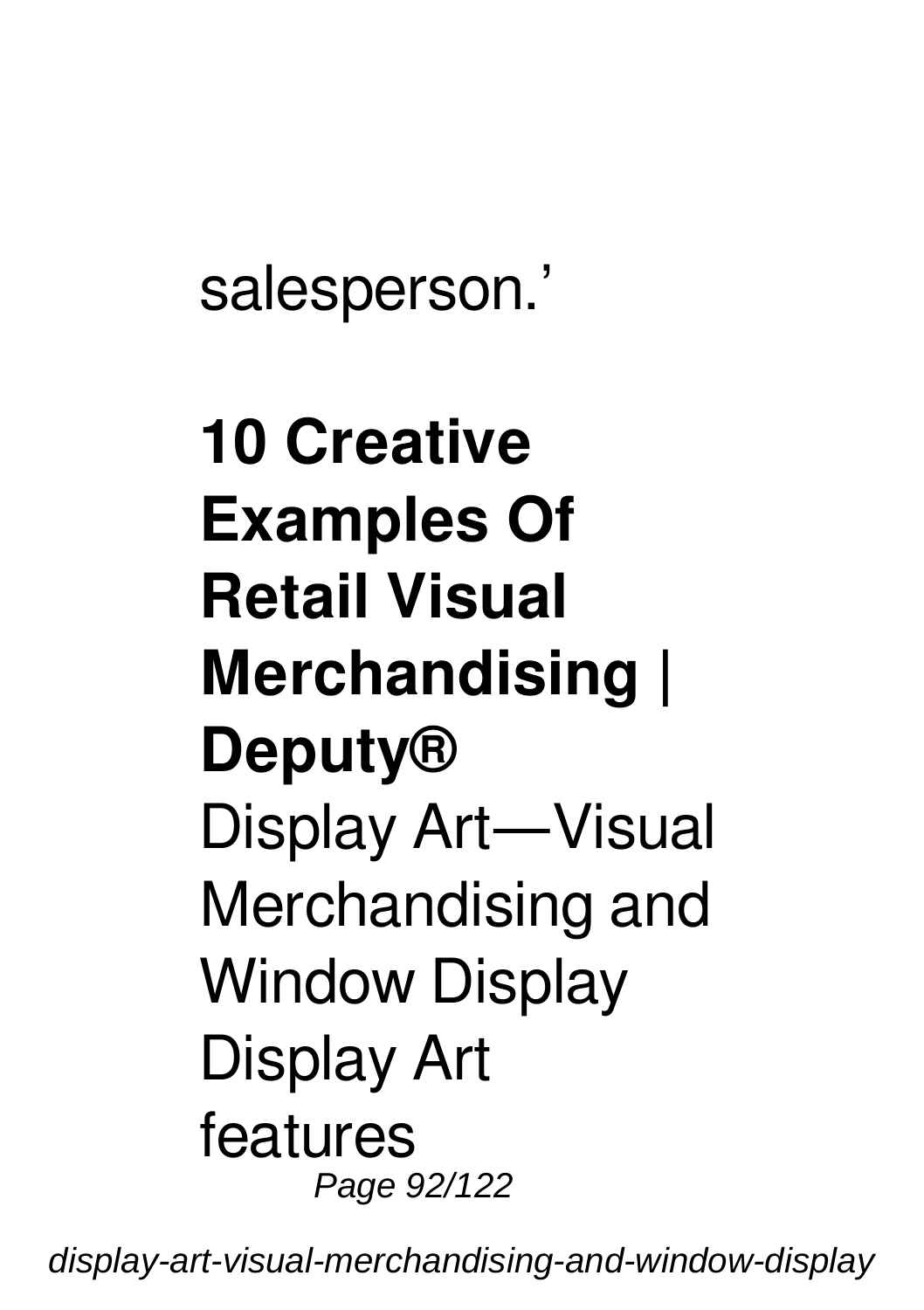salesperson.'

**10 Creative Examples Of Retail Visual Merchandising | Deputy®**

Display Art—Visual Merchandising and Window Display Display Art features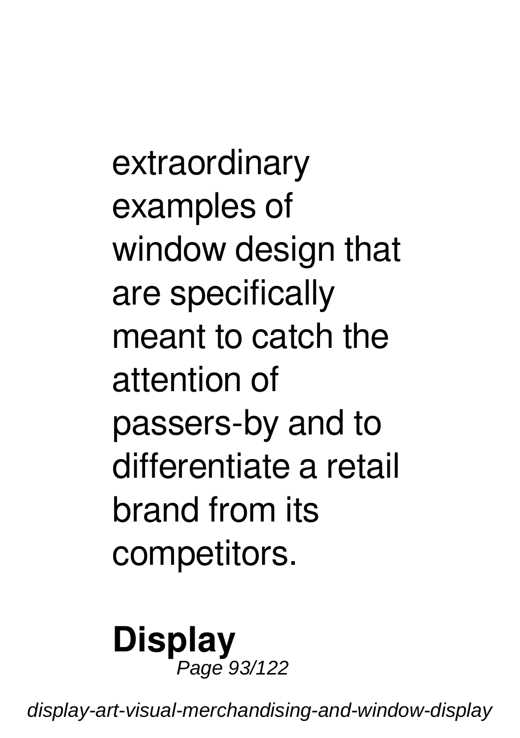extraordinary examples of window design that are specifically meant to catch the attention of passers-by and to differentiate a retail brand from its competitors.

**Display**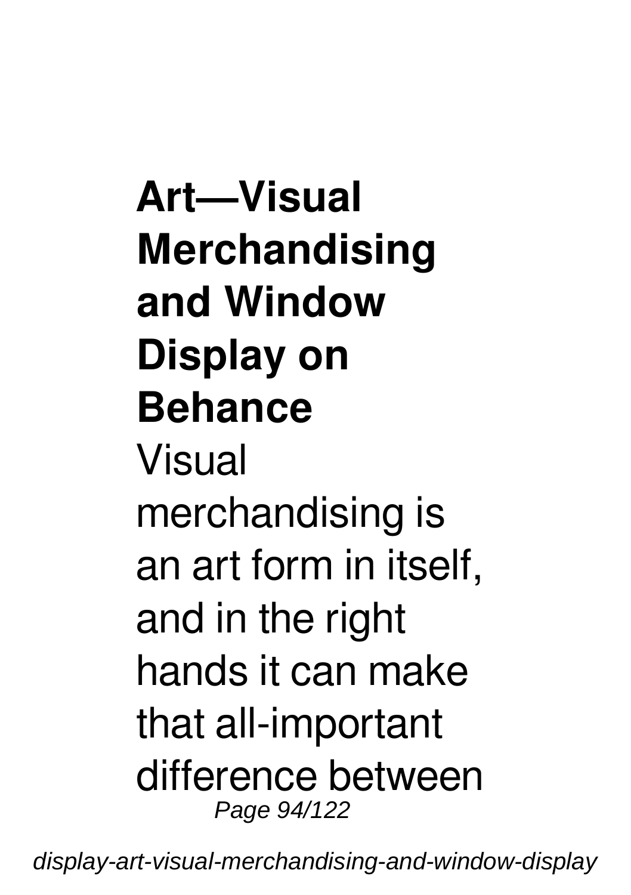**Art—Visual Merchandising and Window Display on Behance**

Visual merchandising is an art form in itself, and in the right hands it can make that all-important difference between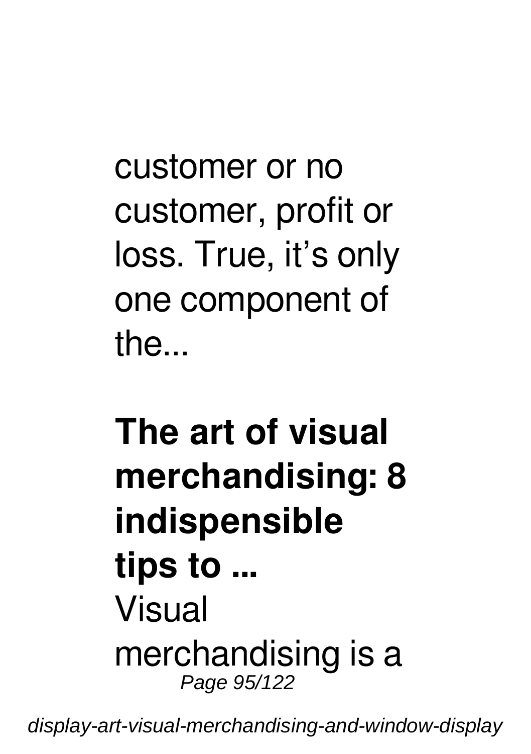customer or no customer, profit or loss. True, it's only one component of the...

**The art of visual merchandising: 8 indispensible tips to ...**

Visual merchandising is a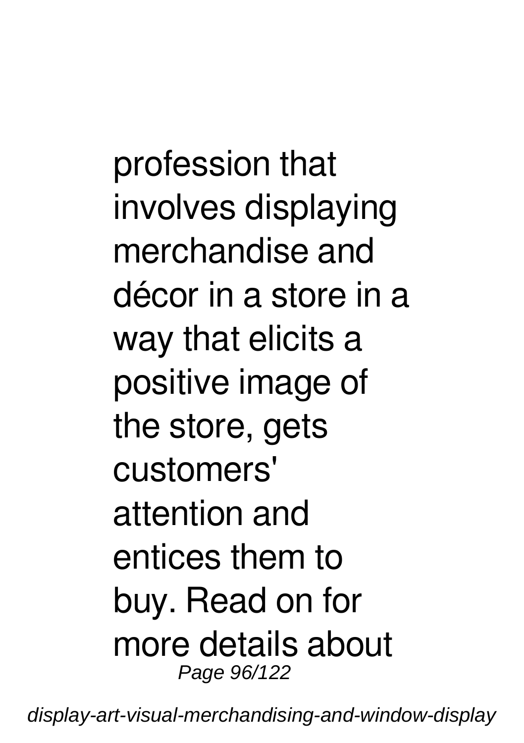profession that involves displaying merchandise and décor in a store in a way that elicits a positive image of the store, gets customers' attention and entices them to buy. Read on for more details about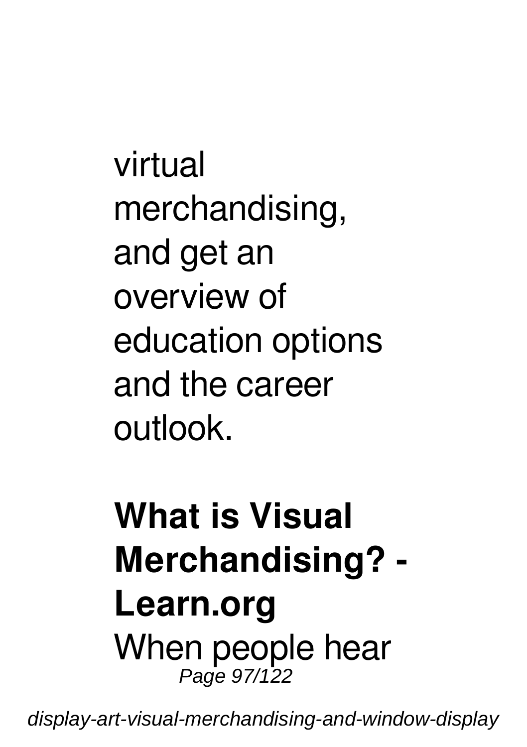virtual merchandising, and get an overview of education options and the career outlook.

**What is Visual Merchandising? - Learn.org**

When people hear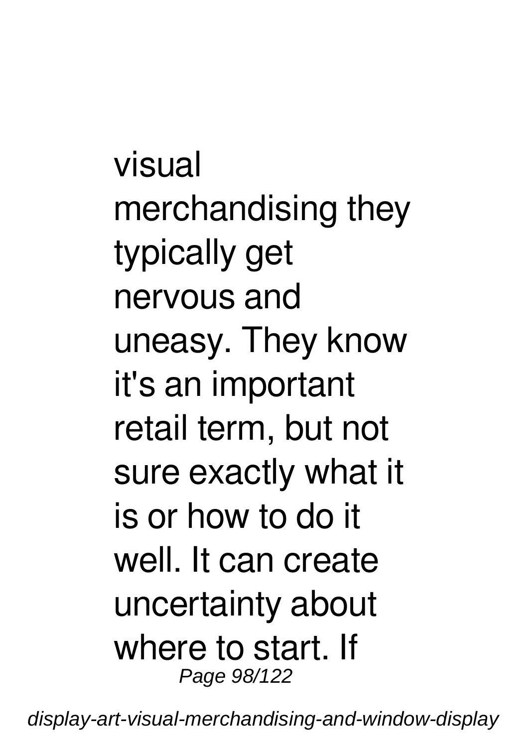visual merchandising they typically get nervous and uneasy. They know it's an important retail term, but not sure exactly what it is or how to do it well. It can create uncertainty about where to start. If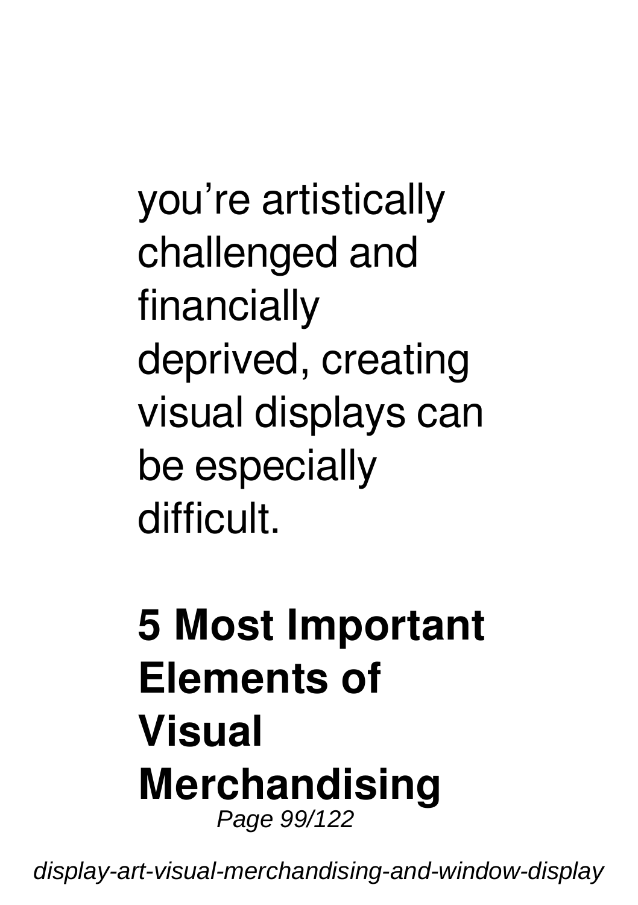you’re artistically challenged and financially deprived, creating visual displays can be especially difficult.

**5 Most Important Elements of Visual Merchandising**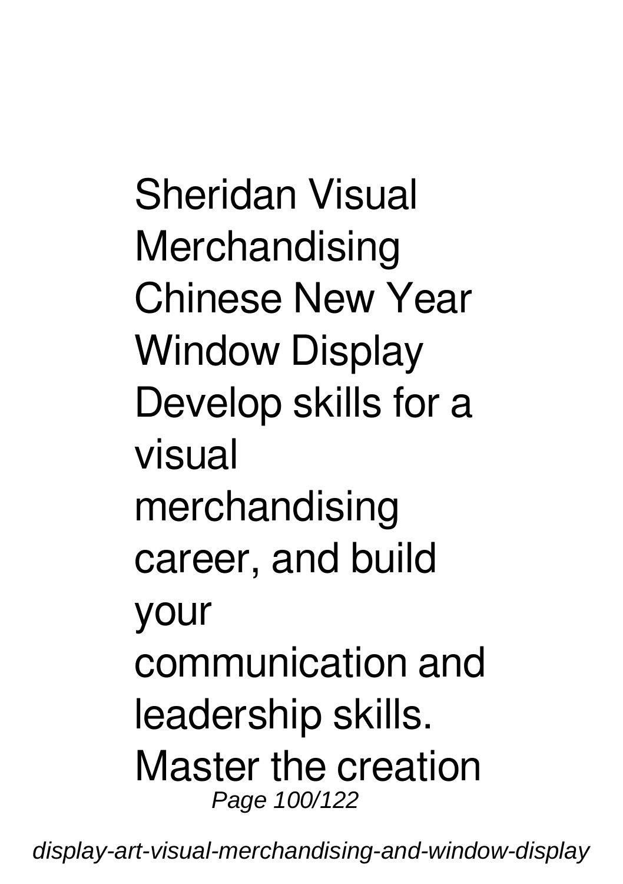Sheridan Visual Merchandising Chinese New Year Window Display Develop skills for a visual merchandising career, and build your communication and leadership skills. Master the creation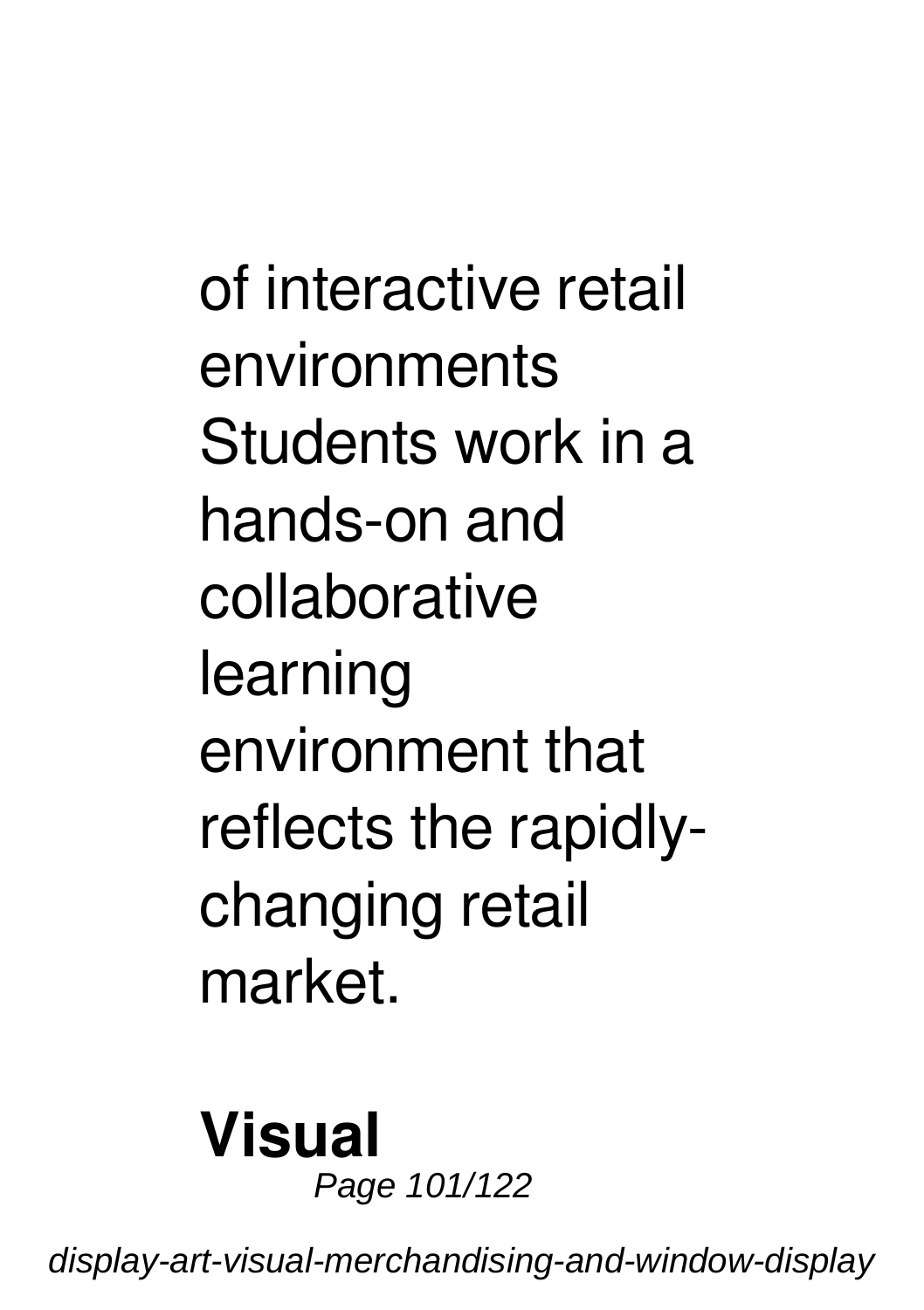of interactive retail environments Students work in a hands-on and collaborative learning environment that reflects the rapidly-changing retail market.

**Visual**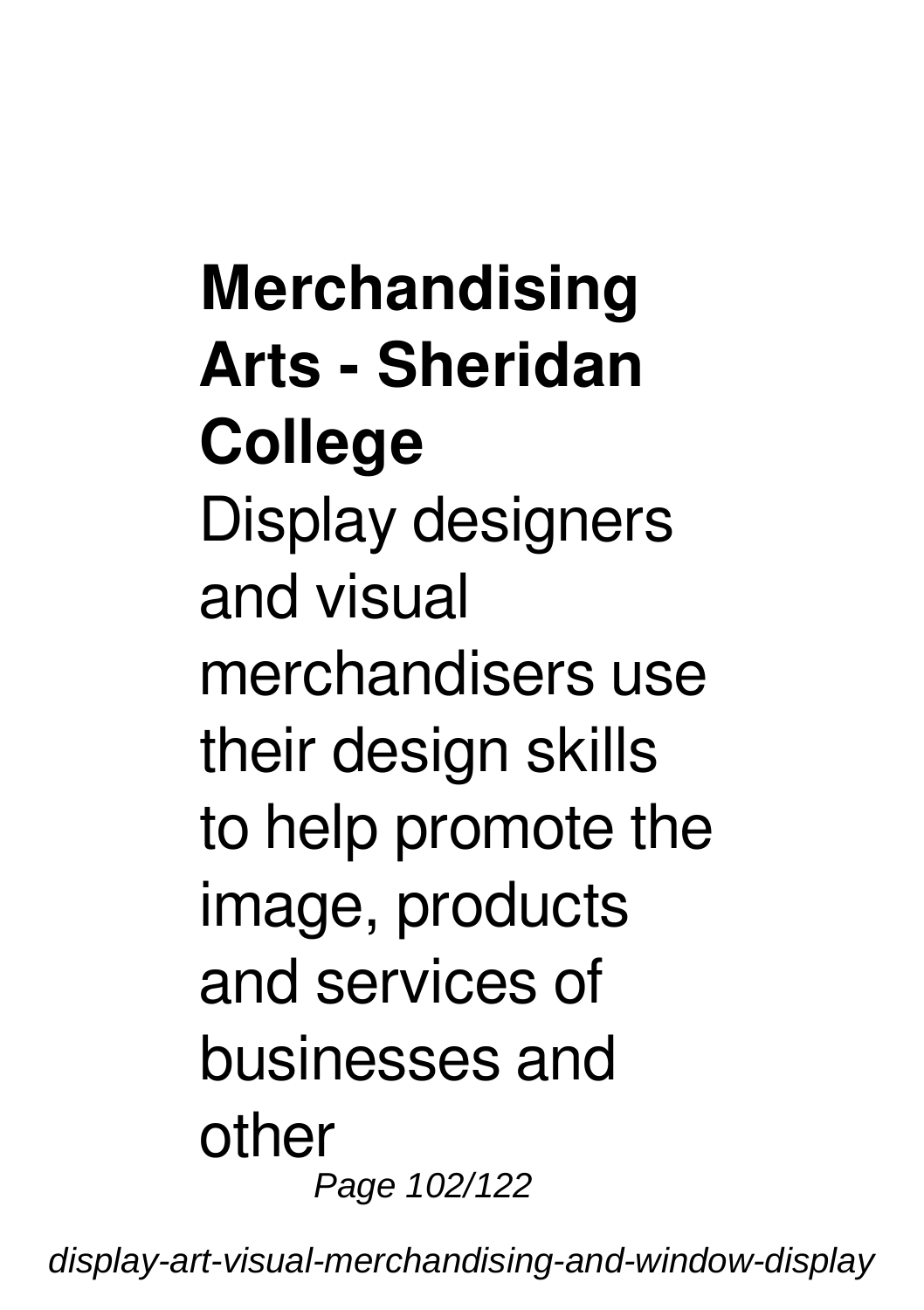**Merchandising Arts - Sheridan College**

Display designers and visual merchandisers use their design skills to help promote the image, products and services of businesses and other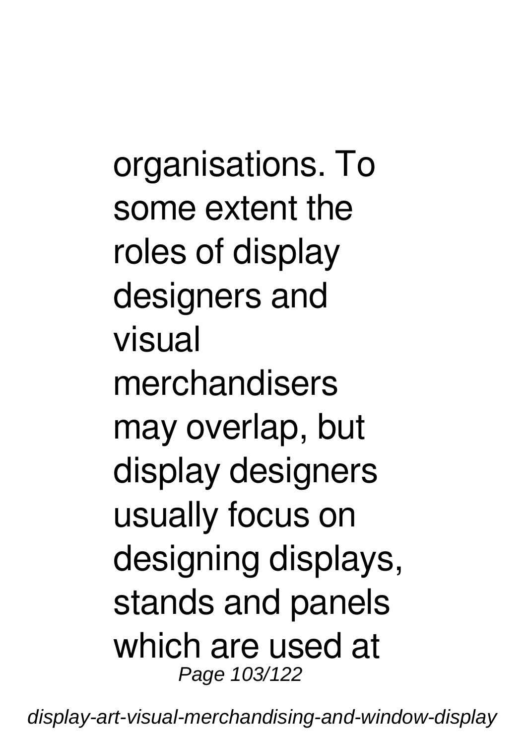organisations. To some extent the roles of display designers and visual merchandisers may overlap, but display designers usually focus on designing displays, stands and panels which are used at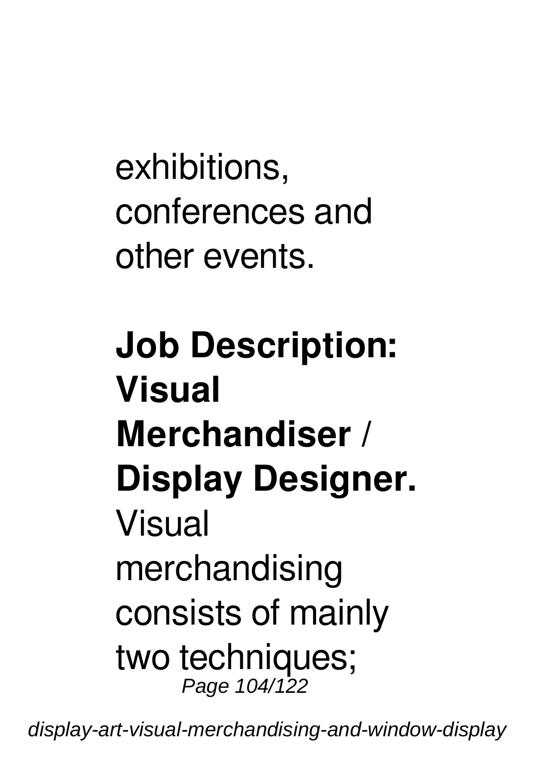exhibitions, conferences and other events.

**Job Description: Visual Merchandiser / Display Designer.** Visual merchandising consists of mainly two techniques;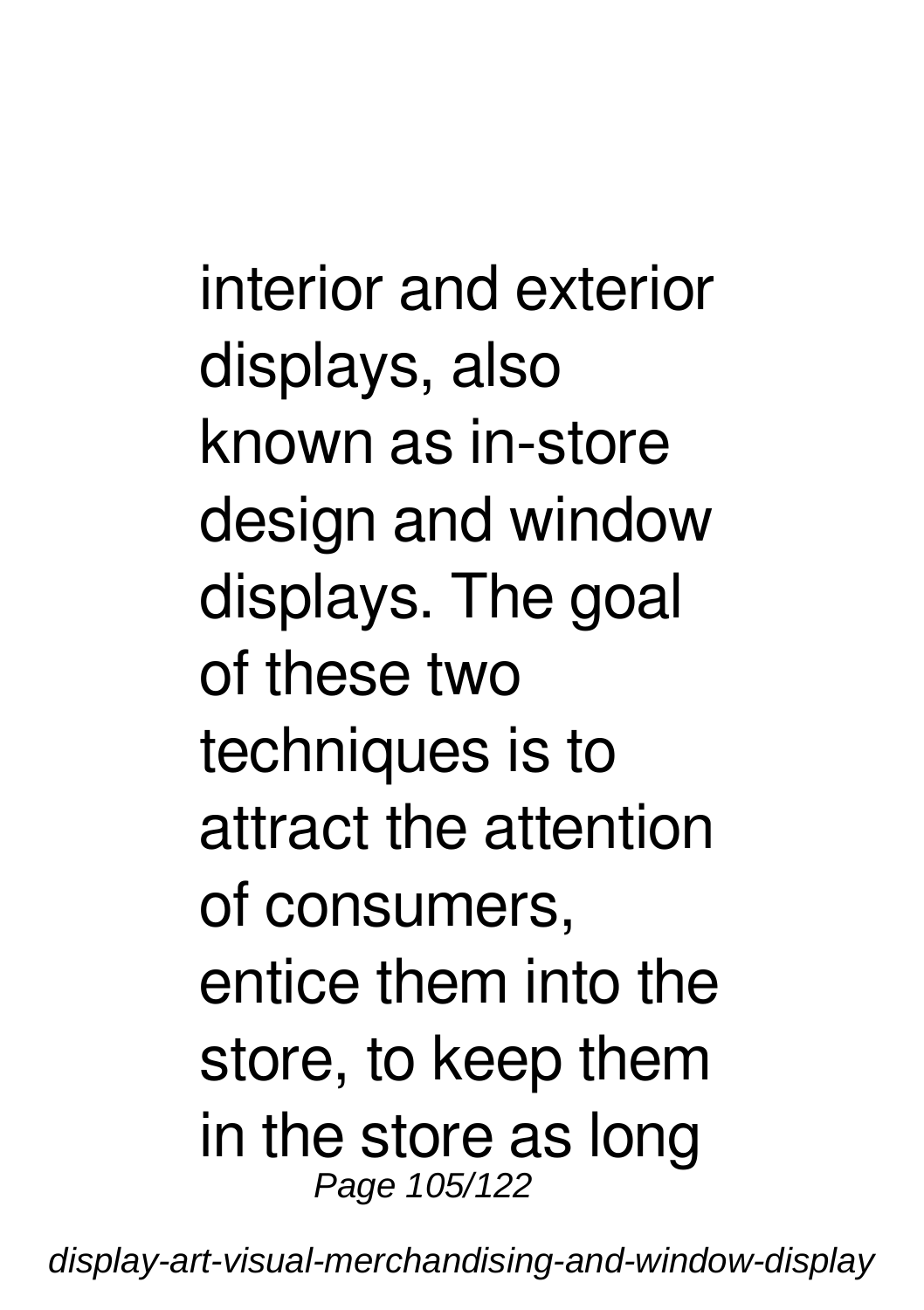interior and exterior displays, also known as in-store design and window displays. The goal of these two techniques is to attract the attention of consumers, entice them into the store, to keep them in the store as long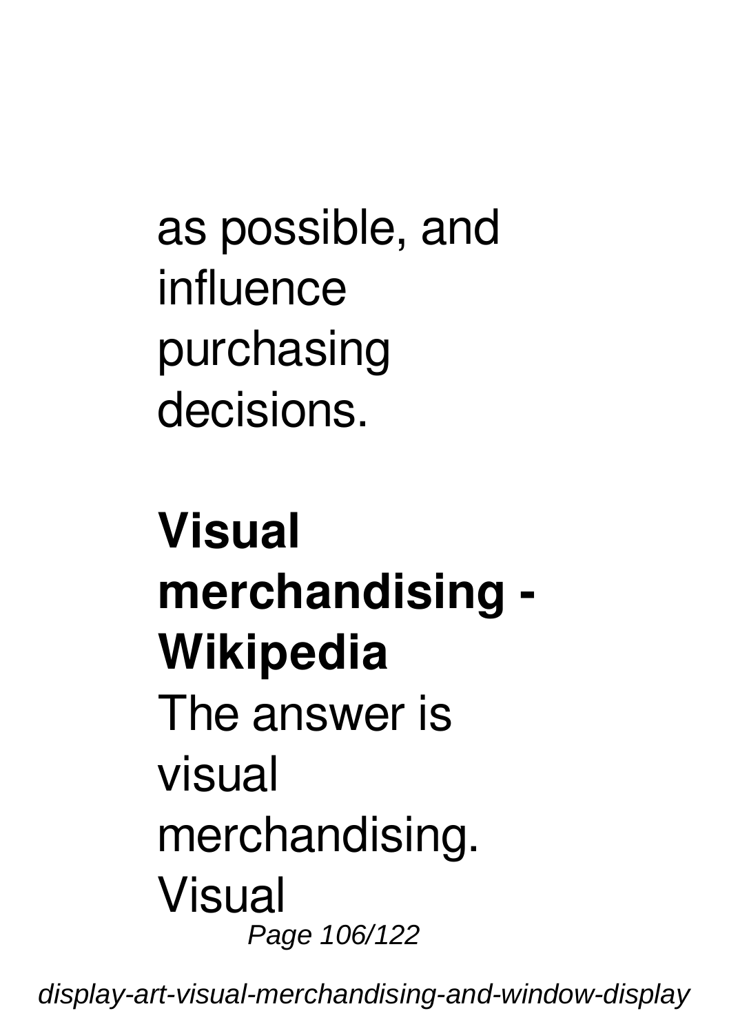as possible, and influence purchasing decisions.

**Visual merchandising - Wikipedia**

The answer is visual merchandising. Visual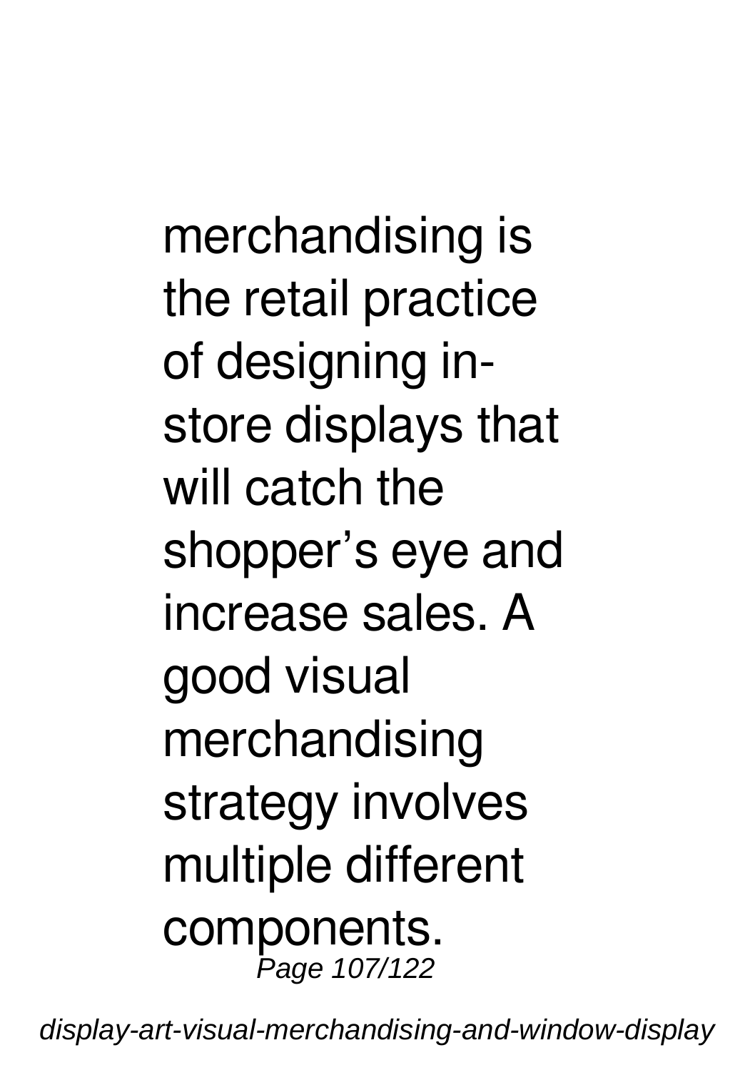merchandising is the retail practice of designing in-store displays that will catch the shopper's eye and increase sales. A good visual merchandising strategy involves multiple different components.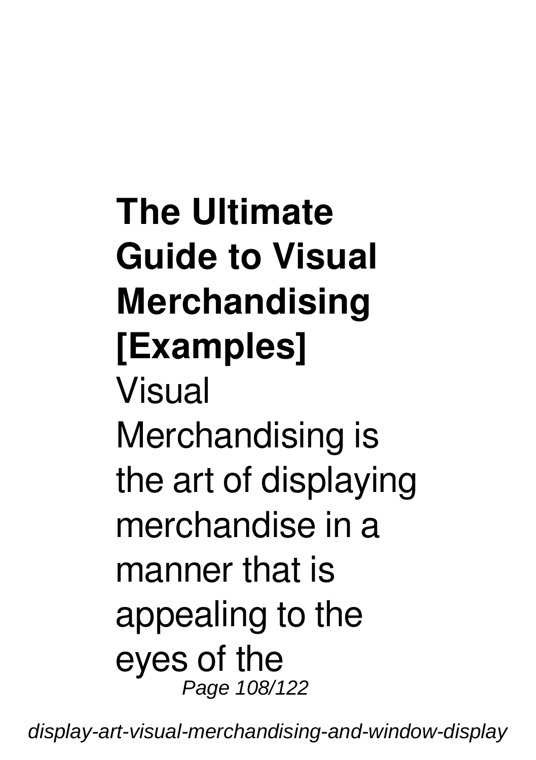**The Ultimate Guide to Visual Merchandising [Examples]**

Visual Merchandising is the art of displaying merchandise in a manner that is appealing to the eyes of the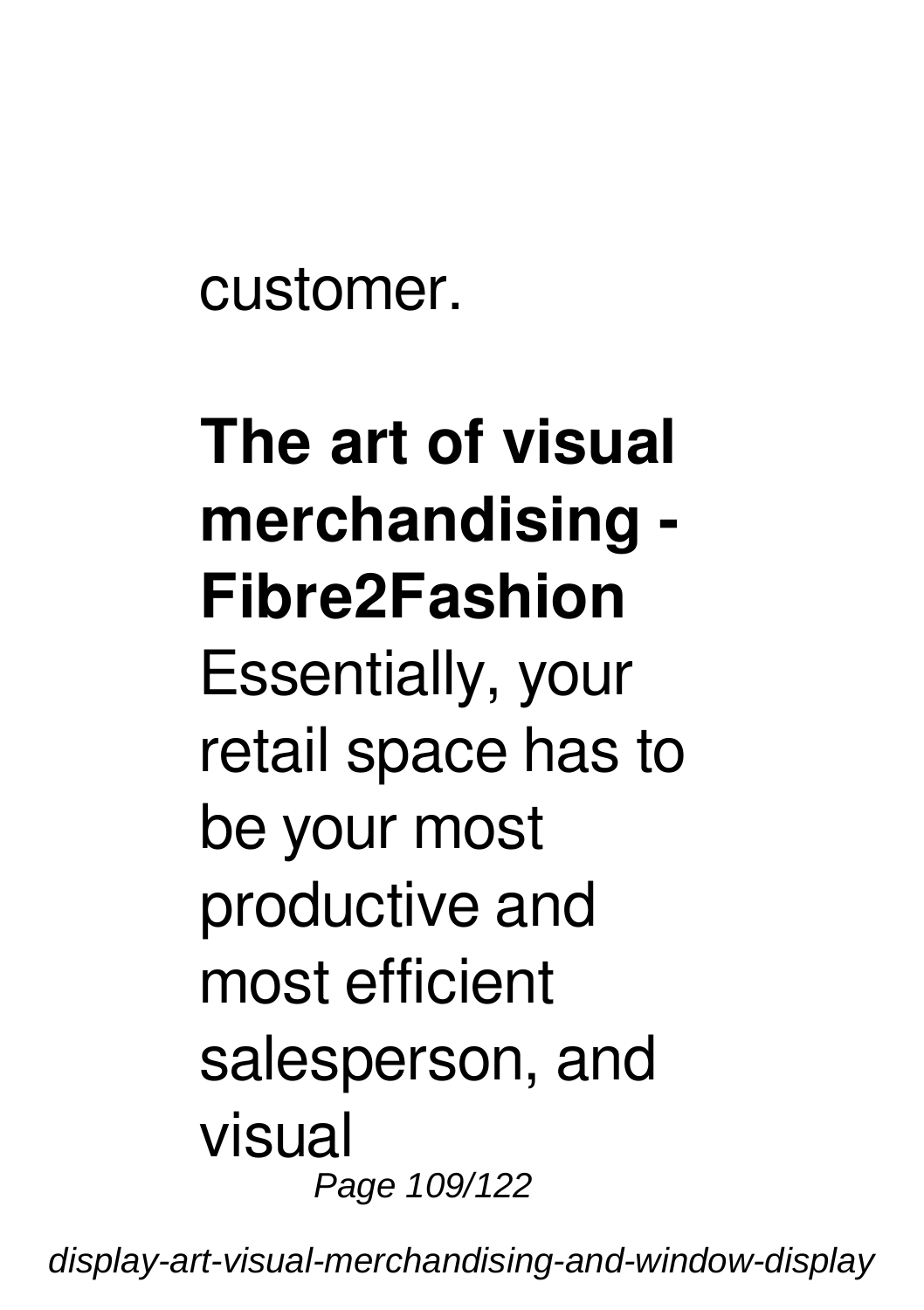customer.

**The art of visual merchandising - Fibre2Fashion**

Essentially, your retail space has to be your most productive and most efficient salesperson, and visual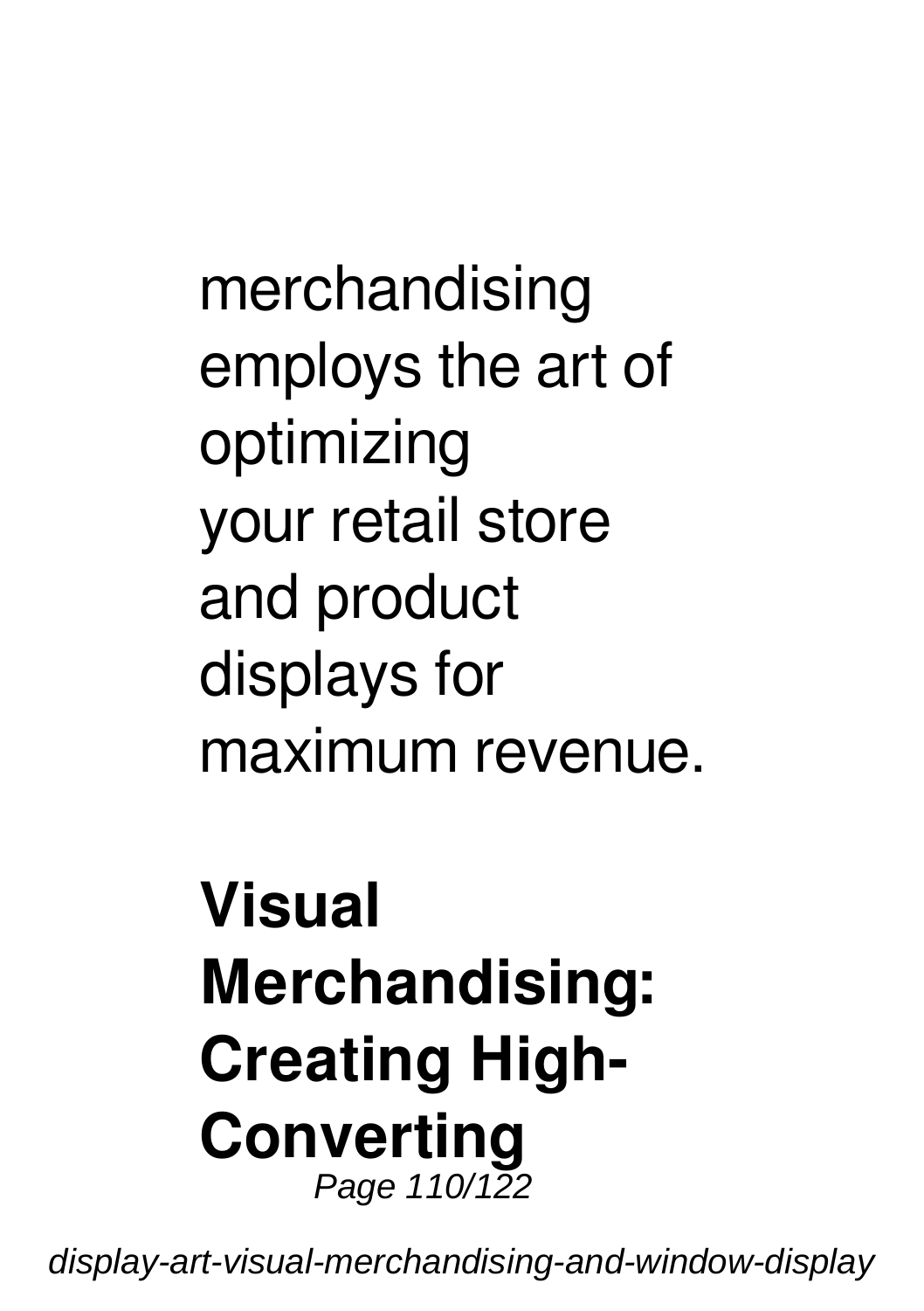merchandising employs the art of optimizing your retail store and product displays for maximum revenue.

**Visual Merchandising: Creating High-Converting**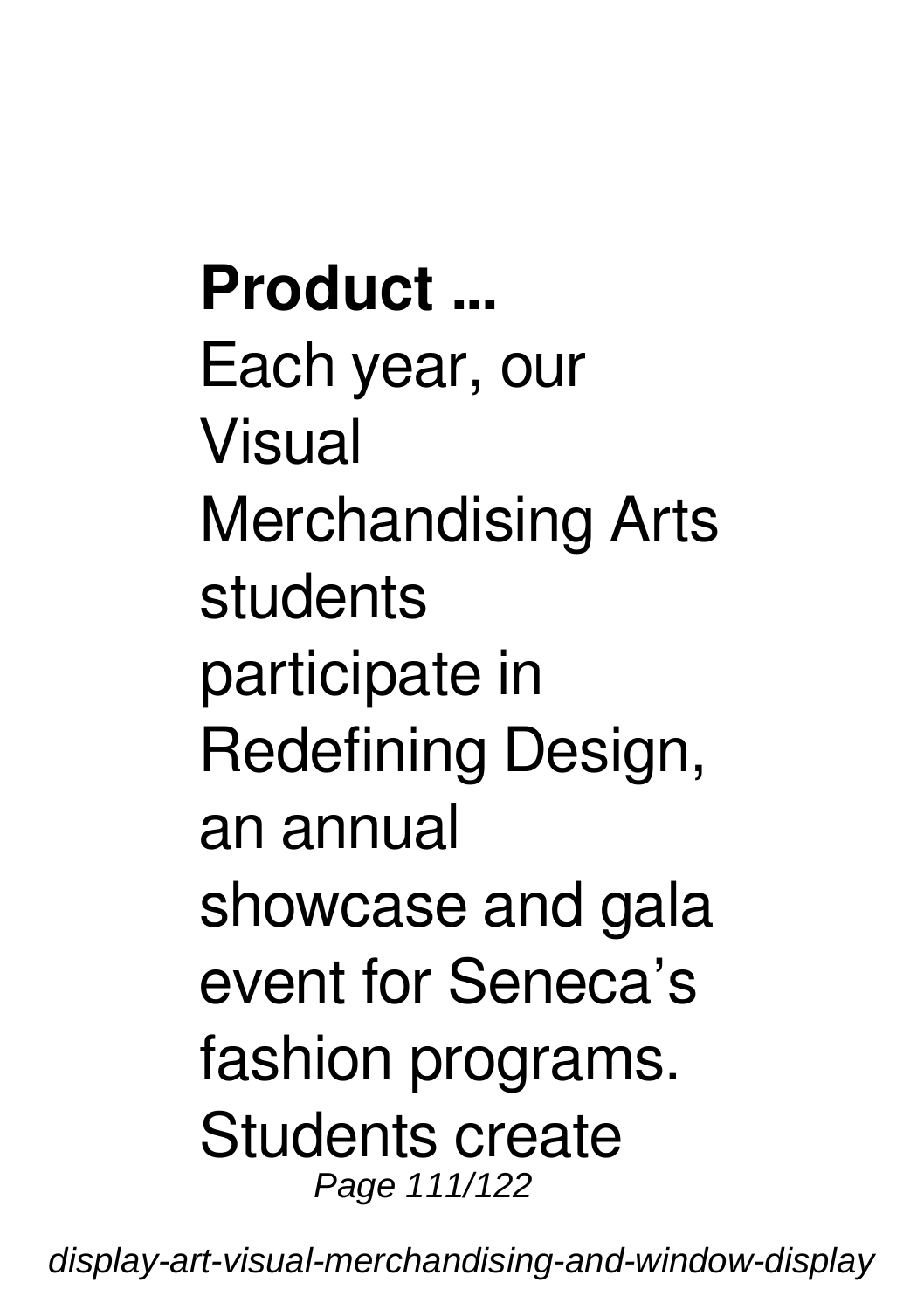**Product ...**

Each year, our Visual Merchandising Arts students participate in Redefining Design, an annual showcase and gala event for Seneca's fashion programs. Students create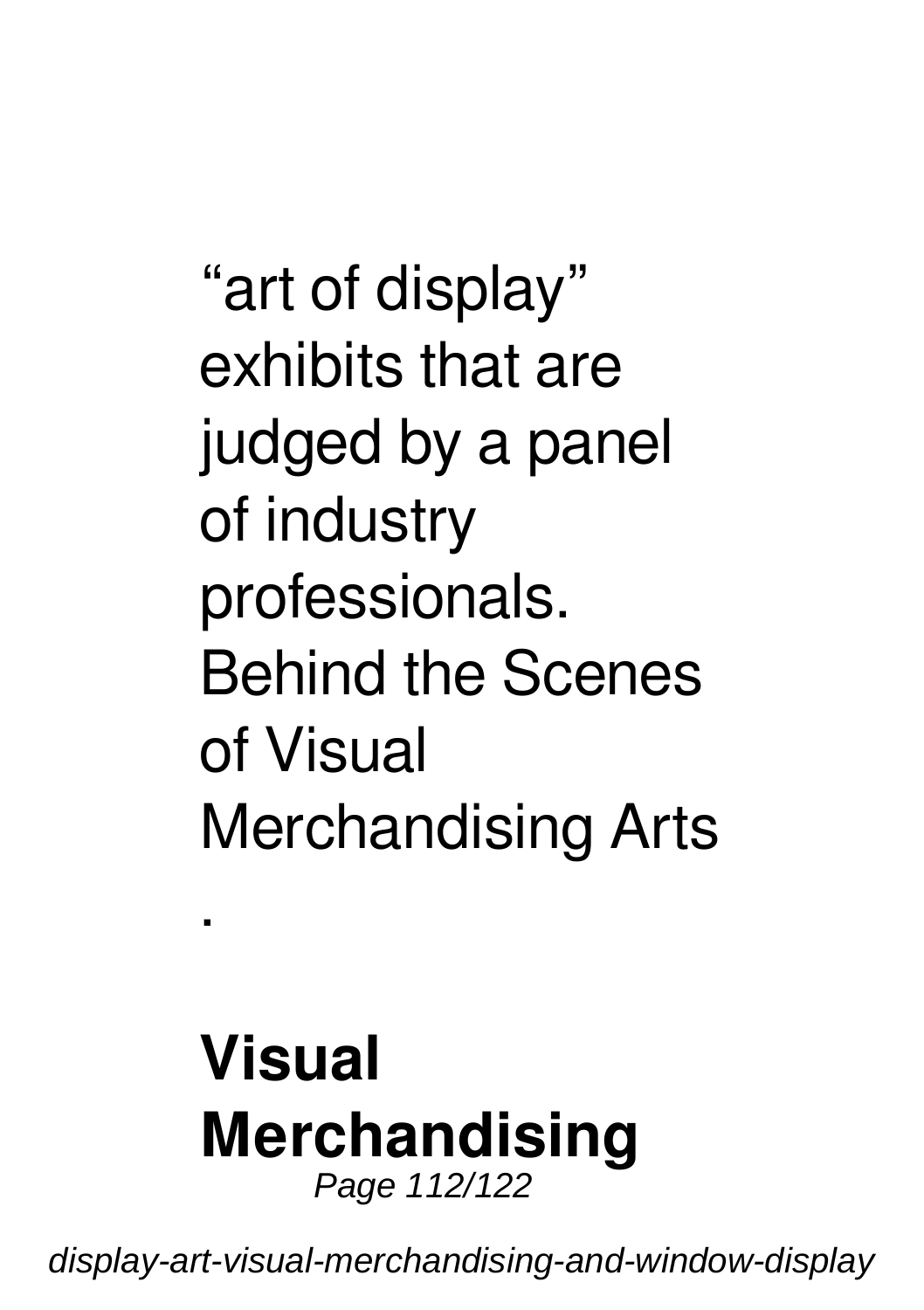"art of display" exhibits that are judged by a panel of industry professionals. Behind the Scenes of Visual Merchandising Arts

.

**Visual Merchandising**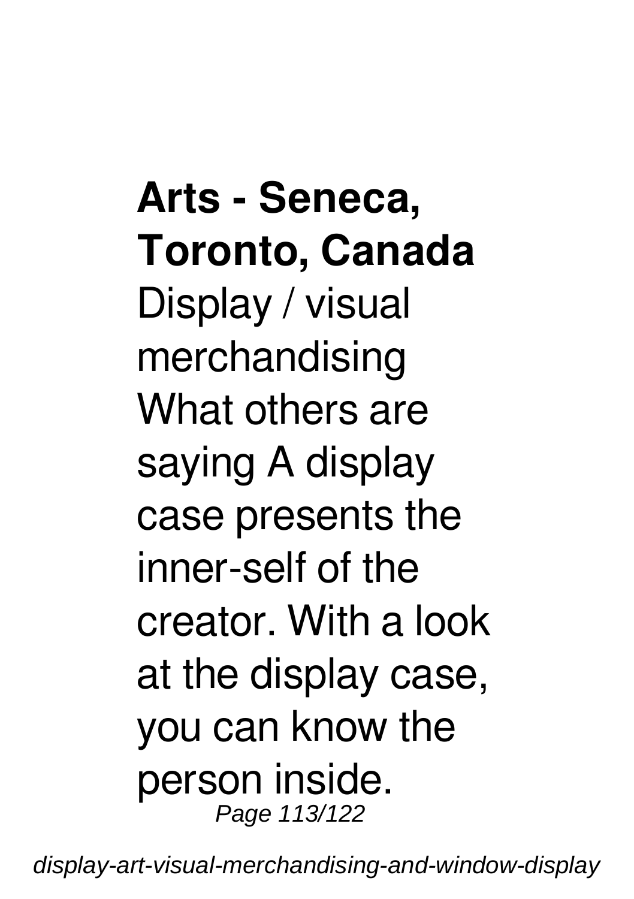**Arts - Seneca, Toronto, Canada**

Display / visual merchandising What others are saying A display case presents the inner-self of the creator. With a look at the display case, you can know the person inside.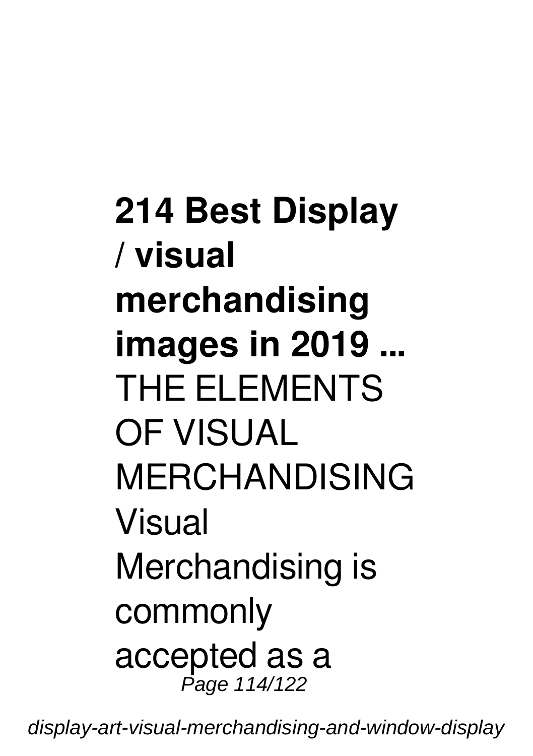**214 Best Display / visual merchandising images in 2019 ...**

THE ELEMENTS OF VISUAL MERCHANDISING Visual Merchandising is commonly accepted as a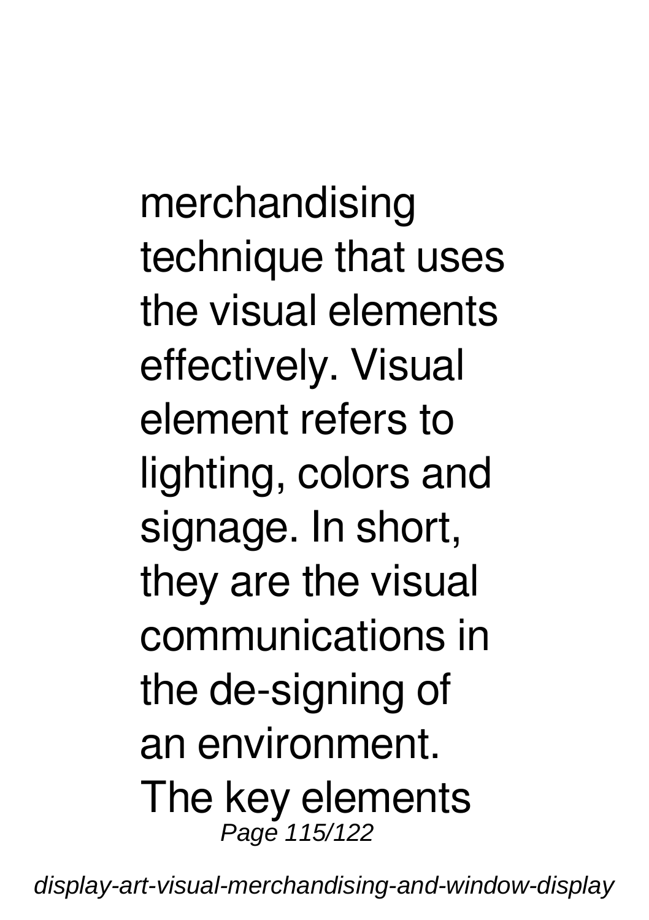merchandising technique that uses the visual elements effectively. Visual element refers to lighting, colors and signage. In short, they are the visual communications in the de-signing of an environment. The key elements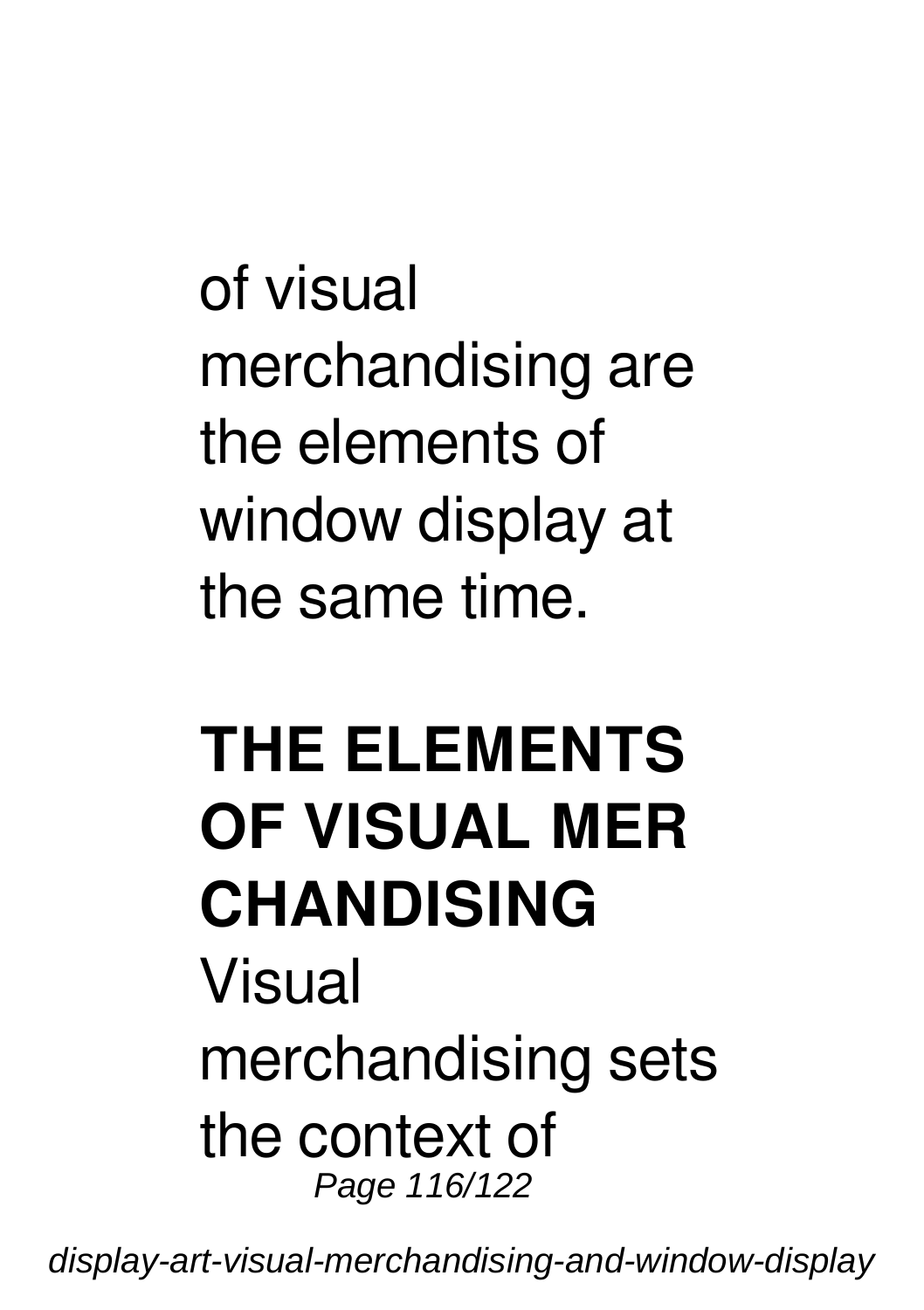of visual merchandising are the elements of window display at the same time.

## THE ELEMENTS OF VISUAL MER CHANDISING

Visual merchandising sets the context of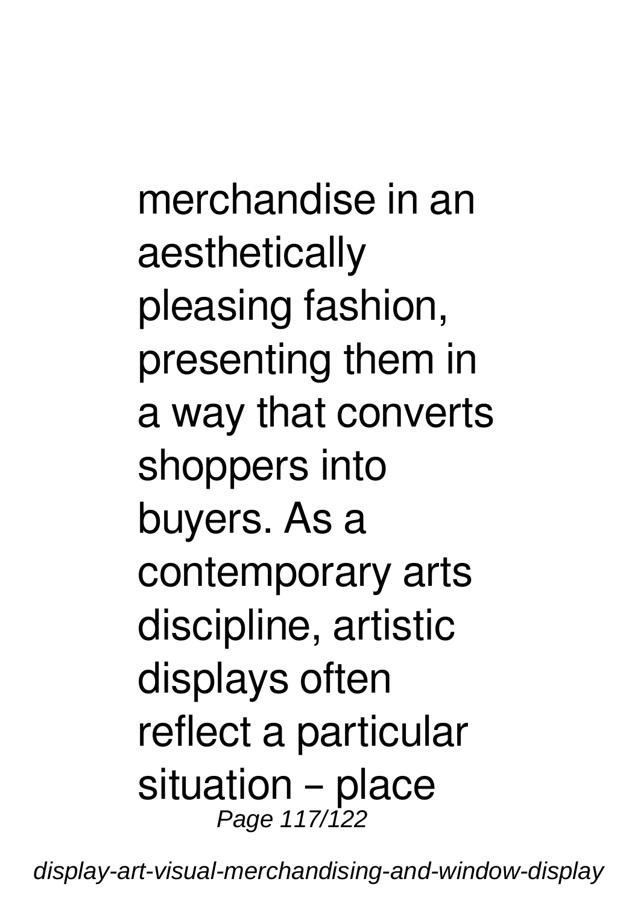merchandise in an aesthetically pleasing fashion, presenting them in a way that converts shoppers into buyers. As a contemporary arts discipline, artistic displays often reflect a particular situation – place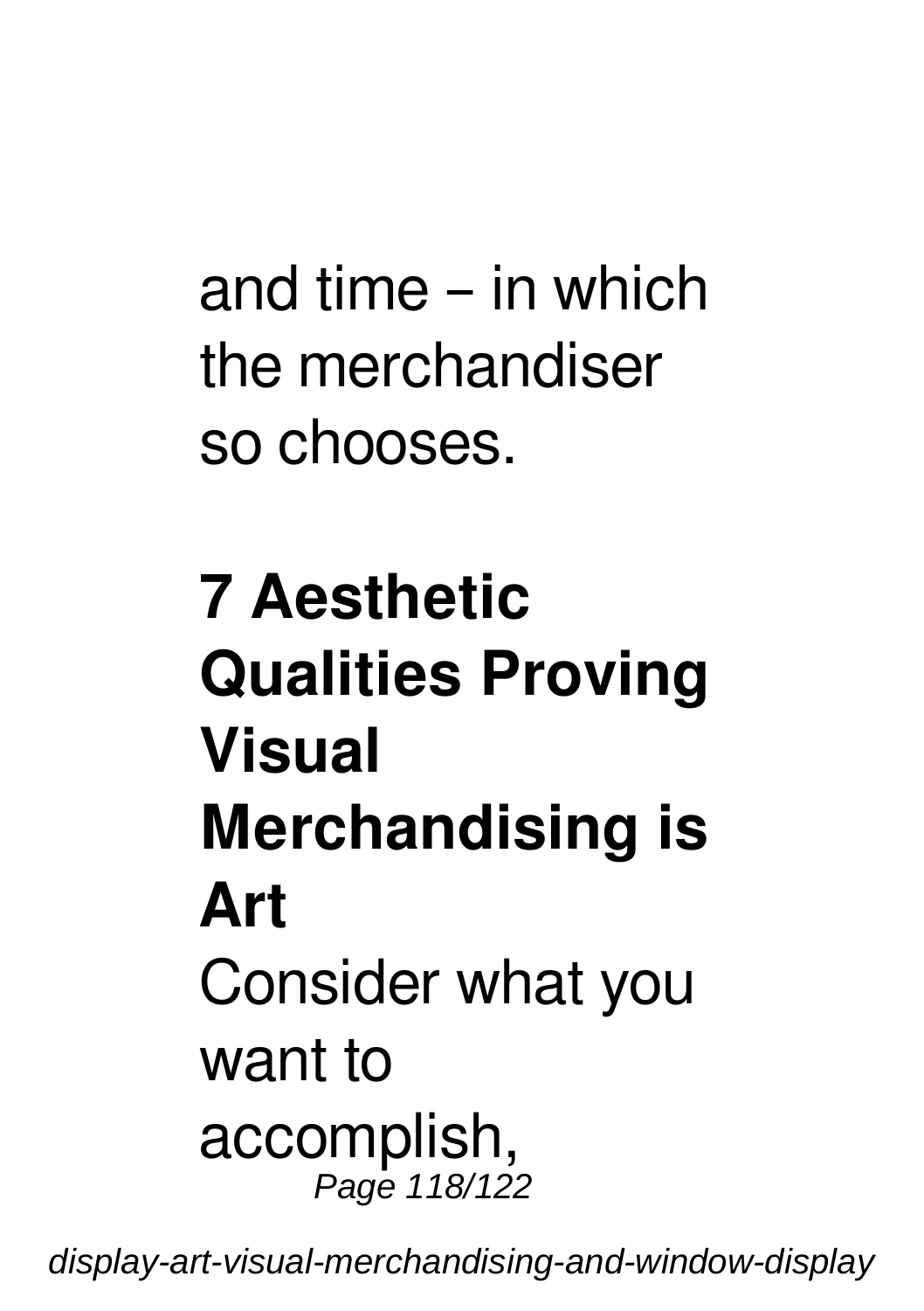and time – in which the merchandiser so chooses.

**7 Aesthetic Qualities Proving Visual Merchandising is Art**

Consider what you want to accomplish,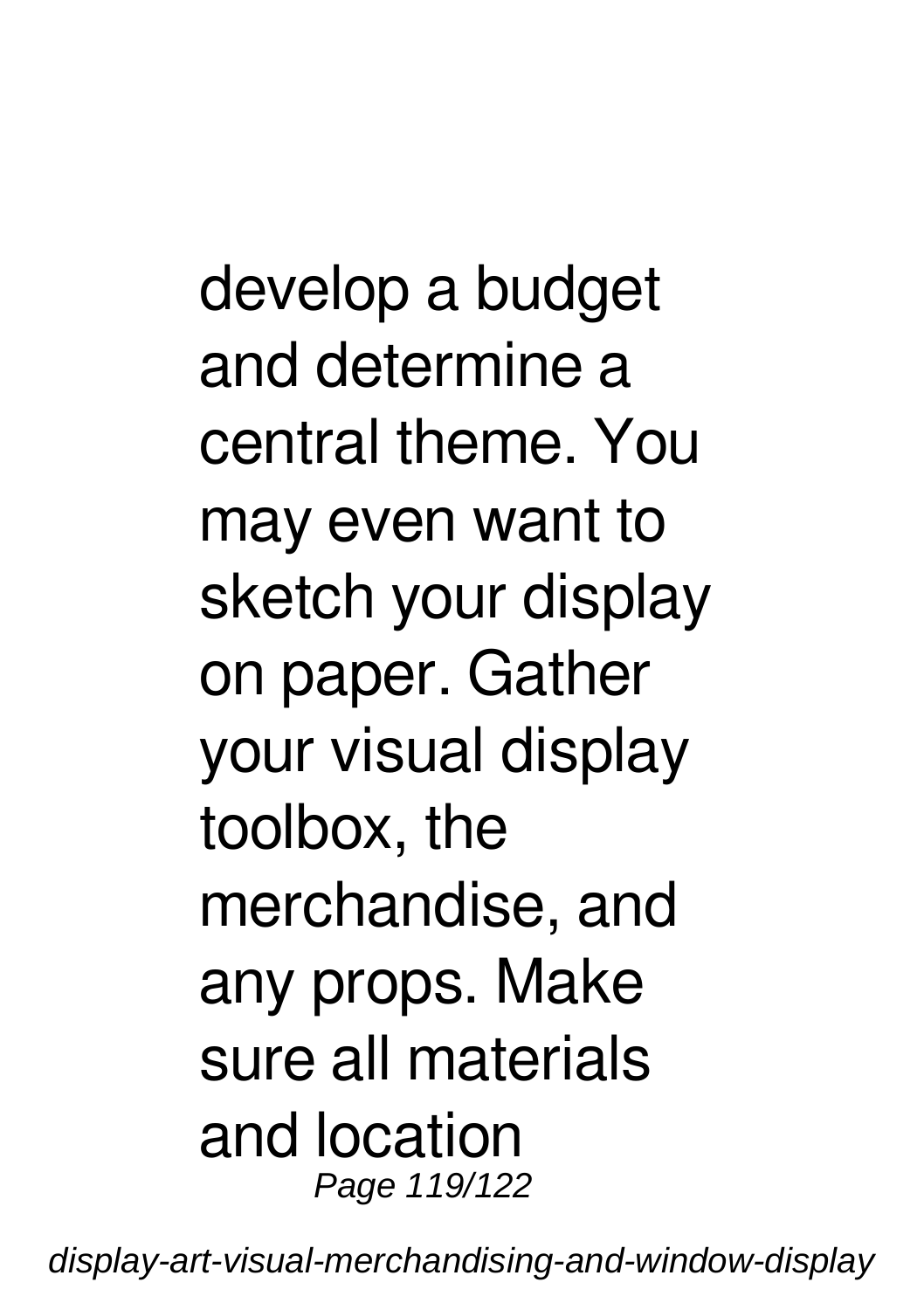develop a budget and determine a central theme. You may even want to sketch your display on paper. Gather your visual display toolbox, the merchandise, and any props. Make sure all materials and location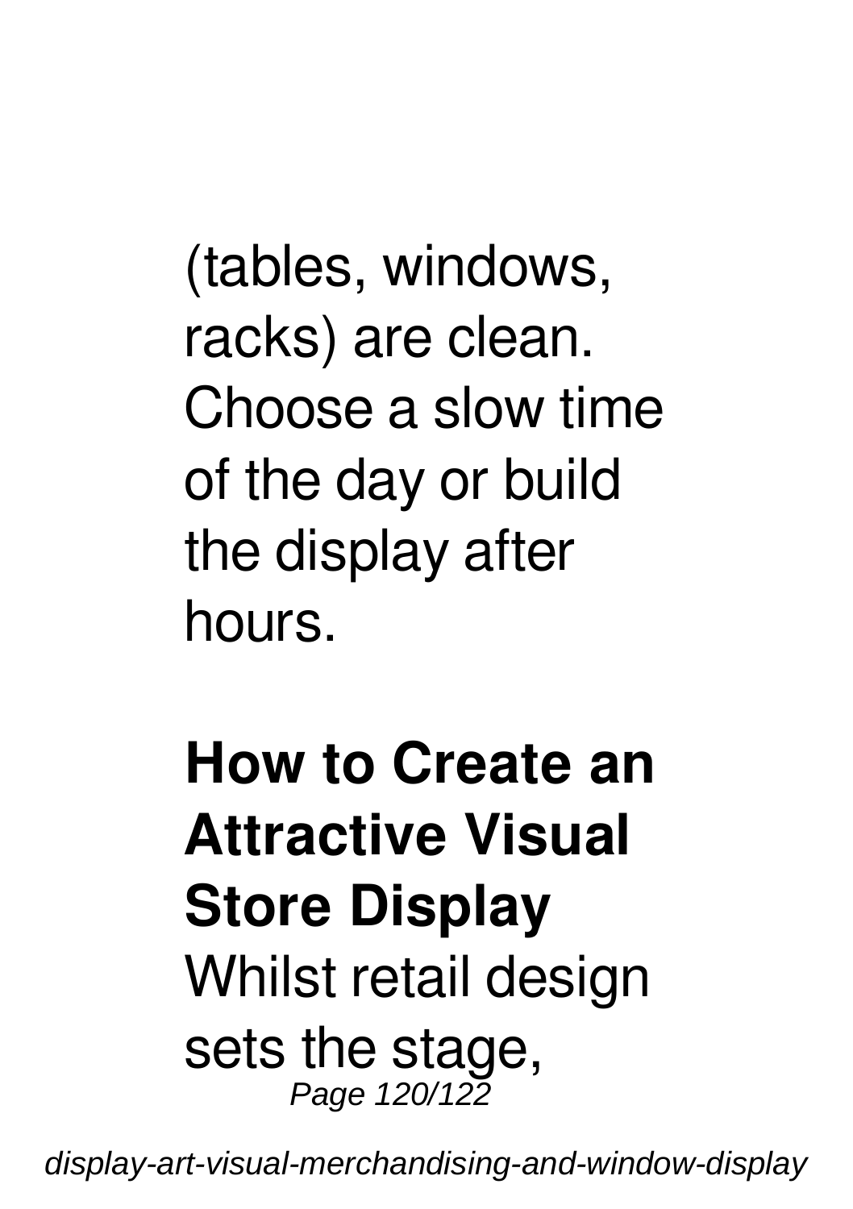(tables, windows, racks) are clean. Choose a slow time of the day or build the display after hours.

**How to Create an Attractive Visual Store Display**

Whilst retail design sets the stage,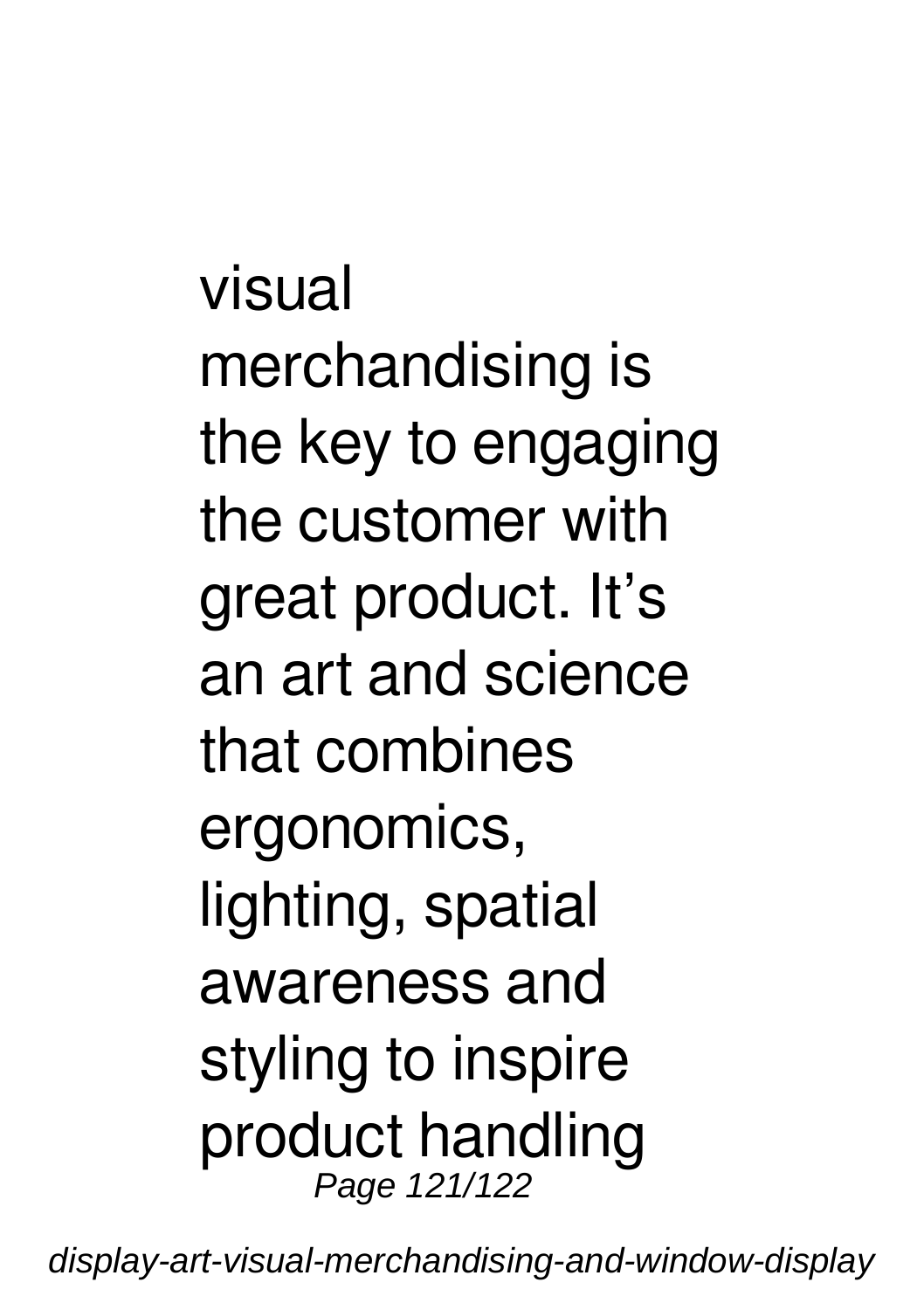visual merchandising is the key to engaging the customer with great product. It's an art and science that combines ergonomics, lighting, spatial awareness and styling to inspire product handling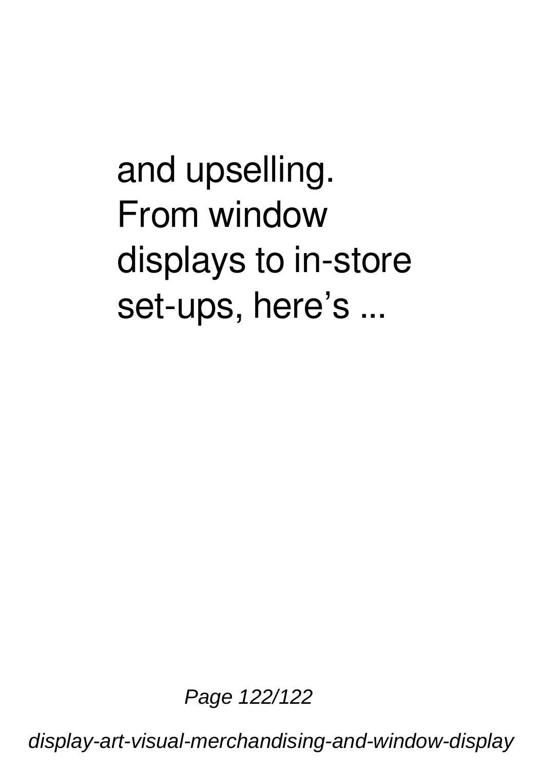and upselling. From window displays to in-store set-ups, here’s ...